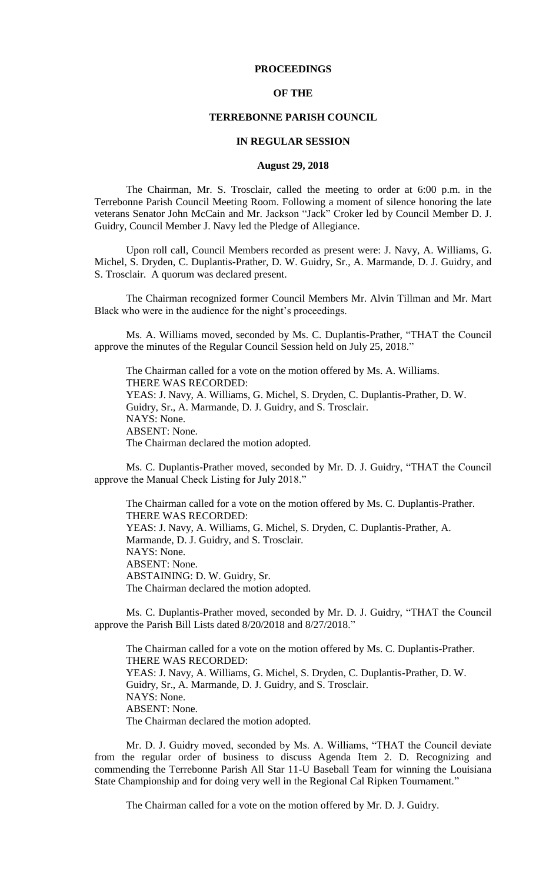**PROCEEDINGS**

**OF THE**

**TERREBONNE PARISH COUNCIL**

**IN REGULAR SESSION**

**August 29, 2018**

The Chairman, Mr. S. Trosclair, called the meeting to order at 6:00 p.m. in the Terrebonne Parish Council Meeting Room. Following a moment of silence honoring the late veterans Senator John McCain and Mr. Jackson "Jack" Croker led by Council Member D. J. Guidry, Council Member J. Navy led the Pledge of Allegiance.

Upon roll call, Council Members recorded as present were: J. Navy, A. Williams, G. Michel, S. Dryden, C. Duplantis-Prather, D. W. Guidry, Sr., A. Marmande, D. J. Guidry, and S. Trosclair. A quorum was declared present.

The Chairman recognized former Council Members Mr. Alvin Tillman and Mr. Mart Black who were in the audience for the night's proceedings.

Ms. A. Williams moved, seconded by Ms. C. Duplantis-Prather, "THAT the Council approve the minutes of the Regular Council Session held on July 25, 2018."

The Chairman called for a vote on the motion offered by Ms. A. Williams.
THERE WAS RECORDED:
YEAS: J. Navy, A. Williams, G. Michel, S. Dryden, C. Duplantis-Prather, D. W. Guidry, Sr., A. Marmande, D. J. Guidry, and S. Trosclair.
NAYS: None.
ABSENT: None.
The Chairman declared the motion adopted.

Ms. C. Duplantis-Prather moved, seconded by Mr. D. J. Guidry, "THAT the Council approve the Manual Check Listing for July 2018."

The Chairman called for a vote on the motion offered by Ms. C. Duplantis-Prather.
THERE WAS RECORDED:
YEAS: J. Navy, A. Williams, G. Michel, S. Dryden, C. Duplantis-Prather, A. Marmande, D. J. Guidry, and S. Trosclair.
NAYS: None.
ABSENT: None.
ABSTAINING: D. W. Guidry, Sr.
The Chairman declared the motion adopted.

Ms. C. Duplantis-Prather moved, seconded by Mr. D. J. Guidry, "THAT the Council approve the Parish Bill Lists dated 8/20/2018 and 8/27/2018."

The Chairman called for a vote on the motion offered by Ms. C. Duplantis-Prather.
THERE WAS RECORDED:
YEAS: J. Navy, A. Williams, G. Michel, S. Dryden, C. Duplantis-Prather, D. W. Guidry, Sr., A. Marmande, D. J. Guidry, and S. Trosclair.
NAYS: None.
ABSENT: None.
The Chairman declared the motion adopted.

Mr. D. J. Guidry moved, seconded by Ms. A. Williams, "THAT the Council deviate from the regular order of business to discuss Agenda Item 2. D. Recognizing and commending the Terrebonne Parish All Star 11-U Baseball Team for winning the Louisiana State Championship and for doing very well in the Regional Cal Ripken Tournament."

The Chairman called for a vote on the motion offered by Mr. D. J. Guidry.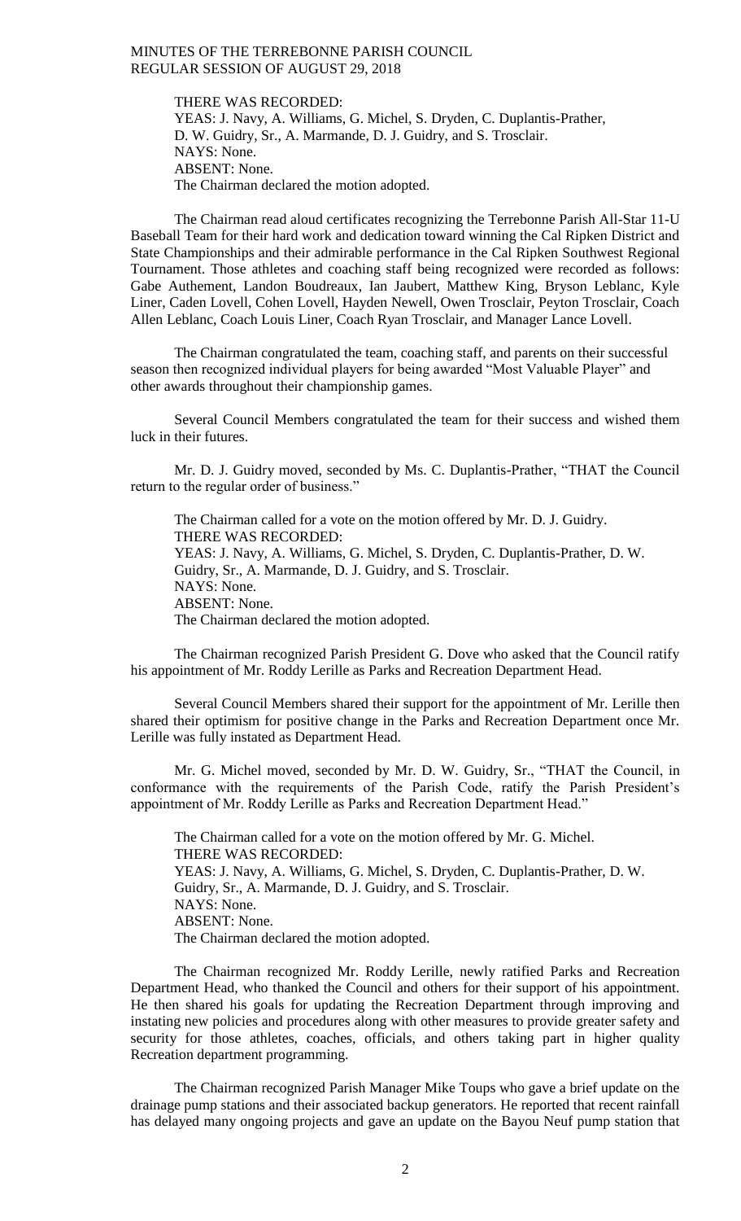THERE WAS RECORDED:
YEAS: J. Navy, A. Williams, G. Michel, S. Dryden, C. Duplantis-Prather, D. W. Guidry, Sr., A. Marmande, D. J. Guidry, and S. Trosclair.
NAYS: None.
ABSENT: None.
The Chairman declared the motion adopted.

The Chairman read aloud certificates recognizing the Terrebonne Parish All-Star 11-U Baseball Team for their hard work and dedication toward winning the Cal Ripken District and State Championships and their admirable performance in the Cal Ripken Southwest Regional Tournament. Those athletes and coaching staff being recognized were recorded as follows: Gabe Authement, Landon Boudreaux, Ian Jaubert, Matthew King, Bryson Leblanc, Kyle Liner, Caden Lovell, Cohen Lovell, Hayden Newell, Owen Trosclair, Peyton Trosclair, Coach Allen Leblanc, Coach Louis Liner, Coach Ryan Trosclair, and Manager Lance Lovell.

The Chairman congratulated the team, coaching staff, and parents on their successful season then recognized individual players for being awarded "Most Valuable Player" and other awards throughout their championship games.

Several Council Members congratulated the team for their success and wished them luck in their futures.

Mr. D. J. Guidry moved, seconded by Ms. C. Duplantis-Prather, "THAT the Council return to the regular order of business."

The Chairman called for a vote on the motion offered by Mr. D. J. Guidry.
THERE WAS RECORDED:
YEAS: J. Navy, A. Williams, G. Michel, S. Dryden, C. Duplantis-Prather, D. W. Guidry, Sr., A. Marmande, D. J. Guidry, and S. Trosclair.
NAYS: None.
ABSENT: None.
The Chairman declared the motion adopted.

The Chairman recognized Parish President G. Dove who asked that the Council ratify his appointment of Mr. Roddy Lerille as Parks and Recreation Department Head.

Several Council Members shared their support for the appointment of Mr. Lerille then shared their optimism for positive change in the Parks and Recreation Department once Mr. Lerille was fully instated as Department Head.

Mr. G. Michel moved, seconded by Mr. D. W. Guidry, Sr., "THAT the Council, in conformance with the requirements of the Parish Code, ratify the Parish President's appointment of Mr. Roddy Lerille as Parks and Recreation Department Head."

The Chairman called for a vote on the motion offered by Mr. G. Michel.
THERE WAS RECORDED:
YEAS: J. Navy, A. Williams, G. Michel, S. Dryden, C. Duplantis-Prather, D. W. Guidry, Sr., A. Marmande, D. J. Guidry, and S. Trosclair.
NAYS: None.
ABSENT: None.
The Chairman declared the motion adopted.

The Chairman recognized Mr. Roddy Lerille, newly ratified Parks and Recreation Department Head, who thanked the Council and others for their support of his appointment. He then shared his goals for updating the Recreation Department through improving and instating new policies and procedures along with other measures to provide greater safety and security for those athletes, coaches, officials, and others taking part in higher quality Recreation department programming.

The Chairman recognized Parish Manager Mike Toups who gave a brief update on the drainage pump stations and their associated backup generators. He reported that recent rainfall has delayed many ongoing projects and gave an update on the Bayou Neuf pump station that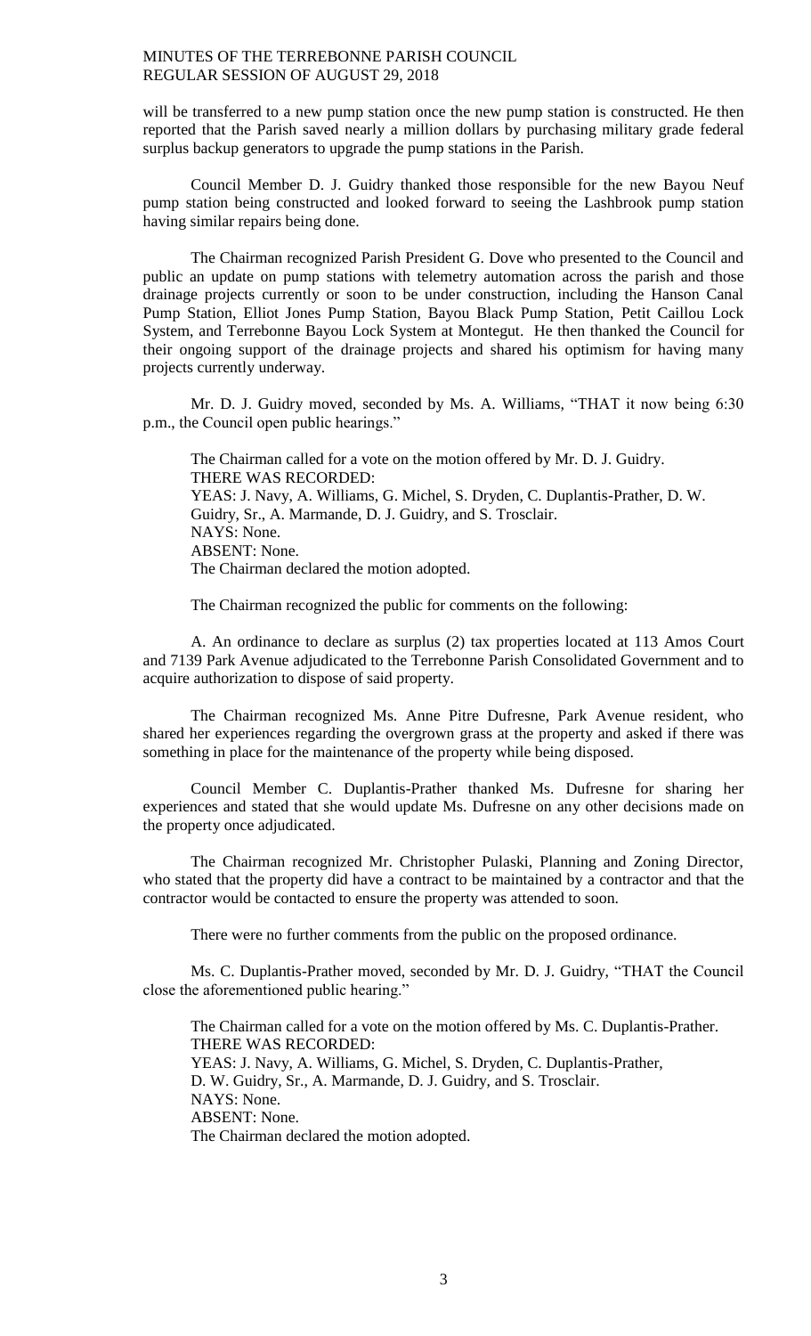will be transferred to a new pump station once the new pump station is constructed. He then reported that the Parish saved nearly a million dollars by purchasing military grade federal surplus backup generators to upgrade the pump stations in the Parish.

Council Member D. J. Guidry thanked those responsible for the new Bayou Neuf pump station being constructed and looked forward to seeing the Lashbrook pump station having similar repairs being done.

The Chairman recognized Parish President G. Dove who presented to the Council and public an update on pump stations with telemetry automation across the parish and those drainage projects currently or soon to be under construction, including the Hanson Canal Pump Station, Elliot Jones Pump Station, Bayou Black Pump Station, Petit Caillou Lock System, and Terrebonne Bayou Lock System at Montegut. He then thanked the Council for their ongoing support of the drainage projects and shared his optimism for having many projects currently underway.

Mr. D. J. Guidry moved, seconded by Ms. A. Williams, "THAT it now being 6:30 p.m., the Council open public hearings."

The Chairman called for a vote on the motion offered by Mr. D. J. Guidry.
THERE WAS RECORDED:
YEAS: J. Navy, A. Williams, G. Michel, S. Dryden, C. Duplantis-Prather, D. W. Guidry, Sr., A. Marmande, D. J. Guidry, and S. Trosclair.
NAYS: None.
ABSENT: None.
The Chairman declared the motion adopted.

The Chairman recognized the public for comments on the following:

A. An ordinance to declare as surplus (2) tax properties located at 113 Amos Court and 7139 Park Avenue adjudicated to the Terrebonne Parish Consolidated Government and to acquire authorization to dispose of said property.

The Chairman recognized Ms. Anne Pitre Dufresne, Park Avenue resident, who shared her experiences regarding the overgrown grass at the property and asked if there was something in place for the maintenance of the property while being disposed.

Council Member C. Duplantis-Prather thanked Ms. Dufresne for sharing her experiences and stated that she would update Ms. Dufresne on any other decisions made on the property once adjudicated.

The Chairman recognized Mr. Christopher Pulaski, Planning and Zoning Director, who stated that the property did have a contract to be maintained by a contractor and that the contractor would be contacted to ensure the property was attended to soon.

There were no further comments from the public on the proposed ordinance.

Ms. C. Duplantis-Prather moved, seconded by Mr. D. J. Guidry, "THAT the Council close the aforementioned public hearing."

The Chairman called for a vote on the motion offered by Ms. C. Duplantis-Prather.
THERE WAS RECORDED:
YEAS: J. Navy, A. Williams, G. Michel, S. Dryden, C. Duplantis-Prather, D. W. Guidry, Sr., A. Marmande, D. J. Guidry, and S. Trosclair.
NAYS: None.
ABSENT: None.
The Chairman declared the motion adopted.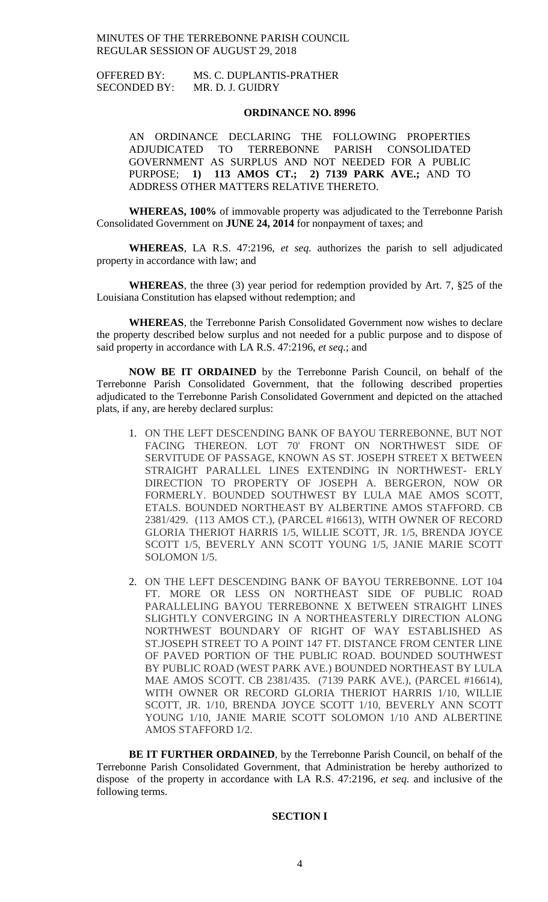OFFERED BY: MS. C. DUPLANTIS-PRATHER
SECONDED BY: MR. D. J. GUIDRY

## ORDINANCE NO. 8996

AN ORDINANCE DECLARING THE FOLLOWING PROPERTIES ADJUDICATED TO TERREBONNE PARISH CONSOLIDATED GOVERNMENT AS SURPLUS AND NOT NEEDED FOR A PUBLIC PURPOSE; **1) 113 AMOS CT.; 2) 7139 PARK AVE.;** AND TO ADDRESS OTHER MATTERS RELATIVE THERETO.

**WHEREAS, 100%** of immovable property was adjudicated to the Terrebonne Parish Consolidated Government on **JUNE 24, 2014** for nonpayment of taxes; and

**WHEREAS**, LA R.S. 47:2196, *et seq.* authorizes the parish to sell adjudicated property in accordance with law; and

**WHEREAS**, the three (3) year period for redemption provided by Art. 7, §25 of the Louisiana Constitution has elapsed without redemption; and

**WHEREAS**, the Terrebonne Parish Consolidated Government now wishes to declare the property described below surplus and not needed for a public purpose and to dispose of said property in accordance with LA R.S. 47:2196, *et seq*.; and

**NOW BE IT ORDAINED** by the Terrebonne Parish Council, on behalf of the Terrebonne Parish Consolidated Government, that the following described properties adjudicated to the Terrebonne Parish Consolidated Government and depicted on the attached plats, if any, are hereby declared surplus:

1. ON THE LEFT DESCENDING BANK OF BAYOU TERREBONNE, BUT NOT FACING THEREON. LOT 70' FRONT ON NORTHWEST SIDE OF SERVITUDE OF PASSAGE, KNOWN AS ST. JOSEPH STREET X BETWEEN STRAIGHT PARALLEL LINES EXTENDING IN NORTHWEST- ERLY DIRECTION TO PROPERTY OF JOSEPH A. BERGERON, NOW OR FORMERLY. BOUNDED SOUTHWEST BY LULA MAE AMOS SCOTT, ETALS. BOUNDED NORTHEAST BY ALBERTINE AMOS STAFFORD. CB 2381/429. (113 AMOS CT.), (PARCEL #16613), WITH OWNER OF RECORD GLORIA THERIOT HARRIS 1/5, WILLIE SCOTT, JR. 1/5, BRENDA JOYCE SCOTT 1/5, BEVERLY ANN SCOTT YOUNG 1/5, JANIE MARIE SCOTT SOLOMON 1/5.

2. ON THE LEFT DESCENDING BANK OF BAYOU TERREBONNE. LOT 104 FT. MORE OR LESS ON NORTHEAST SIDE OF PUBLIC ROAD PARALLELING BAYOU TERREBONNE X BETWEEN STRAIGHT LINES SLIGHTLY CONVERGING IN A NORTHEASTERLY DIRECTION ALONG NORTHWEST BOUNDARY OF RIGHT OF WAY ESTABLISHED AS ST.JOSEPH STREET TO A POINT 147 FT. DISTANCE FROM CENTER LINE OF PAVED PORTION OF THE PUBLIC ROAD. BOUNDED SOUTHWEST BY PUBLIC ROAD (WEST PARK AVE.) BOUNDED NORTHEAST BY LULA MAE AMOS SCOTT. CB 2381/435. (7139 PARK AVE.), (PARCEL #16614), WITH OWNER OR RECORD GLORIA THERIOT HARRIS 1/10, WILLIE SCOTT, JR. 1/10, BRENDA JOYCE SCOTT 1/10, BEVERLY ANN SCOTT YOUNG 1/10, JANIE MARIE SCOTT SOLOMON 1/10 AND ALBERTINE AMOS STAFFORD 1/2.

**BE IT FURTHER ORDAINED**, by the Terrebonne Parish Council, on behalf of the Terrebonne Parish Consolidated Government, that Administration be hereby authorized to dispose of the property in accordance with LA R.S. 47:2196, *et seq.* and inclusive of the following terms.

### SECTION I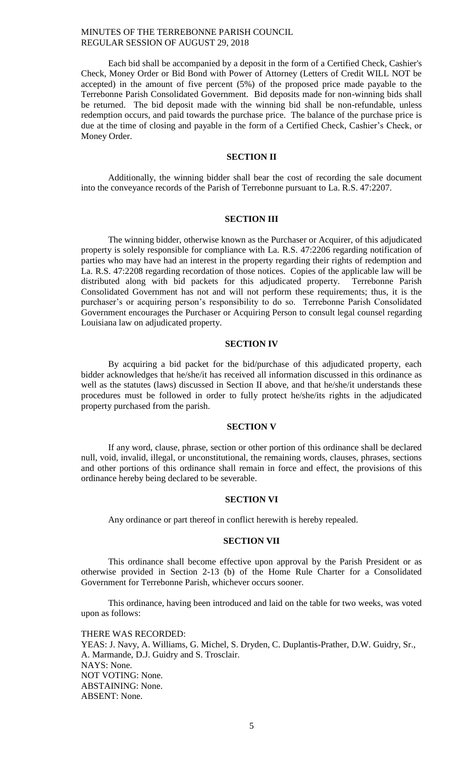Each bid shall be accompanied by a deposit in the form of a Certified Check, Cashier's Check, Money Order or Bid Bond with Power of Attorney (Letters of Credit WILL NOT be accepted) in the amount of five percent (5%) of the proposed price made payable to the Terrebonne Parish Consolidated Government. Bid deposits made for non-winning bids shall be returned. The bid deposit made with the winning bid shall be non-refundable, unless redemption occurs, and paid towards the purchase price. The balance of the purchase price is due at the time of closing and payable in the form of a Certified Check, Cashier's Check, or Money Order.

**SECTION II**

Additionally, the winning bidder shall bear the cost of recording the sale document into the conveyance records of the Parish of Terrebonne pursuant to La. R.S. 47:2207.

**SECTION III**

The winning bidder, otherwise known as the Purchaser or Acquirer, of this adjudicated property is solely responsible for compliance with La. R.S. 47:2206 regarding notification of parties who may have had an interest in the property regarding their rights of redemption and La. R.S. 47:2208 regarding recordation of those notices. Copies of the applicable law will be distributed along with bid packets for this adjudicated property. Terrebonne Parish Consolidated Government has not and will not perform these requirements; thus, it is the purchaser's or acquiring person's responsibility to do so. Terrebonne Parish Consolidated Government encourages the Purchaser or Acquiring Person to consult legal counsel regarding Louisiana law on adjudicated property.

**SECTION IV**

By acquiring a bid packet for the bid/purchase of this adjudicated property, each bidder acknowledges that he/she/it has received all information discussed in this ordinance as well as the statutes (laws) discussed in Section II above, and that he/she/it understands these procedures must be followed in order to fully protect he/she/its rights in the adjudicated property purchased from the parish.

**SECTION V**

If any word, clause, phrase, section or other portion of this ordinance shall be declared null, void, invalid, illegal, or unconstitutional, the remaining words, clauses, phrases, sections and other portions of this ordinance shall remain in force and effect, the provisions of this ordinance hereby being declared to be severable.

**SECTION VI**

Any ordinance or part thereof in conflict herewith is hereby repealed.

**SECTION VII**

This ordinance shall become effective upon approval by the Parish President or as otherwise provided in Section 2-13 (b) of the Home Rule Charter for a Consolidated Government for Terrebonne Parish, whichever occurs sooner.

This ordinance, having been introduced and laid on the table for two weeks, was voted upon as follows:

THERE WAS RECORDED:
YEAS: J. Navy, A. Williams, G. Michel, S. Dryden, C. Duplantis-Prather, D.W. Guidry, Sr., A. Marmande, D.J. Guidry and S. Trosclair.
NAYS: None.
NOT VOTING: None.
ABSTAINING: None.
ABSENT: None.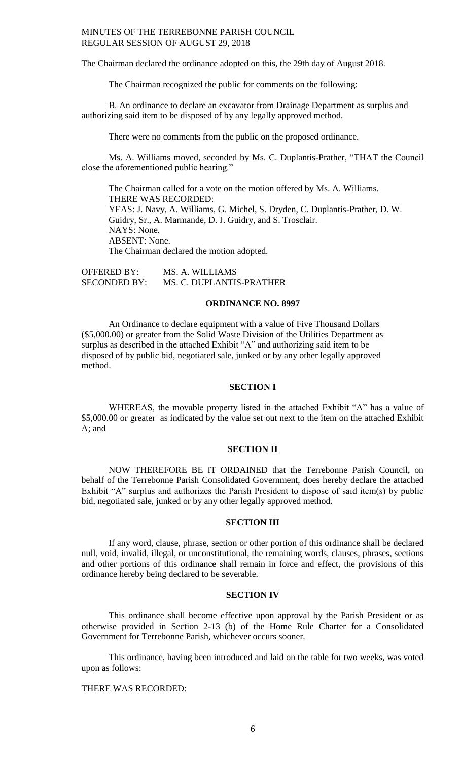The Chairman declared the ordinance adopted on this, the 29th day of August 2018.

The Chairman recognized the public for comments on the following:

B. An ordinance to declare an excavator from Drainage Department as surplus and authorizing said item to be disposed of by any legally approved method.

There were no comments from the public on the proposed ordinance.

Ms. A. Williams moved, seconded by Ms. C. Duplantis-Prather, "THAT the Council close the aforementioned public hearing."

The Chairman called for a vote on the motion offered by Ms. A. Williams.
THERE WAS RECORDED:
YEAS: J. Navy, A. Williams, G. Michel, S. Dryden, C. Duplantis-Prather, D. W. Guidry, Sr., A. Marmande, D. J. Guidry, and S. Trosclair.
NAYS: None.
ABSENT: None.
The Chairman declared the motion adopted.

OFFERED BY: MS. A. WILLIAMS
SECONDED BY: MS. C. DUPLANTIS-PRATHER

**ORDINANCE NO. 8997**

An Ordinance to declare equipment with a value of Five Thousand Dollars (\$5,000.00) or greater from the Solid Waste Division of the Utilities Department as surplus as described in the attached Exhibit "A" and authorizing said item to be disposed of by public bid, negotiated sale, junked or by any other legally approved method.

**SECTION I**

WHEREAS, the movable property listed in the attached Exhibit "A" has a value of \$5,000.00 or greater as indicated by the value set out next to the item on the attached Exhibit A; and

**SECTION II**

NOW THEREFORE BE IT ORDAINED that the Terrebonne Parish Council, on behalf of the Terrebonne Parish Consolidated Government, does hereby declare the attached Exhibit "A" surplus and authorizes the Parish President to dispose of said item(s) by public bid, negotiated sale, junked or by any other legally approved method.

**SECTION III**

If any word, clause, phrase, section or other portion of this ordinance shall be declared null, void, invalid, illegal, or unconstitutional, the remaining words, clauses, phrases, sections and other portions of this ordinance shall remain in force and effect, the provisions of this ordinance hereby being declared to be severable.

**SECTION IV**

This ordinance shall become effective upon approval by the Parish President or as otherwise provided in Section 2-13 (b) of the Home Rule Charter for a Consolidated Government for Terrebonne Parish, whichever occurs sooner.

This ordinance, having been introduced and laid on the table for two weeks, was voted upon as follows:

THERE WAS RECORDED: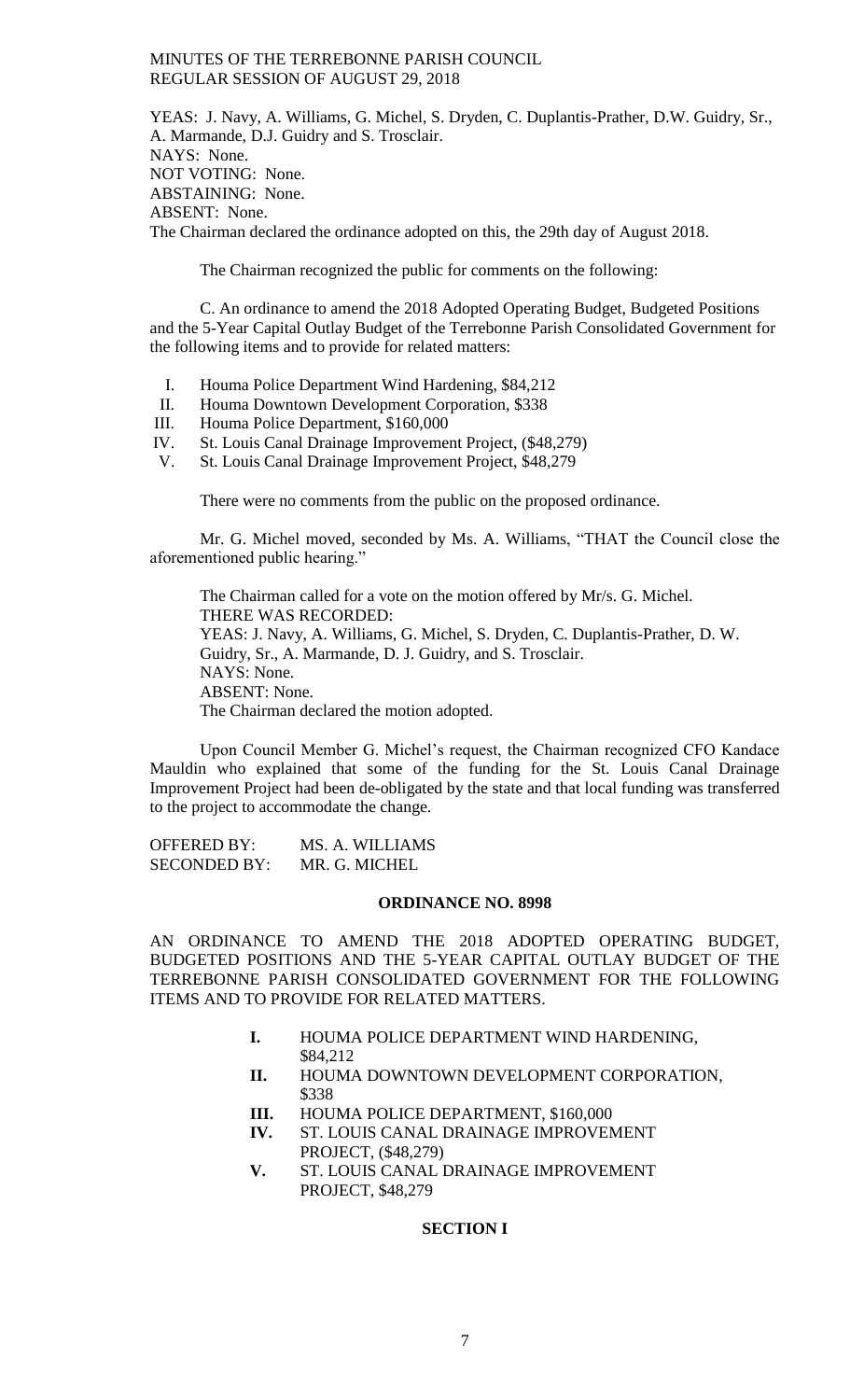YEAS: J. Navy, A. Williams, G. Michel, S. Dryden, C. Duplantis-Prather, D.W. Guidry, Sr., A. Marmande, D.J. Guidry and S. Trosclair.
NAYS: None.
NOT VOTING: None.
ABSTAINING: None.
ABSENT: None.
The Chairman declared the ordinance adopted on this, the 29th day of August 2018.

The Chairman recognized the public for comments on the following:

C. An ordinance to amend the 2018 Adopted Operating Budget, Budgeted Positions and the 5-Year Capital Outlay Budget of the Terrebonne Parish Consolidated Government for the following items and to provide for related matters:

I. Houma Police Department Wind Hardening, $84,212
II. Houma Downtown Development Corporation, $338
III. Houma Police Department, $160,000
IV. St. Louis Canal Drainage Improvement Project, ($48,279)
V. St. Louis Canal Drainage Improvement Project, $48,279

There were no comments from the public on the proposed ordinance.

Mr. G. Michel moved, seconded by Ms. A. Williams, "THAT the Council close the aforementioned public hearing."

The Chairman called for a vote on the motion offered by Mr/s. G. Michel.
THERE WAS RECORDED:
YEAS: J. Navy, A. Williams, G. Michel, S. Dryden, C. Duplantis-Prather, D. W. Guidry, Sr., A. Marmande, D. J. Guidry, and S. Trosclair.
NAYS: None.
ABSENT: None.
The Chairman declared the motion adopted.

Upon Council Member G. Michel's request, the Chairman recognized CFO Kandace Mauldin who explained that some of the funding for the St. Louis Canal Drainage Improvement Project had been de-obligated by the state and that local funding was transferred to the project to accommodate the change.

OFFERED BY: MS. A. WILLIAMS
SECONDED BY: MR. G. MICHEL

**ORDINANCE NO. 8998**

AN ORDINANCE TO AMEND THE 2018 ADOPTED OPERATING BUDGET, BUDGETED POSITIONS AND THE 5-YEAR CAPITAL OUTLAY BUDGET OF THE TERREBONNE PARISH CONSOLIDATED GOVERNMENT FOR THE FOLLOWING ITEMS AND TO PROVIDE FOR RELATED MATTERS.

**I.** HOUMA POLICE DEPARTMENT WIND HARDENING, $84,212
**II.** HOUMA DOWNTOWN DEVELOPMENT CORPORATION, $338
**III.** HOUMA POLICE DEPARTMENT, $160,000
**IV.** ST. LOUIS CANAL DRAINAGE IMPROVEMENT PROJECT, ($48,279)
**V.** ST. LOUIS CANAL DRAINAGE IMPROVEMENT PROJECT, $48,279

**SECTION I**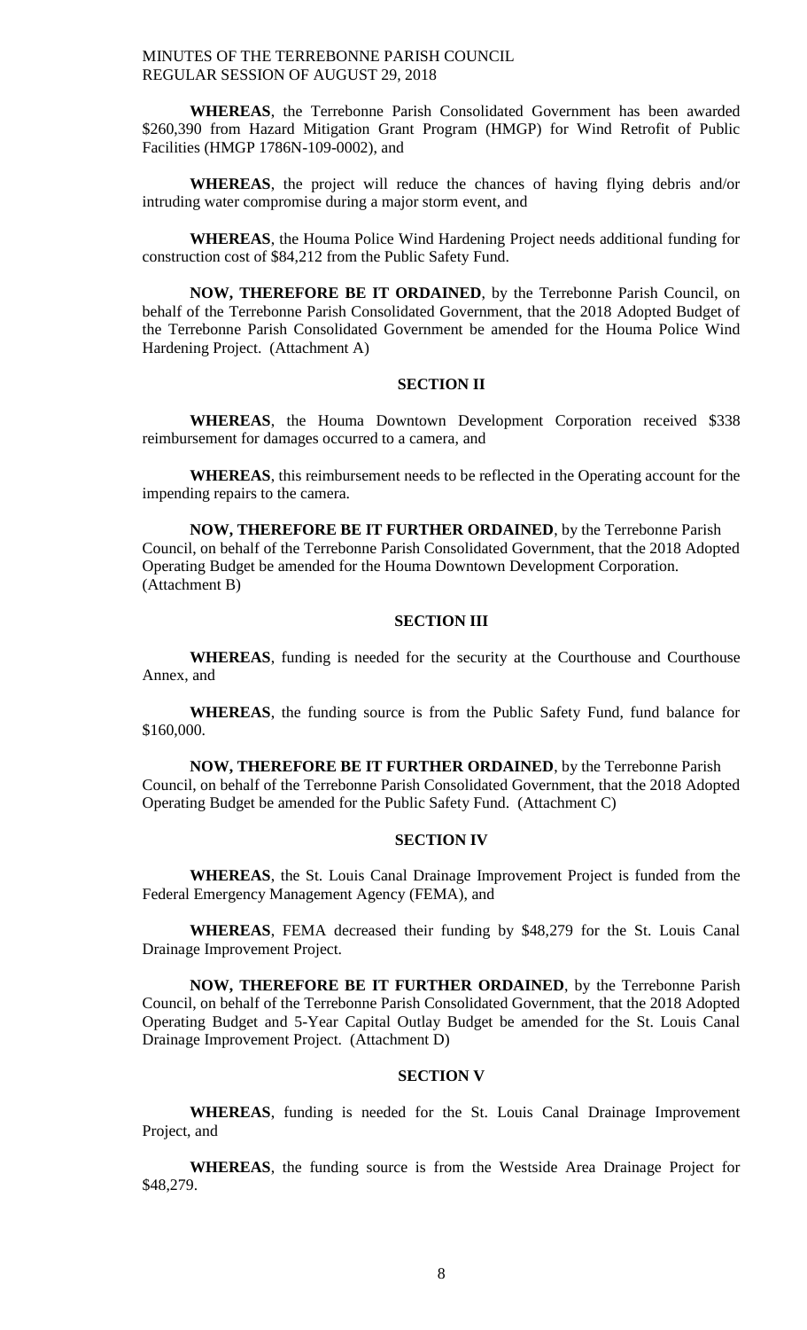**WHEREAS**, the Terrebonne Parish Consolidated Government has been awarded $260,390 from Hazard Mitigation Grant Program (HMGP) for Wind Retrofit of Public Facilities (HMGP 1786N-109-0002), and

**WHEREAS**, the project will reduce the chances of having flying debris and/or intruding water compromise during a major storm event, and

**WHEREAS**, the Houma Police Wind Hardening Project needs additional funding for construction cost of $84,212 from the Public Safety Fund.

**NOW, THEREFORE BE IT ORDAINED**, by the Terrebonne Parish Council, on behalf of the Terrebonne Parish Consolidated Government, that the 2018 Adopted Budget of the Terrebonne Parish Consolidated Government be amended for the Houma Police Wind Hardening Project. (Attachment A)

**SECTION II**

**WHEREAS**, the Houma Downtown Development Corporation received $338 reimbursement for damages occurred to a camera, and

**WHEREAS**, this reimbursement needs to be reflected in the Operating account for the impending repairs to the camera.

**NOW, THEREFORE BE IT FURTHER ORDAINED**, by the Terrebonne Parish Council, on behalf of the Terrebonne Parish Consolidated Government, that the 2018 Adopted Operating Budget be amended for the Houma Downtown Development Corporation. (Attachment B)

**SECTION III**

**WHEREAS**, funding is needed for the security at the Courthouse and Courthouse Annex, and

**WHEREAS**, the funding source is from the Public Safety Fund, fund balance for $160,000.

**NOW, THEREFORE BE IT FURTHER ORDAINED**, by the Terrebonne Parish Council, on behalf of the Terrebonne Parish Consolidated Government, that the 2018 Adopted Operating Budget be amended for the Public Safety Fund. (Attachment C)

**SECTION IV**

**WHEREAS**, the St. Louis Canal Drainage Improvement Project is funded from the Federal Emergency Management Agency (FEMA), and

**WHEREAS**, FEMA decreased their funding by $48,279 for the St. Louis Canal Drainage Improvement Project.

**NOW, THEREFORE BE IT FURTHER ORDAINED**, by the Terrebonne Parish Council, on behalf of the Terrebonne Parish Consolidated Government, that the 2018 Adopted Operating Budget and 5-Year Capital Outlay Budget be amended for the St. Louis Canal Drainage Improvement Project. (Attachment D)

**SECTION V**

**WHEREAS**, funding is needed for the St. Louis Canal Drainage Improvement Project, and

**WHEREAS**, the funding source is from the Westside Area Drainage Project for $48,279.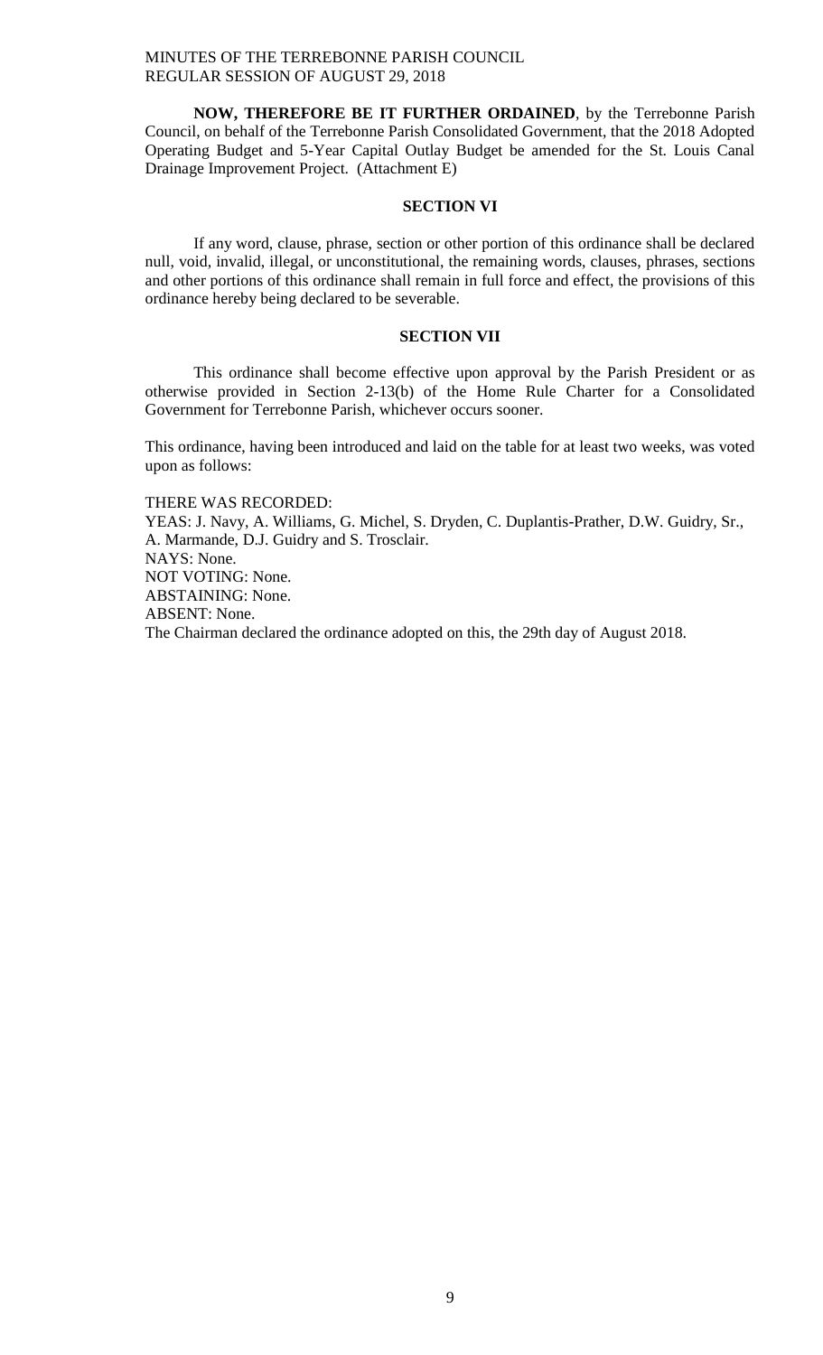**NOW, THEREFORE BE IT FURTHER ORDAINED**, by the Terrebonne Parish Council, on behalf of the Terrebonne Parish Consolidated Government, that the 2018 Adopted Operating Budget and 5-Year Capital Outlay Budget be amended for the St. Louis Canal Drainage Improvement Project. (Attachment E)

**SECTION VI**

If any word, clause, phrase, section or other portion of this ordinance shall be declared null, void, invalid, illegal, or unconstitutional, the remaining words, clauses, phrases, sections and other portions of this ordinance shall remain in full force and effect, the provisions of this ordinance hereby being declared to be severable.

**SECTION VII**

This ordinance shall become effective upon approval by the Parish President or as otherwise provided in Section 2-13(b) of the Home Rule Charter for a Consolidated Government for Terrebonne Parish, whichever occurs sooner.

This ordinance, having been introduced and laid on the table for at least two weeks, was voted upon as follows:

THERE WAS RECORDED:
YEAS: J. Navy, A. Williams, G. Michel, S. Dryden, C. Duplantis-Prather, D.W. Guidry, Sr., A. Marmande, D.J. Guidry and S. Trosclair.
NAYS: None.
NOT VOTING: None.
ABSTAINING: None.
ABSENT: None.
The Chairman declared the ordinance adopted on this, the 29th day of August 2018.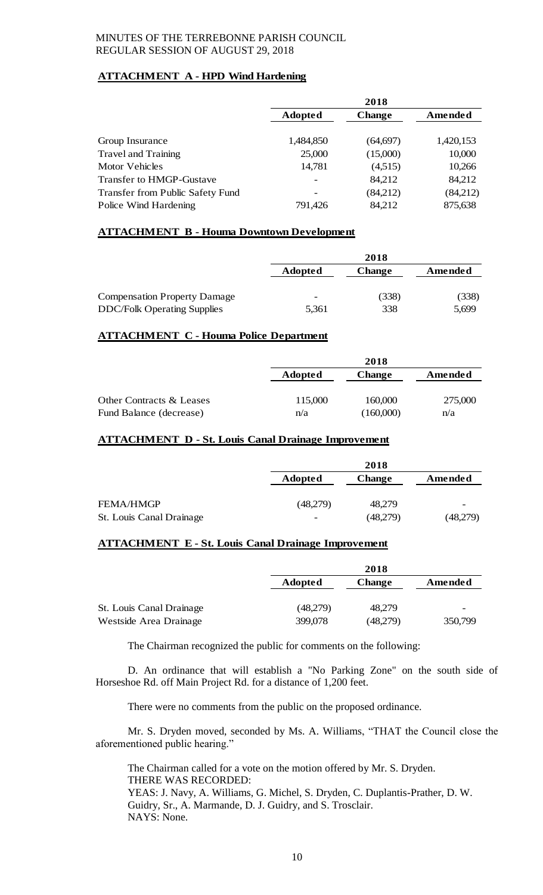**ATTACHMENT A - HPD Wind Hardening**

| | 2018 | | |
|---|---|---|---|
| | Adopted | Change | Amended |
| Group Insurance | 1,484,850 | (64,697) | 1,420,153 |
| Travel and Training | 25,000 | (15,000) | 10,000 |
| Motor Vehicles | 14,781 | (4,515) | 10,266 |
| Transfer to HMGP-Gustave | - | 84,212 | 84,212 |
| Transfer from Public Safety Fund | - | (84,212) | (84,212) |
| Police Wind Hardening | 791,426 | 84,212 | 875,638 |

**ATTACHMENT B - Houma Downtown Development**

| | 2018 | | |
|---|---|---|---|
| | Adopted | Change | Amended |
| Compensation Property Damage | - | (338) | (338) |
| DDC/Folk Operating Supplies | 5,361 | 338 | 5,699 |

**ATTACHMENT C - Houma Police Department**

| | 2018 | | |
|---|---|---|---|
| | Adopted | Change | Amended |
| Other Contracts & Leases | 115,000 | 160,000 | 275,000 |
| Fund Balance (decrease) | n/a | (160,000) | n/a |

**ATTACHMENT D - St. Louis Canal Drainage Improvement**

| | 2018 | | |
|---|---|---|---|
| | Adopted | Change | Amended |
| FEMA/HMGP | (48,279) | 48,279 | - |
| St. Louis Canal Drainage | - | (48,279) | (48,279) |

**ATTACHMENT E - St. Louis Canal Drainage Improvement**

| | 2018 | | |
|---|---|---|---|
| | Adopted | Change | Amended |
| St. Louis Canal Drainage | (48,279) | 48,279 | - |
| Westside Area Drainage | 399,078 | (48,279) | 350,799 |

The Chairman recognized the public for comments on the following:

D. An ordinance that will establish a "No Parking Zone" on the south side of Horseshoe Rd. off Main Project Rd. for a distance of 1,200 feet.

There were no comments from the public on the proposed ordinance.

Mr. S. Dryden moved, seconded by Ms. A. Williams, "THAT the Council close the aforementioned public hearing."

The Chairman called for a vote on the motion offered by Mr. S. Dryden.
THERE WAS RECORDED:
YEAS: J. Navy, A. Williams, G. Michel, S. Dryden, C. Duplantis-Prather, D. W. Guidry, Sr., A. Marmande, D. J. Guidry, and S. Trosclair.
NAYS: None.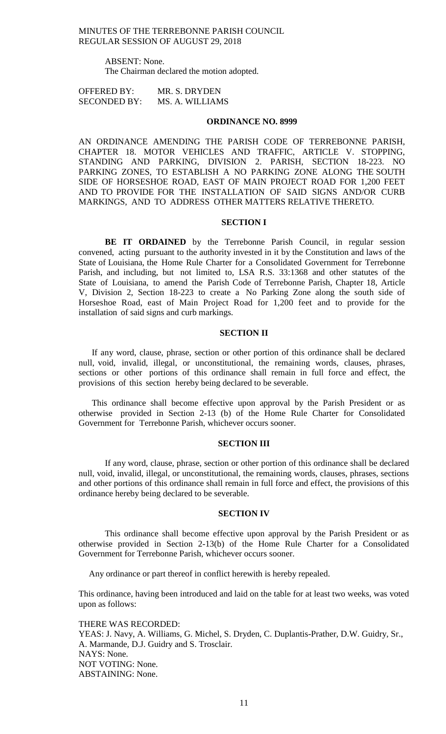ABSENT: None.
The Chairman declared the motion adopted.

OFFERED BY: MR. S. DRYDEN
SECONDED BY: MS. A. WILLIAMS

**ORDINANCE NO. 8999**

AN ORDINANCE AMENDING THE PARISH CODE OF TERREBONNE PARISH, CHAPTER 18. MOTOR VEHICLES AND TRAFFIC, ARTICLE V. STOPPING, STANDING AND PARKING, DIVISION 2. PARISH, SECTION 18-223. NO PARKING ZONES, TO ESTABLISH A NO PARKING ZONE ALONG THE SOUTH SIDE OF HORSESHOE ROAD, EAST OF MAIN PROJECT ROAD FOR 1,200 FEET AND TO PROVIDE FOR THE INSTALLATION OF SAID SIGNS AND/OR CURB MARKINGS, AND TO ADDRESS OTHER MATTERS RELATIVE THERETO.

**SECTION I**

**BE IT ORDAINED** by the Terrebonne Parish Council, in regular session convened, acting pursuant to the authority invested in it by the Constitution and laws of the State of Louisiana, the Home Rule Charter for a Consolidated Government for Terrebonne Parish, and including, but not limited to, LSA R.S. 33:1368 and other statutes of the State of Louisiana, to amend the Parish Code of Terrebonne Parish, Chapter 18, Article V, Division 2, Section 18-223 to create a No Parking Zone along the south side of Horseshoe Road, east of Main Project Road for 1,200 feet and to provide for the installation of said signs and curb markings.

**SECTION II**

If any word, clause, phrase, section or other portion of this ordinance shall be declared null, void, invalid, illegal, or unconstitutional, the remaining words, clauses, phrases, sections or other portions of this ordinance shall remain in full force and effect, the provisions of this section hereby being declared to be severable.

This ordinance shall become effective upon approval by the Parish President or as otherwise provided in Section 2-13 (b) of the Home Rule Charter for Consolidated Government for Terrebonne Parish, whichever occurs sooner.

**SECTION III**

If any word, clause, phrase, section or other portion of this ordinance shall be declared null, void, invalid, illegal, or unconstitutional, the remaining words, clauses, phrases, sections and other portions of this ordinance shall remain in full force and effect, the provisions of this ordinance hereby being declared to be severable.

**SECTION IV**

This ordinance shall become effective upon approval by the Parish President or as otherwise provided in Section 2-13(b) of the Home Rule Charter for a Consolidated Government for Terrebonne Parish, whichever occurs sooner.

Any ordinance or part thereof in conflict herewith is hereby repealed.

This ordinance, having been introduced and laid on the table for at least two weeks, was voted upon as follows:

THERE WAS RECORDED:
YEAS: J. Navy, A. Williams, G. Michel, S. Dryden, C. Duplantis-Prather, D.W. Guidry, Sr., A. Marmande, D.J. Guidry and S. Trosclair.
NAYS: None.
NOT VOTING: None.
ABSTAINING: None.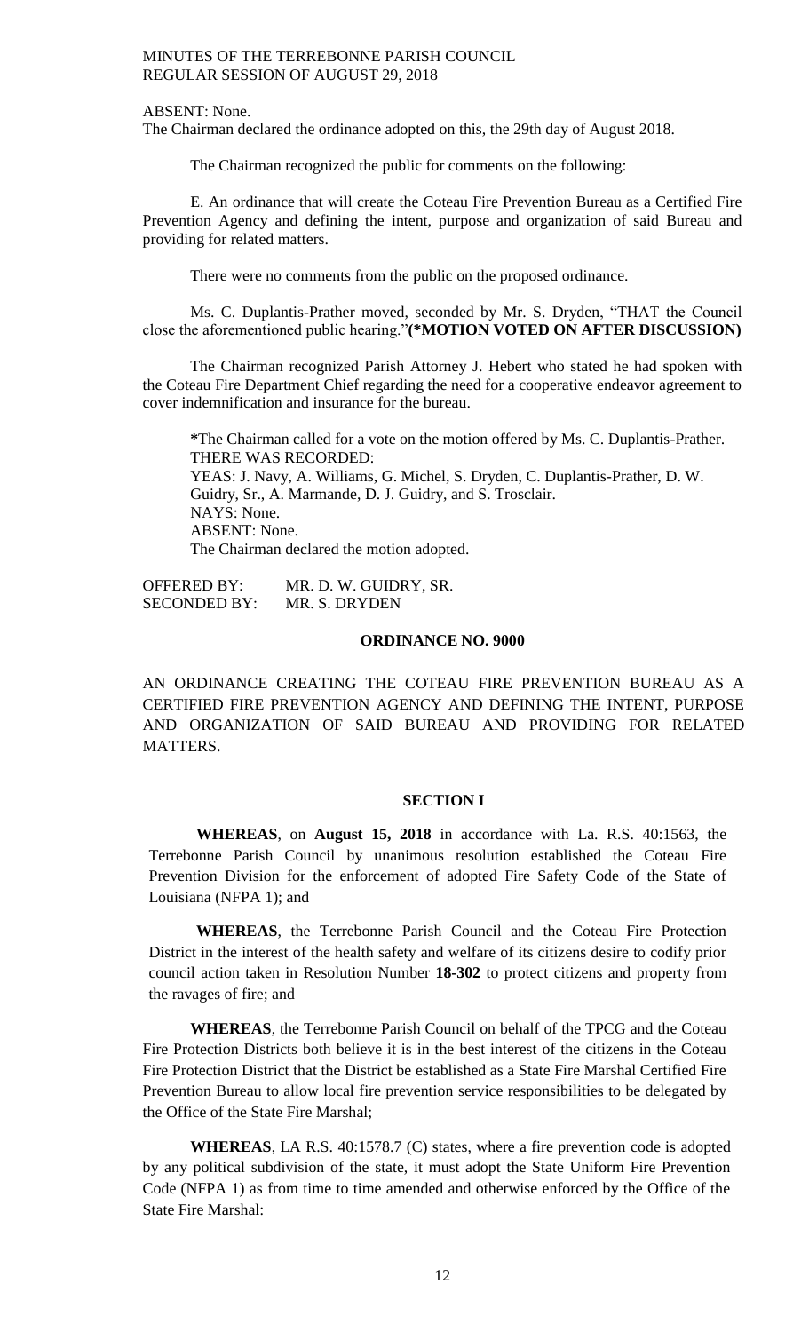ABSENT: None.
The Chairman declared the ordinance adopted on this, the 29th day of August 2018.

The Chairman recognized the public for comments on the following:

E. An ordinance that will create the Coteau Fire Prevention Bureau as a Certified Fire Prevention Agency and defining the intent, purpose and organization of said Bureau and providing for related matters.

There were no comments from the public on the proposed ordinance.

Ms. C. Duplantis-Prather moved, seconded by Mr. S. Dryden, "THAT the Council close the aforementioned public hearing."**(*MOTION VOTED ON AFTER DISCUSSION)**

The Chairman recognized Parish Attorney J. Hebert who stated he had spoken with the Coteau Fire Department Chief regarding the need for a cooperative endeavor agreement to cover indemnification and insurance for the bureau.

***The Chairman called for a vote on the motion offered by Ms. C. Duplantis-Prather.
THERE WAS RECORDED:
YEAS: J. Navy, A. Williams, G. Michel, S. Dryden, C. Duplantis-Prather, D. W. Guidry, Sr., A. Marmande, D. J. Guidry, and S. Trosclair.
NAYS: None.
ABSENT: None.
The Chairman declared the motion adopted.

OFFERED BY: MR. D. W. GUIDRY, SR.
SECONDED BY: MR. S. DRYDEN

## ORDINANCE NO. 9000

AN ORDINANCE CREATING THE COTEAU FIRE PREVENTION BUREAU AS A CERTIFIED FIRE PREVENTION AGENCY AND DEFINING THE INTENT, PURPOSE AND ORGANIZATION OF SAID BUREAU AND PROVIDING FOR RELATED MATTERS.

### SECTION I

**WHEREAS**, on **August 15, 2018** in accordance with La. R.S. 40:1563, the Terrebonne Parish Council by unanimous resolution established the Coteau Fire Prevention Division for the enforcement of adopted Fire Safety Code of the State of Louisiana (NFPA 1); and

**WHEREAS**, the Terrebonne Parish Council and the Coteau Fire Protection District in the interest of the health safety and welfare of its citizens desire to codify prior council action taken in Resolution Number **18-302** to protect citizens and property from the ravages of fire; and

**WHEREAS**, the Terrebonne Parish Council on behalf of the TPCG and the Coteau Fire Protection Districts both believe it is in the best interest of the citizens in the Coteau Fire Protection District that the District be established as a State Fire Marshal Certified Fire Prevention Bureau to allow local fire prevention service responsibilities to be delegated by the Office of the State Fire Marshal;

**WHEREAS**, LA R.S. 40:1578.7 (C) states, where a fire prevention code is adopted by any political subdivision of the state, it must adopt the State Uniform Fire Prevention Code (NFPA 1) as from time to time amended and otherwise enforced by the Office of the State Fire Marshal: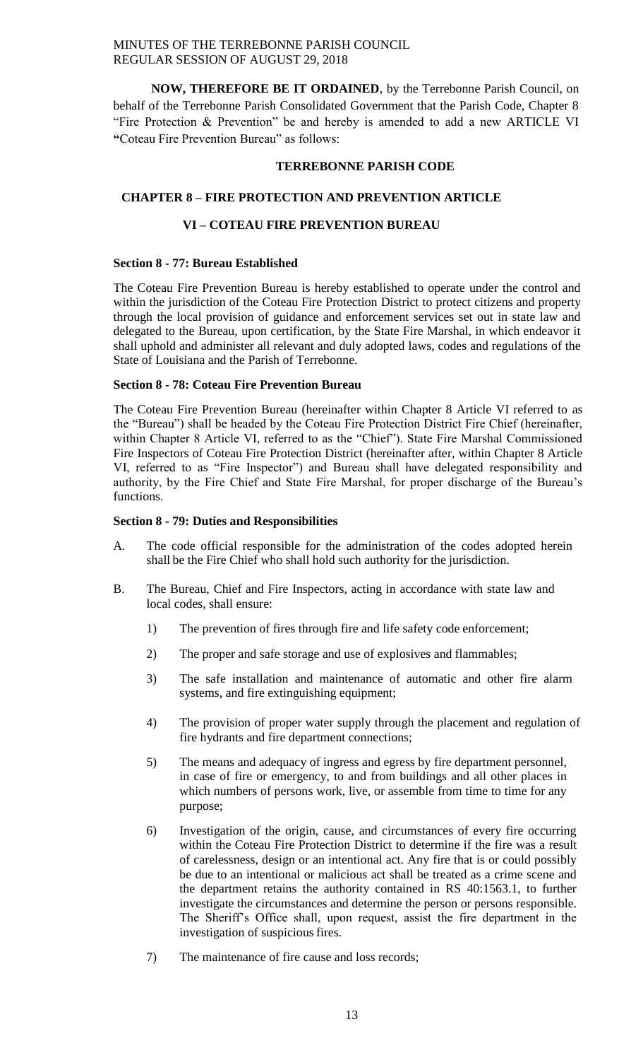**NOW, THEREFORE BE IT ORDAINED**, by the Terrebonne Parish Council, on behalf of the Terrebonne Parish Consolidated Government that the Parish Code, Chapter 8 "Fire Protection & Prevention" be and hereby is amended to add a new ARTICLE VI **"**Coteau Fire Prevention Bureau" as follows:

**TERREBONNE PARISH CODE**

**CHAPTER 8 – FIRE PROTECTION AND PREVENTION ARTICLE**

**VI – COTEAU FIRE PREVENTION BUREAU**

**Section 8 - 77: Bureau Established**

The Coteau Fire Prevention Bureau is hereby established to operate under the control and within the jurisdiction of the Coteau Fire Protection District to protect citizens and property through the local provision of guidance and enforcement services set out in state law and delegated to the Bureau, upon certification, by the State Fire Marshal, in which endeavor it shall uphold and administer all relevant and duly adopted laws, codes and regulations of the State of Louisiana and the Parish of Terrebonne.

**Section 8 - 78: Coteau Fire Prevention Bureau**

The Coteau Fire Prevention Bureau (hereinafter within Chapter 8 Article VI referred to as the "Bureau") shall be headed by the Coteau Fire Protection District Fire Chief (hereinafter, within Chapter 8 Article VI, referred to as the "Chief"). State Fire Marshal Commissioned Fire Inspectors of Coteau Fire Protection District (hereinafter after, within Chapter 8 Article VI, referred to as "Fire Inspector") and Bureau shall have delegated responsibility and authority, by the Fire Chief and State Fire Marshal, for proper discharge of the Bureau's functions.

**Section 8 - 79: Duties and Responsibilities**

A. The code official responsible for the administration of the codes adopted herein shall be the Fire Chief who shall hold such authority for the jurisdiction.

B. The Bureau, Chief and Fire Inspectors, acting in accordance with state law and local codes, shall ensure:

   1) The prevention of fires through fire and life safety code enforcement;

   2) The proper and safe storage and use of explosives and flammables;

   3) The safe installation and maintenance of automatic and other fire alarm systems, and fire extinguishing equipment;

   4) The provision of proper water supply through the placement and regulation of fire hydrants and fire department connections;

   5) The means and adequacy of ingress and egress by fire department personnel, in case of fire or emergency, to and from buildings and all other places in which numbers of persons work, live, or assemble from time to time for any purpose;

   6) Investigation of the origin, cause, and circumstances of every fire occurring within the Coteau Fire Protection District to determine if the fire was a result of carelessness, design or an intentional act. Any fire that is or could possibly be due to an intentional or malicious act shall be treated as a crime scene and the department retains the authority contained in RS 40:1563.1, to further investigate the circumstances and determine the person or persons responsible. The Sheriff's Office shall, upon request, assist the fire department in the investigation of suspicious fires.

   7) The maintenance of fire cause and loss records;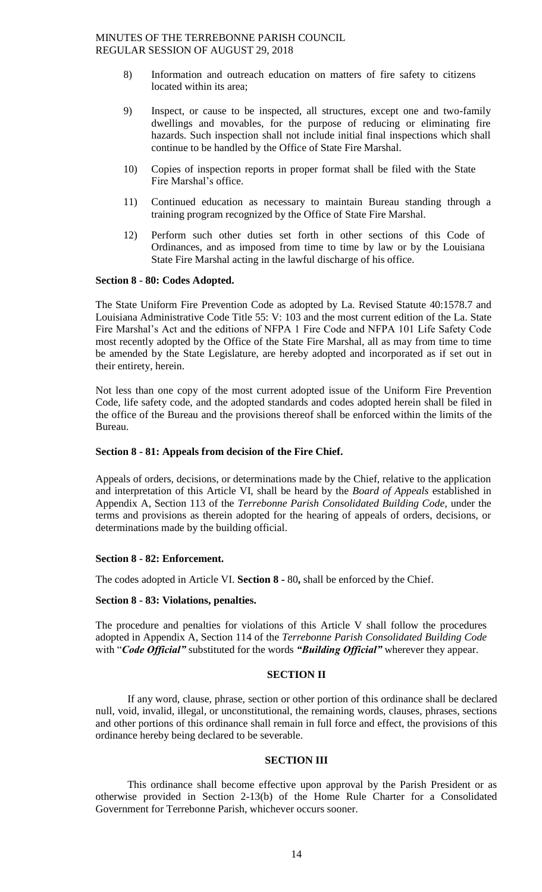8) Information and outreach education on matters of fire safety to citizens located within its area;

9) Inspect, or cause to be inspected, all structures, except one and two-family dwellings and movables, for the purpose of reducing or eliminating fire hazards. Such inspection shall not include initial final inspections which shall continue to be handled by the Office of State Fire Marshal.

10) Copies of inspection reports in proper format shall be filed with the State Fire Marshal's office.

11) Continued education as necessary to maintain Bureau standing through a training program recognized by the Office of State Fire Marshal.

12) Perform such other duties set forth in other sections of this Code of Ordinances, and as imposed from time to time by law or by the Louisiana State Fire Marshal acting in the lawful discharge of his office.

**Section 8 - 80: Codes Adopted.**

The State Uniform Fire Prevention Code as adopted by La. Revised Statute 40:1578.7 and Louisiana Administrative Code Title 55: V: 103 and the most current edition of the La. State Fire Marshal's Act and the editions of NFPA 1 Fire Code and NFPA 101 Life Safety Code most recently adopted by the Office of the State Fire Marshal, all as may from time to time be amended by the State Legislature, are hereby adopted and incorporated as if set out in their entirety, herein.

Not less than one copy of the most current adopted issue of the Uniform Fire Prevention Code, life safety code, and the adopted standards and codes adopted herein shall be filed in the office of the Bureau and the provisions thereof shall be enforced within the limits of the Bureau.

**Section 8 - 81: Appeals from decision of the Fire Chief.**

Appeals of orders, decisions, or determinations made by the Chief, relative to the application and interpretation of this Article VI, shall be heard by the *Board of Appeals* established in Appendix A, Section 113 of the *Terrebonne Parish Consolidated Building Code*, under the terms and provisions as therein adopted for the hearing of appeals of orders, decisions, or determinations made by the building official.

**Section 8 - 82: Enforcement.**

The codes adopted in Article VI. **Section 8 -** 80**,** shall be enforced by the Chief.

**Section 8 - 83: Violations, penalties.**

The procedure and penalties for violations of this Article V shall follow the procedures adopted in Appendix A, Section 114 of the *Terrebonne Parish Consolidated Building Code* with "***Code Official"*** substituted for the words ***"Building Official"*** wherever they appear.

**SECTION II**

If any word, clause, phrase, section or other portion of this ordinance shall be declared null, void, invalid, illegal, or unconstitutional, the remaining words, clauses, phrases, sections and other portions of this ordinance shall remain in full force and effect, the provisions of this ordinance hereby being declared to be severable.

**SECTION III**

This ordinance shall become effective upon approval by the Parish President or as otherwise provided in Section 2-13(b) of the Home Rule Charter for a Consolidated Government for Terrebonne Parish, whichever occurs sooner.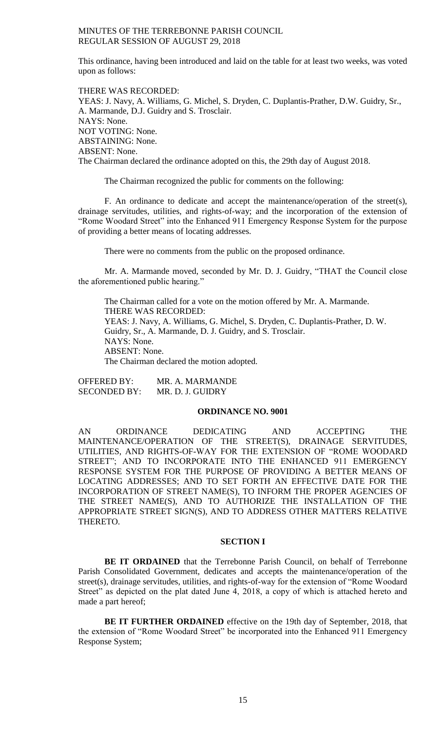This ordinance, having been introduced and laid on the table for at least two weeks, was voted upon as follows:

THERE WAS RECORDED:
YEAS: J. Navy, A. Williams, G. Michel, S. Dryden, C. Duplantis-Prather, D.W. Guidry, Sr., A. Marmande, D.J. Guidry and S. Trosclair.
NAYS: None.
NOT VOTING: None.
ABSTAINING: None.
ABSENT: None.
The Chairman declared the ordinance adopted on this, the 29th day of August 2018.

The Chairman recognized the public for comments on the following:

F. An ordinance to dedicate and accept the maintenance/operation of the street(s), drainage servitudes, utilities, and rights-of-way; and the incorporation of the extension of "Rome Woodard Street" into the Enhanced 911 Emergency Response System for the purpose of providing a better means of locating addresses.

There were no comments from the public on the proposed ordinance.

Mr. A. Marmande moved, seconded by Mr. D. J. Guidry, "THAT the Council close the aforementioned public hearing."

The Chairman called for a vote on the motion offered by Mr. A. Marmande.
THERE WAS RECORDED:
YEAS: J. Navy, A. Williams, G. Michel, S. Dryden, C. Duplantis-Prather, D. W. Guidry, Sr., A. Marmande, D. J. Guidry, and S. Trosclair.
NAYS: None.
ABSENT: None.
The Chairman declared the motion adopted.

OFFERED BY: MR. A. MARMANDE
SECONDED BY: MR. D. J. GUIDRY

**ORDINANCE NO. 9001**

AN ORDINANCE DEDICATING AND ACCEPTING THE MAINTENANCE/OPERATION OF THE STREET(S), DRAINAGE SERVITUDES, UTILITIES, AND RIGHTS-OF-WAY FOR THE EXTENSION OF "ROME WOODARD STREET"; AND TO INCORPORATE INTO THE ENHANCED 911 EMERGENCY RESPONSE SYSTEM FOR THE PURPOSE OF PROVIDING A BETTER MEANS OF LOCATING ADDRESSES; AND TO SET FORTH AN EFFECTIVE DATE FOR THE INCORPORATION OF STREET NAME(S), TO INFORM THE PROPER AGENCIES OF THE STREET NAME(S), AND TO AUTHORIZE THE INSTALLATION OF THE APPROPRIATE STREET SIGN(S), AND TO ADDRESS OTHER MATTERS RELATIVE THERETO.

**SECTION I**

**BE IT ORDAINED** that the Terrebonne Parish Council, on behalf of Terrebonne Parish Consolidated Government, dedicates and accepts the maintenance/operation of the street(s), drainage servitudes, utilities, and rights-of-way for the extension of "Rome Woodard Street" as depicted on the plat dated June 4, 2018, a copy of which is attached hereto and made a part hereof;

**BE IT FURTHER ORDAINED** effective on the 19th day of September, 2018, that the extension of "Rome Woodard Street" be incorporated into the Enhanced 911 Emergency Response System;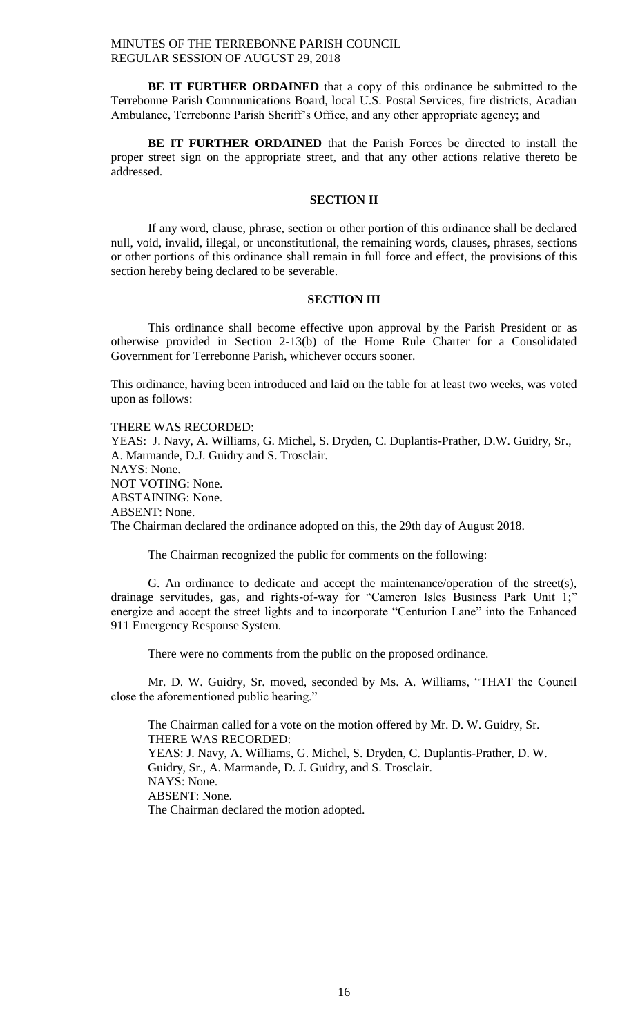**BE IT FURTHER ORDAINED** that a copy of this ordinance be submitted to the Terrebonne Parish Communications Board, local U.S. Postal Services, fire districts, Acadian Ambulance, Terrebonne Parish Sheriff's Office, and any other appropriate agency; and

**BE IT FURTHER ORDAINED** that the Parish Forces be directed to install the proper street sign on the appropriate street, and that any other actions relative thereto be addressed.

**SECTION II**

If any word, clause, phrase, section or other portion of this ordinance shall be declared null, void, invalid, illegal, or unconstitutional, the remaining words, clauses, phrases, sections or other portions of this ordinance shall remain in full force and effect, the provisions of this section hereby being declared to be severable.

**SECTION III**

This ordinance shall become effective upon approval by the Parish President or as otherwise provided in Section 2-13(b) of the Home Rule Charter for a Consolidated Government for Terrebonne Parish, whichever occurs sooner.

This ordinance, having been introduced and laid on the table for at least two weeks, was voted upon as follows:

THERE WAS RECORDED:
YEAS: J. Navy, A. Williams, G. Michel, S. Dryden, C. Duplantis-Prather, D.W. Guidry, Sr., A. Marmande, D.J. Guidry and S. Trosclair.
NAYS: None.
NOT VOTING: None.
ABSTAINING: None.
ABSENT: None.
The Chairman declared the ordinance adopted on this, the 29th day of August 2018.

The Chairman recognized the public for comments on the following:

G. An ordinance to dedicate and accept the maintenance/operation of the street(s), drainage servitudes, gas, and rights-of-way for "Cameron Isles Business Park Unit 1;" energize and accept the street lights and to incorporate "Centurion Lane" into the Enhanced 911 Emergency Response System.

There were no comments from the public on the proposed ordinance.

Mr. D. W. Guidry, Sr. moved, seconded by Ms. A. Williams, "THAT the Council close the aforementioned public hearing."

The Chairman called for a vote on the motion offered by Mr. D. W. Guidry, Sr.
THERE WAS RECORDED:
YEAS: J. Navy, A. Williams, G. Michel, S. Dryden, C. Duplantis-Prather, D. W. Guidry, Sr., A. Marmande, D. J. Guidry, and S. Trosclair.
NAYS: None.
ABSENT: None.
The Chairman declared the motion adopted.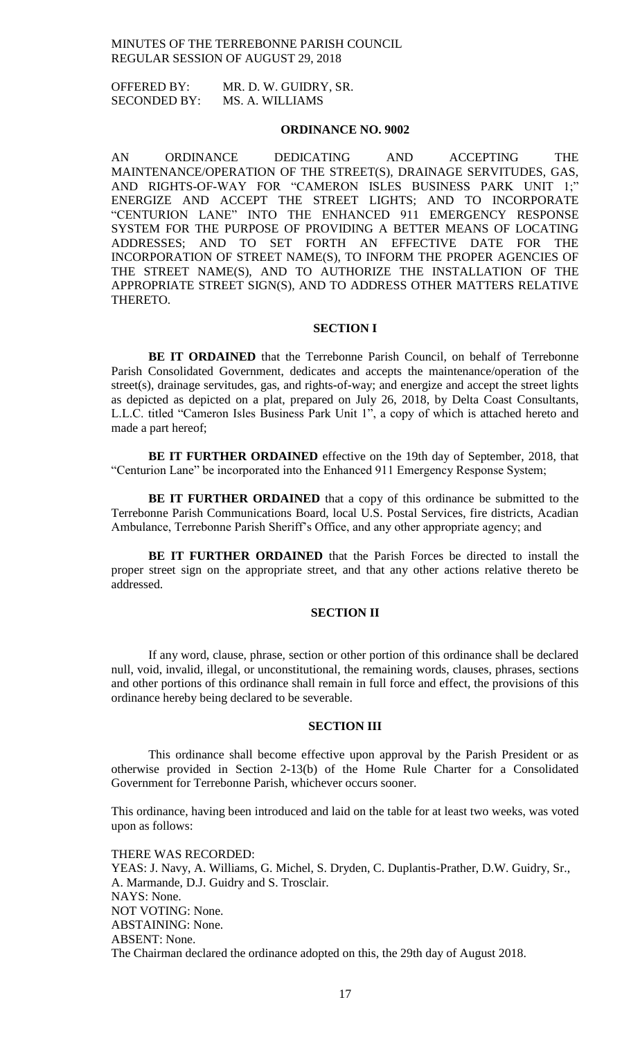OFFERED BY: MR. D. W. GUIDRY, SR.
SECONDED BY: MS. A. WILLIAMS

**ORDINANCE NO. 9002**

AN ORDINANCE DEDICATING AND ACCEPTING THE MAINTENANCE/OPERATION OF THE STREET(S), DRAINAGE SERVITUDES, GAS, AND RIGHTS-OF-WAY FOR "CAMERON ISLES BUSINESS PARK UNIT 1;" ENERGIZE AND ACCEPT THE STREET LIGHTS; AND TO INCORPORATE "CENTURION LANE" INTO THE ENHANCED 911 EMERGENCY RESPONSE SYSTEM FOR THE PURPOSE OF PROVIDING A BETTER MEANS OF LOCATING ADDRESSES; AND TO SET FORTH AN EFFECTIVE DATE FOR THE INCORPORATION OF STREET NAME(S), TO INFORM THE PROPER AGENCIES OF THE STREET NAME(S), AND TO AUTHORIZE THE INSTALLATION OF THE APPROPRIATE STREET SIGN(S), AND TO ADDRESS OTHER MATTERS RELATIVE THERETO.

**SECTION I**

**BE IT ORDAINED** that the Terrebonne Parish Council, on behalf of Terrebonne Parish Consolidated Government, dedicates and accepts the maintenance/operation of the street(s), drainage servitudes, gas, and rights-of-way; and energize and accept the street lights as depicted as depicted on a plat, prepared on July 26, 2018, by Delta Coast Consultants, L.L.C. titled "Cameron Isles Business Park Unit 1", a copy of which is attached hereto and made a part hereof;

**BE IT FURTHER ORDAINED** effective on the 19th day of September, 2018, that "Centurion Lane" be incorporated into the Enhanced 911 Emergency Response System;

**BE IT FURTHER ORDAINED** that a copy of this ordinance be submitted to the Terrebonne Parish Communications Board, local U.S. Postal Services, fire districts, Acadian Ambulance, Terrebonne Parish Sheriff's Office, and any other appropriate agency; and

**BE IT FURTHER ORDAINED** that the Parish Forces be directed to install the proper street sign on the appropriate street, and that any other actions relative thereto be addressed.

**SECTION II**

If any word, clause, phrase, section or other portion of this ordinance shall be declared null, void, invalid, illegal, or unconstitutional, the remaining words, clauses, phrases, sections and other portions of this ordinance shall remain in full force and effect, the provisions of this ordinance hereby being declared to be severable.

**SECTION III**

This ordinance shall become effective upon approval by the Parish President or as otherwise provided in Section 2-13(b) of the Home Rule Charter for a Consolidated Government for Terrebonne Parish, whichever occurs sooner.

This ordinance, having been introduced and laid on the table for at least two weeks, was voted upon as follows:

THERE WAS RECORDED:
YEAS: J. Navy, A. Williams, G. Michel, S. Dryden, C. Duplantis-Prather, D.W. Guidry, Sr., A. Marmande, D.J. Guidry and S. Trosclair.
NAYS: None.
NOT VOTING: None.
ABSTAINING: None.
ABSENT: None.
The Chairman declared the ordinance adopted on this, the 29th day of August 2018.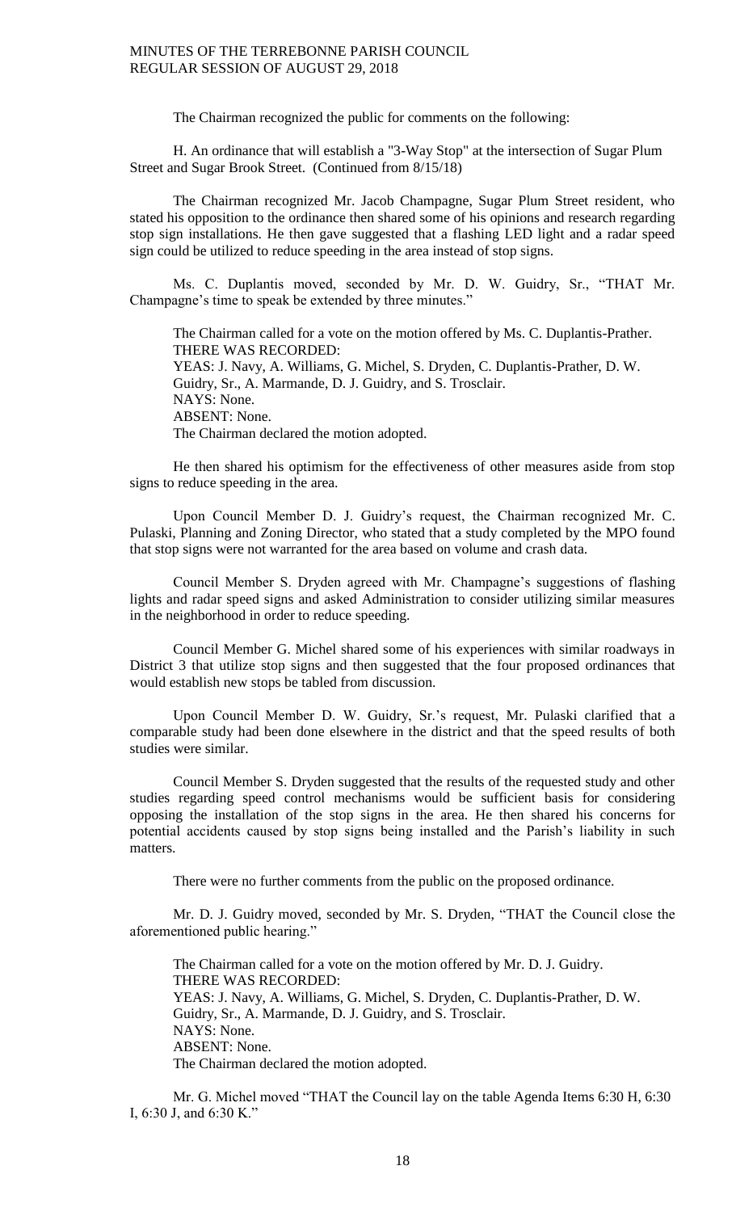The Chairman recognized the public for comments on the following:

H. An ordinance that will establish a "3-Way Stop" at the intersection of Sugar Plum Street and Sugar Brook Street. (Continued from 8/15/18)

The Chairman recognized Mr. Jacob Champagne, Sugar Plum Street resident, who stated his opposition to the ordinance then shared some of his opinions and research regarding stop sign installations. He then gave suggested that a flashing LED light and a radar speed sign could be utilized to reduce speeding in the area instead of stop signs.

Ms. C. Duplantis moved, seconded by Mr. D. W. Guidry, Sr., "THAT Mr. Champagne's time to speak be extended by three minutes."

> The Chairman called for a vote on the motion offered by Ms. C. Duplantis-Prather.
> THERE WAS RECORDED:
> YEAS: J. Navy, A. Williams, G. Michel, S. Dryden, C. Duplantis-Prather, D. W. Guidry, Sr., A. Marmande, D. J. Guidry, and S. Trosclair.
> NAYS: None.
> ABSENT: None.
> The Chairman declared the motion adopted.

He then shared his optimism for the effectiveness of other measures aside from stop signs to reduce speeding in the area.

Upon Council Member D. J. Guidry's request, the Chairman recognized Mr. C. Pulaski, Planning and Zoning Director, who stated that a study completed by the MPO found that stop signs were not warranted for the area based on volume and crash data.

Council Member S. Dryden agreed with Mr. Champagne's suggestions of flashing lights and radar speed signs and asked Administration to consider utilizing similar measures in the neighborhood in order to reduce speeding.

Council Member G. Michel shared some of his experiences with similar roadways in District 3 that utilize stop signs and then suggested that the four proposed ordinances that would establish new stops be tabled from discussion.

Upon Council Member D. W. Guidry, Sr.'s request, Mr. Pulaski clarified that a comparable study had been done elsewhere in the district and that the speed results of both studies were similar.

Council Member S. Dryden suggested that the results of the requested study and other studies regarding speed control mechanisms would be sufficient basis for considering opposing the installation of the stop signs in the area. He then shared his concerns for potential accidents caused by stop signs being installed and the Parish's liability in such matters.

There were no further comments from the public on the proposed ordinance.

Mr. D. J. Guidry moved, seconded by Mr. S. Dryden, "THAT the Council close the aforementioned public hearing."

> The Chairman called for a vote on the motion offered by Mr. D. J. Guidry.
> THERE WAS RECORDED:
> YEAS: J. Navy, A. Williams, G. Michel, S. Dryden, C. Duplantis-Prather, D. W. Guidry, Sr., A. Marmande, D. J. Guidry, and S. Trosclair.
> NAYS: None.
> ABSENT: None.
> The Chairman declared the motion adopted.

Mr. G. Michel moved "THAT the Council lay on the table Agenda Items 6:30 H, 6:30 I, 6:30 J, and 6:30 K."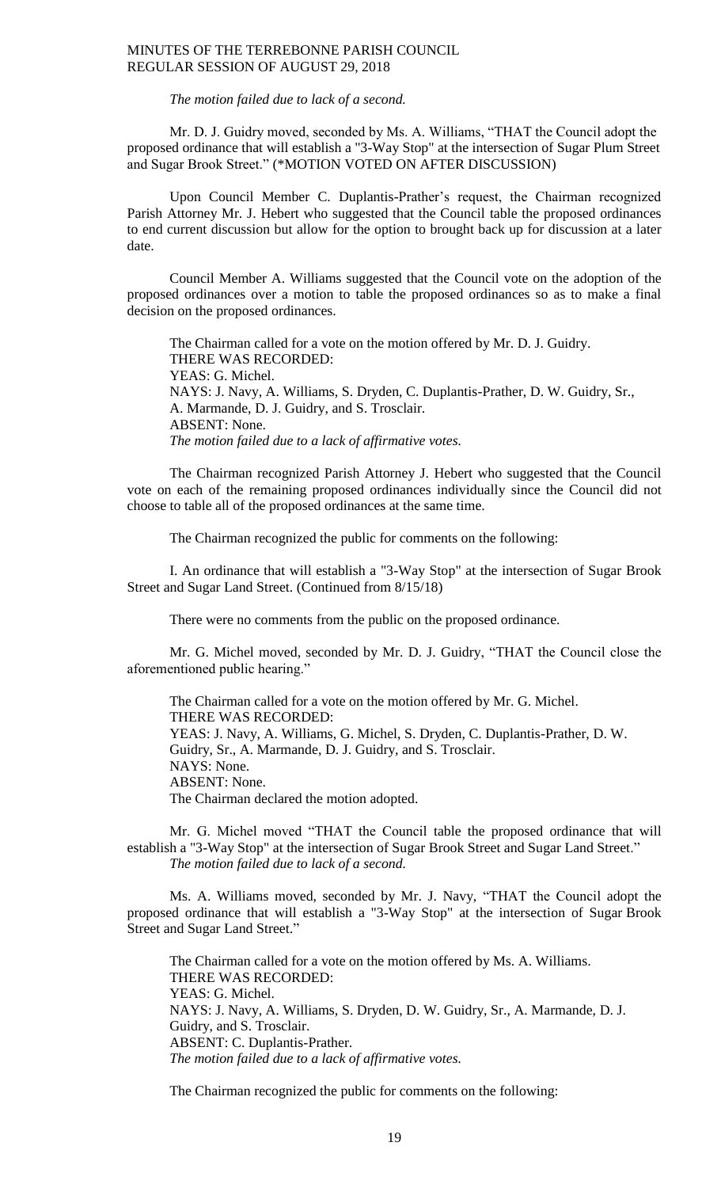*The motion failed due to lack of a second.*

Mr. D. J. Guidry moved, seconded by Ms. A. Williams, "THAT the Council adopt the proposed ordinance that will establish a "3-Way Stop" at the intersection of Sugar Plum Street and Sugar Brook Street." (*MOTION VOTED ON AFTER DISCUSSION)

Upon Council Member C. Duplantis-Prather's request, the Chairman recognized Parish Attorney Mr. J. Hebert who suggested that the Council table the proposed ordinances to end current discussion but allow for the option to brought back up for discussion at a later date.

Council Member A. Williams suggested that the Council vote on the adoption of the proposed ordinances over a motion to table the proposed ordinances so as to make a final decision on the proposed ordinances.

The Chairman called for a vote on the motion offered by Mr. D. J. Guidry.
THERE WAS RECORDED:
YEAS: G. Michel.
NAYS: J. Navy, A. Williams, S. Dryden, C. Duplantis-Prather, D. W. Guidry, Sr., A. Marmande, D. J. Guidry, and S. Trosclair.
ABSENT: None.
*The motion failed due to a lack of affirmative votes.*

The Chairman recognized Parish Attorney J. Hebert who suggested that the Council vote on each of the remaining proposed ordinances individually since the Council did not choose to table all of the proposed ordinances at the same time.

The Chairman recognized the public for comments on the following:

I. An ordinance that will establish a "3-Way Stop" at the intersection of Sugar Brook Street and Sugar Land Street. (Continued from 8/15/18)

There were no comments from the public on the proposed ordinance.

Mr. G. Michel moved, seconded by Mr. D. J. Guidry, "THAT the Council close the aforementioned public hearing."

The Chairman called for a vote on the motion offered by Mr. G. Michel.
THERE WAS RECORDED:
YEAS: J. Navy, A. Williams, G. Michel, S. Dryden, C. Duplantis-Prather, D. W. Guidry, Sr., A. Marmande, D. J. Guidry, and S. Trosclair.
NAYS: None.
ABSENT: None.
The Chairman declared the motion adopted.

Mr. G. Michel moved "THAT the Council table the proposed ordinance that will establish a "3-Way Stop" at the intersection of Sugar Brook Street and Sugar Land Street."
*The motion failed due to lack of a second.*

Ms. A. Williams moved, seconded by Mr. J. Navy, "THAT the Council adopt the proposed ordinance that will establish a "3-Way Stop" at the intersection of Sugar Brook Street and Sugar Land Street."

The Chairman called for a vote on the motion offered by Ms. A. Williams.
THERE WAS RECORDED:
YEAS: G. Michel.
NAYS: J. Navy, A. Williams, S. Dryden, D. W. Guidry, Sr., A. Marmande, D. J. Guidry, and S. Trosclair.
ABSENT: C. Duplantis-Prather.
*The motion failed due to a lack of affirmative votes.*

The Chairman recognized the public for comments on the following: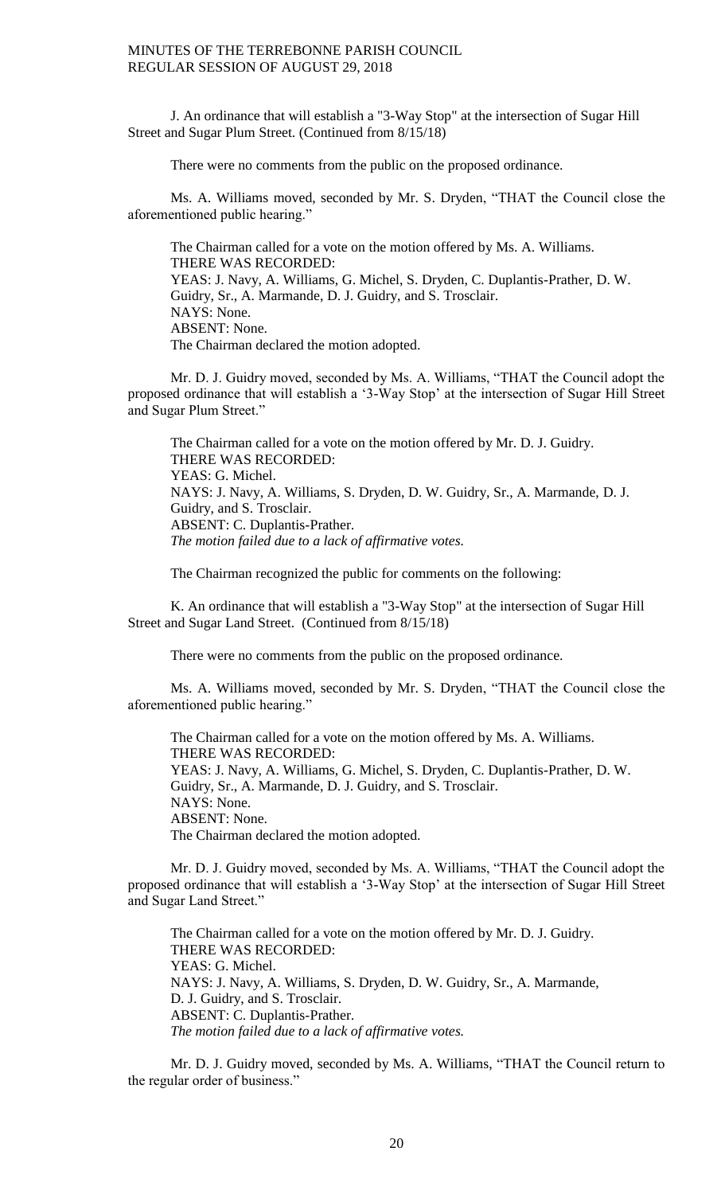J. An ordinance that will establish a "3-Way Stop" at the intersection of Sugar Hill Street and Sugar Plum Street. (Continued from 8/15/18)

There were no comments from the public on the proposed ordinance.

Ms. A. Williams moved, seconded by Mr. S. Dryden, "THAT the Council close the aforementioned public hearing."

The Chairman called for a vote on the motion offered by Ms. A. Williams.
THERE WAS RECORDED:
YEAS: J. Navy, A. Williams, G. Michel, S. Dryden, C. Duplantis-Prather, D. W. Guidry, Sr., A. Marmande, D. J. Guidry, and S. Trosclair.
NAYS: None.
ABSENT: None.
The Chairman declared the motion adopted.

Mr. D. J. Guidry moved, seconded by Ms. A. Williams, "THAT the Council adopt the proposed ordinance that will establish a '3-Way Stop' at the intersection of Sugar Hill Street and Sugar Plum Street."

The Chairman called for a vote on the motion offered by Mr. D. J. Guidry.
THERE WAS RECORDED:
YEAS: G. Michel.
NAYS: J. Navy, A. Williams, S. Dryden, D. W. Guidry, Sr., A. Marmande, D. J. Guidry, and S. Trosclair.
ABSENT: C. Duplantis-Prather.
*The motion failed due to a lack of affirmative votes.*

The Chairman recognized the public for comments on the following:

K. An ordinance that will establish a "3-Way Stop" at the intersection of Sugar Hill Street and Sugar Land Street. (Continued from 8/15/18)

There were no comments from the public on the proposed ordinance.

Ms. A. Williams moved, seconded by Mr. S. Dryden, "THAT the Council close the aforementioned public hearing."

The Chairman called for a vote on the motion offered by Ms. A. Williams.
THERE WAS RECORDED:
YEAS: J. Navy, A. Williams, G. Michel, S. Dryden, C. Duplantis-Prather, D. W. Guidry, Sr., A. Marmande, D. J. Guidry, and S. Trosclair.
NAYS: None.
ABSENT: None.
The Chairman declared the motion adopted.

Mr. D. J. Guidry moved, seconded by Ms. A. Williams, "THAT the Council adopt the proposed ordinance that will establish a '3-Way Stop' at the intersection of Sugar Hill Street and Sugar Land Street."

The Chairman called for a vote on the motion offered by Mr. D. J. Guidry.
THERE WAS RECORDED:
YEAS: G. Michel.
NAYS: J. Navy, A. Williams, S. Dryden, D. W. Guidry, Sr., A. Marmande, D. J. Guidry, and S. Trosclair.
ABSENT: C. Duplantis-Prather.
*The motion failed due to a lack of affirmative votes.*

Mr. D. J. Guidry moved, seconded by Ms. A. Williams, "THAT the Council return to the regular order of business."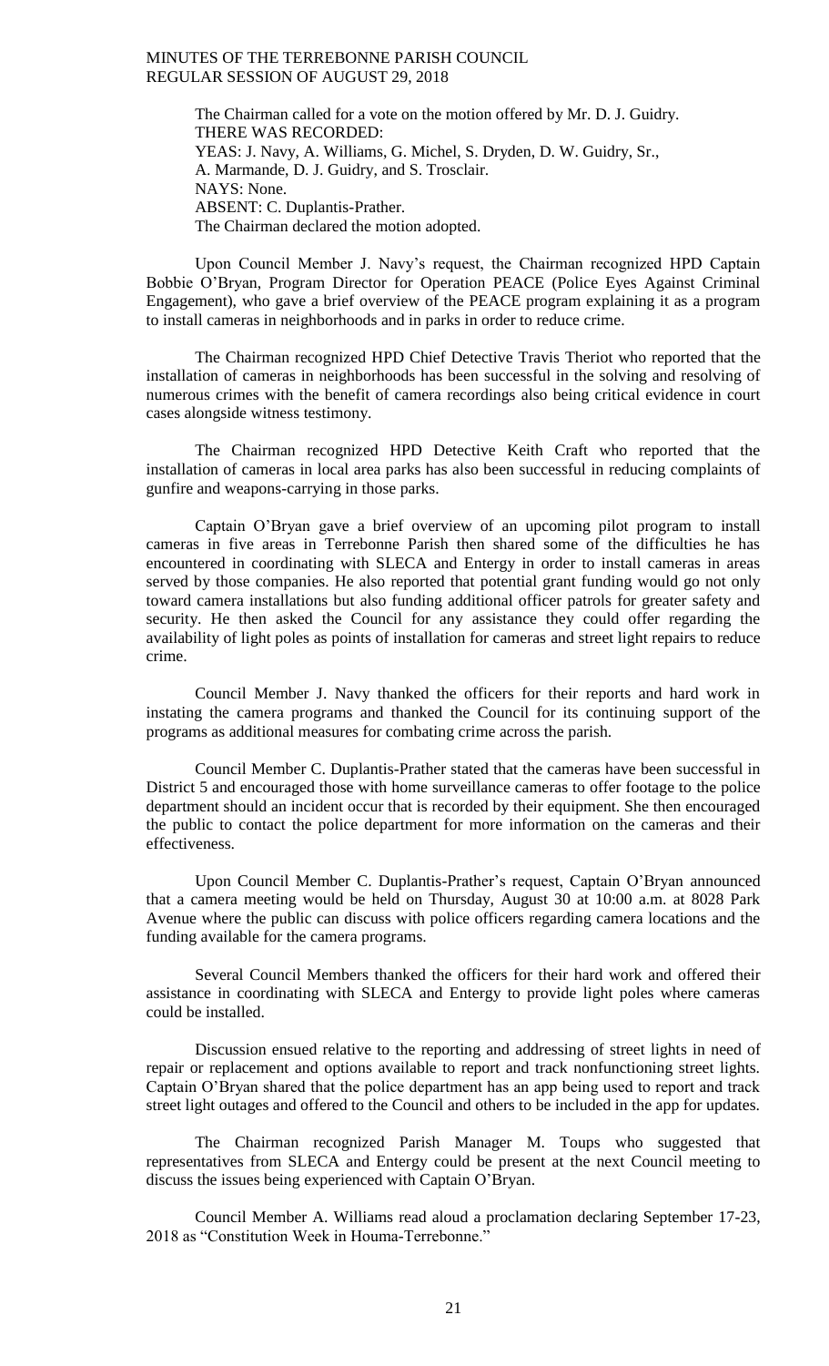The Chairman called for a vote on the motion offered by Mr. D. J. Guidry.
THERE WAS RECORDED:
YEAS: J. Navy, A. Williams, G. Michel, S. Dryden, D. W. Guidry, Sr., A. Marmande, D. J. Guidry, and S. Trosclair.
NAYS: None.
ABSENT: C. Duplantis-Prather.
The Chairman declared the motion adopted.

Upon Council Member J. Navy's request, the Chairman recognized HPD Captain Bobbie O'Bryan, Program Director for Operation PEACE (Police Eyes Against Criminal Engagement), who gave a brief overview of the PEACE program explaining it as a program to install cameras in neighborhoods and in parks in order to reduce crime.

The Chairman recognized HPD Chief Detective Travis Theriot who reported that the installation of cameras in neighborhoods has been successful in the solving and resolving of numerous crimes with the benefit of camera recordings also being critical evidence in court cases alongside witness testimony.

The Chairman recognized HPD Detective Keith Craft who reported that the installation of cameras in local area parks has also been successful in reducing complaints of gunfire and weapons-carrying in those parks.

Captain O'Bryan gave a brief overview of an upcoming pilot program to install cameras in five areas in Terrebonne Parish then shared some of the difficulties he has encountered in coordinating with SLECA and Entergy in order to install cameras in areas served by those companies. He also reported that potential grant funding would go not only toward camera installations but also funding additional officer patrols for greater safety and security. He then asked the Council for any assistance they could offer regarding the availability of light poles as points of installation for cameras and street light repairs to reduce crime.

Council Member J. Navy thanked the officers for their reports and hard work in instating the camera programs and thanked the Council for its continuing support of the programs as additional measures for combating crime across the parish.

Council Member C. Duplantis-Prather stated that the cameras have been successful in District 5 and encouraged those with home surveillance cameras to offer footage to the police department should an incident occur that is recorded by their equipment. She then encouraged the public to contact the police department for more information on the cameras and their effectiveness.

Upon Council Member C. Duplantis-Prather's request, Captain O'Bryan announced that a camera meeting would be held on Thursday, August 30 at 10:00 a.m. at 8028 Park Avenue where the public can discuss with police officers regarding camera locations and the funding available for the camera programs.

Several Council Members thanked the officers for their hard work and offered their assistance in coordinating with SLECA and Entergy to provide light poles where cameras could be installed.

Discussion ensued relative to the reporting and addressing of street lights in need of repair or replacement and options available to report and track nonfunctioning street lights. Captain O'Bryan shared that the police department has an app being used to report and track street light outages and offered to the Council and others to be included in the app for updates.

The Chairman recognized Parish Manager M. Toups who suggested that representatives from SLECA and Entergy could be present at the next Council meeting to discuss the issues being experienced with Captain O'Bryan.

Council Member A. Williams read aloud a proclamation declaring September 17-23, 2018 as "Constitution Week in Houma-Terrebonne."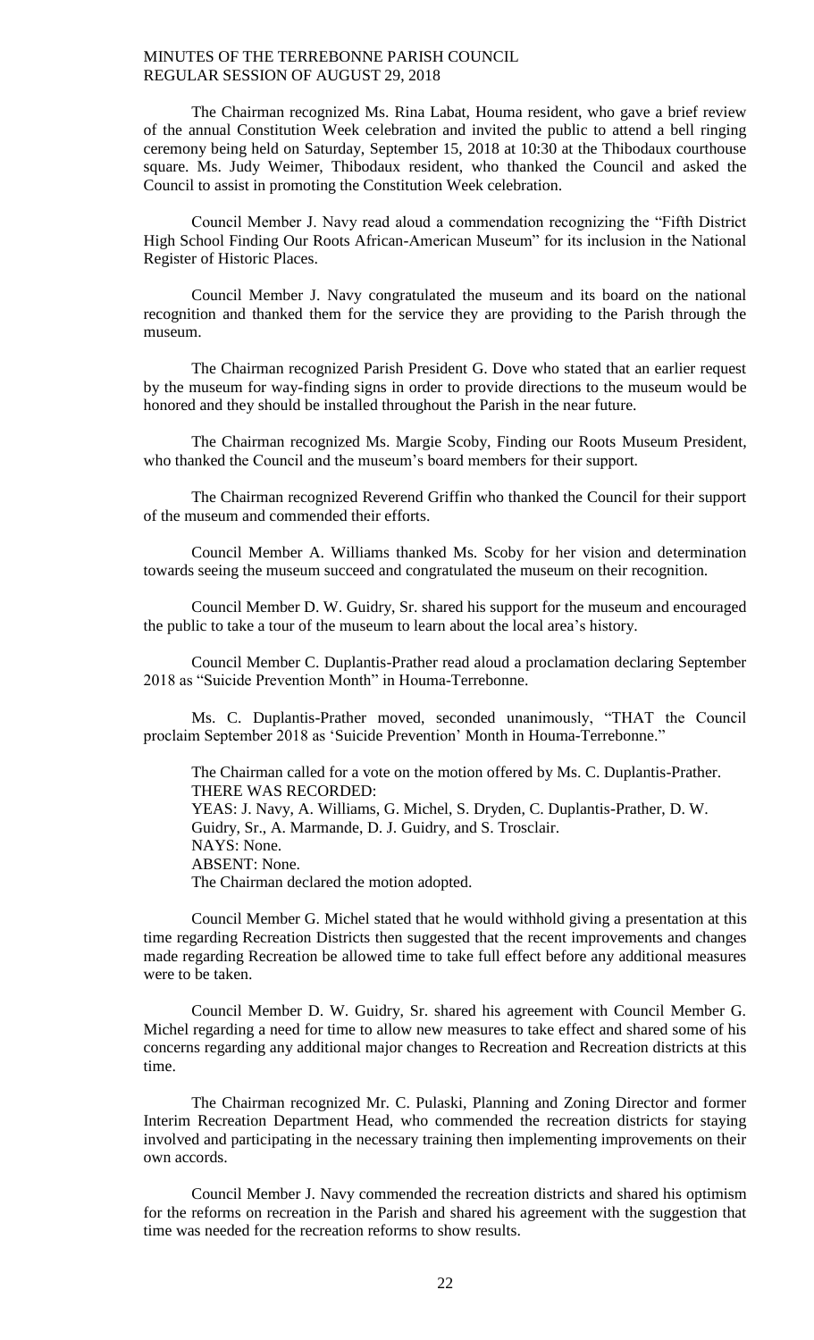The Chairman recognized Ms. Rina Labat, Houma resident, who gave a brief review of the annual Constitution Week celebration and invited the public to attend a bell ringing ceremony being held on Saturday, September 15, 2018 at 10:30 at the Thibodaux courthouse square. Ms. Judy Weimer, Thibodaux resident, who thanked the Council and asked the Council to assist in promoting the Constitution Week celebration.

Council Member J. Navy read aloud a commendation recognizing the "Fifth District High School Finding Our Roots African-American Museum" for its inclusion in the National Register of Historic Places.

Council Member J. Navy congratulated the museum and its board on the national recognition and thanked them for the service they are providing to the Parish through the museum.

The Chairman recognized Parish President G. Dove who stated that an earlier request by the museum for way-finding signs in order to provide directions to the museum would be honored and they should be installed throughout the Parish in the near future.

The Chairman recognized Ms. Margie Scoby, Finding our Roots Museum President, who thanked the Council and the museum's board members for their support.

The Chairman recognized Reverend Griffin who thanked the Council for their support of the museum and commended their efforts.

Council Member A. Williams thanked Ms. Scoby for her vision and determination towards seeing the museum succeed and congratulated the museum on their recognition.

Council Member D. W. Guidry, Sr. shared his support for the museum and encouraged the public to take a tour of the museum to learn about the local area's history.

Council Member C. Duplantis-Prather read aloud a proclamation declaring September 2018 as "Suicide Prevention Month" in Houma-Terrebonne.

Ms. C. Duplantis-Prather moved, seconded unanimously, "THAT the Council proclaim September 2018 as 'Suicide Prevention' Month in Houma-Terrebonne."

The Chairman called for a vote on the motion offered by Ms. C. Duplantis-Prather.
THERE WAS RECORDED:
YEAS: J. Navy, A. Williams, G. Michel, S. Dryden, C. Duplantis-Prather, D. W. Guidry, Sr., A. Marmande, D. J. Guidry, and S. Trosclair.
NAYS: None.
ABSENT: None.
The Chairman declared the motion adopted.

Council Member G. Michel stated that he would withhold giving a presentation at this time regarding Recreation Districts then suggested that the recent improvements and changes made regarding Recreation be allowed time to take full effect before any additional measures were to be taken.

Council Member D. W. Guidry, Sr. shared his agreement with Council Member G. Michel regarding a need for time to allow new measures to take effect and shared some of his concerns regarding any additional major changes to Recreation and Recreation districts at this time.

The Chairman recognized Mr. C. Pulaski, Planning and Zoning Director and former Interim Recreation Department Head, who commended the recreation districts for staying involved and participating in the necessary training then implementing improvements on their own accords.

Council Member J. Navy commended the recreation districts and shared his optimism for the reforms on recreation in the Parish and shared his agreement with the suggestion that time was needed for the recreation reforms to show results.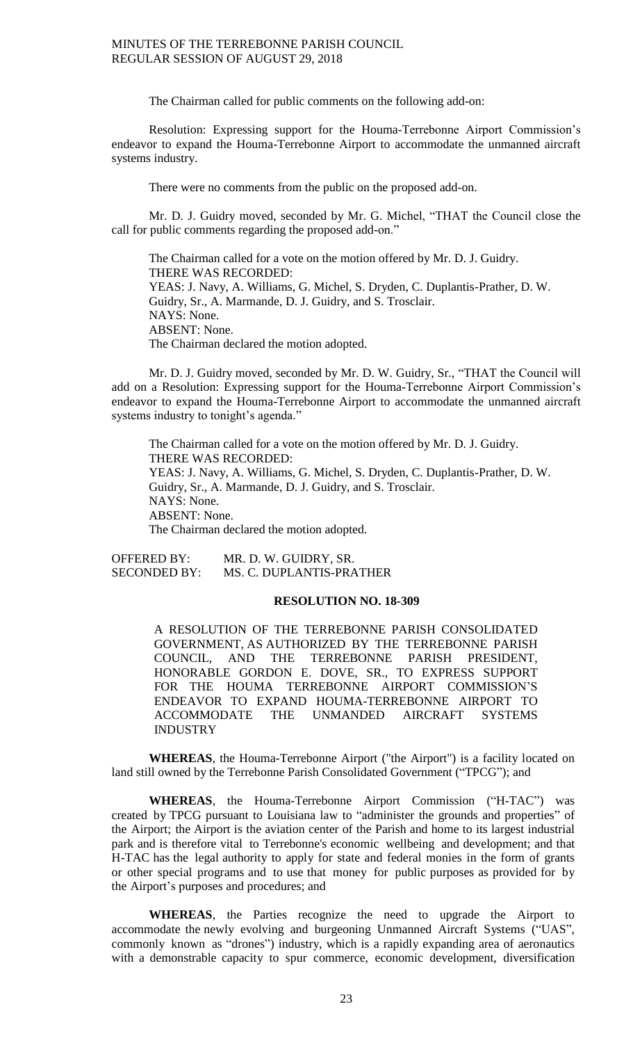The Chairman called for public comments on the following add-on:

Resolution: Expressing support for the Houma-Terrebonne Airport Commission's endeavor to expand the Houma-Terrebonne Airport to accommodate the unmanned aircraft systems industry.

There were no comments from the public on the proposed add-on.

Mr. D. J. Guidry moved, seconded by Mr. G. Michel, "THAT the Council close the call for public comments regarding the proposed add-on."

The Chairman called for a vote on the motion offered by Mr. D. J. Guidry.
THERE WAS RECORDED:
YEAS: J. Navy, A. Williams, G. Michel, S. Dryden, C. Duplantis-Prather, D. W. Guidry, Sr., A. Marmande, D. J. Guidry, and S. Trosclair.
NAYS: None.
ABSENT: None.
The Chairman declared the motion adopted.

Mr. D. J. Guidry moved, seconded by Mr. D. W. Guidry, Sr., "THAT the Council will add on a Resolution: Expressing support for the Houma-Terrebonne Airport Commission's endeavor to expand the Houma-Terrebonne Airport to accommodate the unmanned aircraft systems industry to tonight's agenda."

The Chairman called for a vote on the motion offered by Mr. D. J. Guidry.
THERE WAS RECORDED:
YEAS: J. Navy, A. Williams, G. Michel, S. Dryden, C. Duplantis-Prather, D. W. Guidry, Sr., A. Marmande, D. J. Guidry, and S. Trosclair.
NAYS: None.
ABSENT: None.
The Chairman declared the motion adopted.

OFFERED BY: MR. D. W. GUIDRY, SR.
SECONDED BY: MS. C. DUPLANTIS-PRATHER

**RESOLUTION NO. 18-309**

A RESOLUTION OF THE TERREBONNE PARISH CONSOLIDATED GOVERNMENT, AS AUTHORIZED BY THE TERREBONNE PARISH COUNCIL, AND THE TERREBONNE PARISH PRESIDENT, HONORABLE GORDON E. DOVE, SR., TO EXPRESS SUPPORT FOR THE HOUMA TERREBONNE AIRPORT COMMISSION'S ENDEAVOR TO EXPAND HOUMA-TERREBONNE AIRPORT TO ACCOMMODATE THE UNMANDED AIRCRAFT SYSTEMS INDUSTRY

**WHEREAS**, the Houma-Terrebonne Airport ("the Airport") is a facility located on land still owned by the Terrebonne Parish Consolidated Government ("TPCG"); and

**WHEREAS**, the Houma-Terrebonne Airport Commission ("H-TAC") was created by TPCG pursuant to Louisiana law to "administer the grounds and properties" of the Airport; the Airport is the aviation center of the Parish and home to its largest industrial park and is therefore vital to Terrebonne's economic wellbeing and development; and that H-TAC has the legal authority to apply for state and federal monies in the form of grants or other special programs and to use that money for public purposes as provided for by the Airport's purposes and procedures; and

**WHEREAS**, the Parties recognize the need to upgrade the Airport to accommodate the newly evolving and burgeoning Unmanned Aircraft Systems ("UAS", commonly known as "drones") industry, which is a rapidly expanding area of aeronautics with a demonstrable capacity to spur commerce, economic development, diversification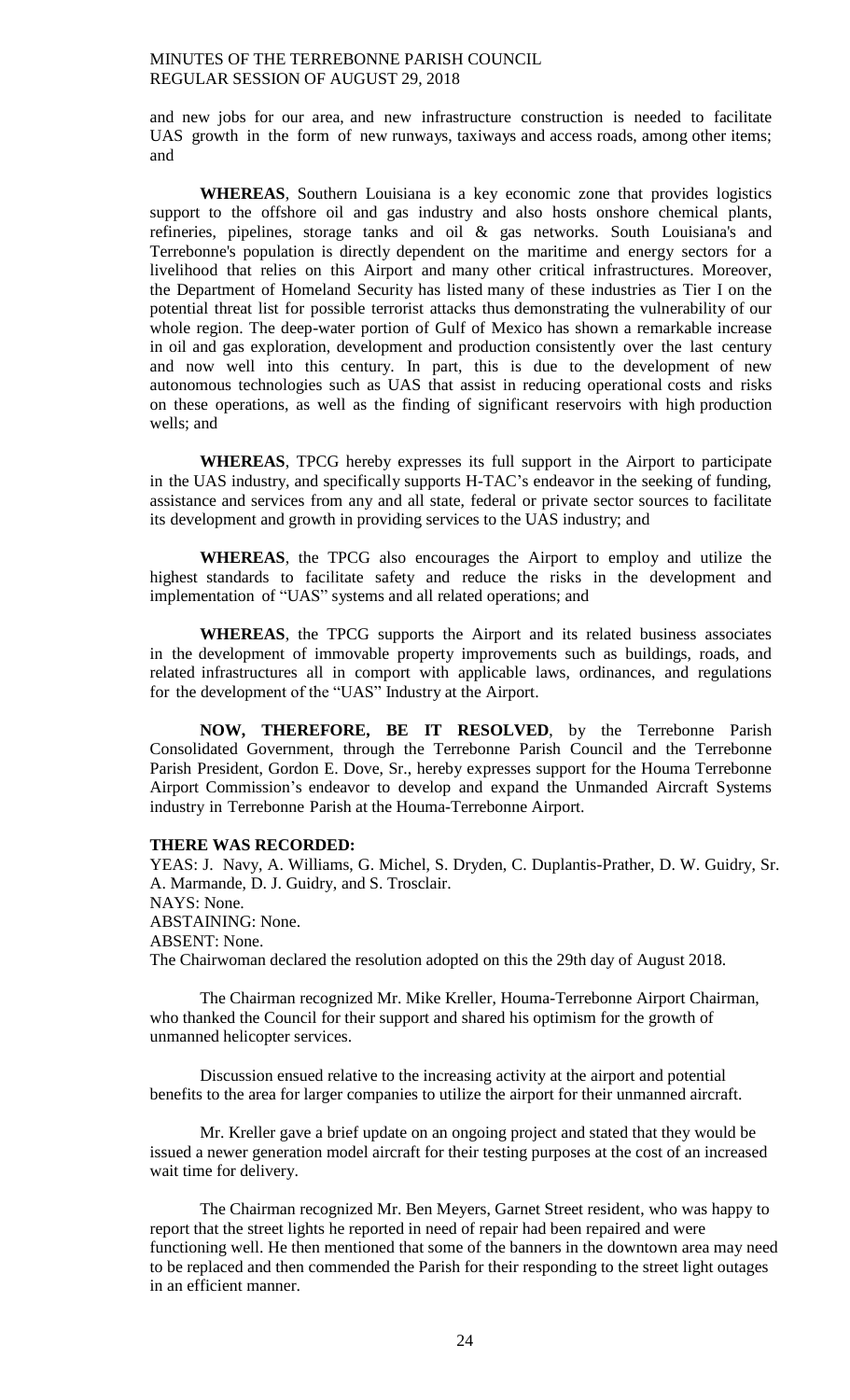and new jobs for our area, and new infrastructure construction is needed to facilitate UAS growth in the form of new runways, taxiways and access roads, among other items; and

**WHEREAS**, Southern Louisiana is a key economic zone that provides logistics support to the offshore oil and gas industry and also hosts onshore chemical plants, refineries, pipelines, storage tanks and oil & gas networks. South Louisiana's and Terrebonne's population is directly dependent on the maritime and energy sectors for a livelihood that relies on this Airport and many other critical infrastructures. Moreover, the Department of Homeland Security has listed many of these industries as Tier I on the potential threat list for possible terrorist attacks thus demonstrating the vulnerability of our whole region. The deep-water portion of Gulf of Mexico has shown a remarkable increase in oil and gas exploration, development and production consistently over the last century and now well into this century. In part, this is due to the development of new autonomous technologies such as UAS that assist in reducing operational costs and risks on these operations, as well as the finding of significant reservoirs with high production wells; and

**WHEREAS**, TPCG hereby expresses its full support in the Airport to participate in the UAS industry, and specifically supports H-TAC's endeavor in the seeking of funding, assistance and services from any and all state, federal or private sector sources to facilitate its development and growth in providing services to the UAS industry; and

**WHEREAS**, the TPCG also encourages the Airport to employ and utilize the highest standards to facilitate safety and reduce the risks in the development and implementation of "UAS" systems and all related operations; and

**WHEREAS**, the TPCG supports the Airport and its related business associates in the development of immovable property improvements such as buildings, roads, and related infrastructures all in comport with applicable laws, ordinances, and regulations for the development of the "UAS" Industry at the Airport.

**NOW, THEREFORE, BE IT RESOLVED**, by the Terrebonne Parish Consolidated Government, through the Terrebonne Parish Council and the Terrebonne Parish President, Gordon E. Dove, Sr., hereby expresses support for the Houma Terrebonne Airport Commission's endeavor to develop and expand the Unmanded Aircraft Systems industry in Terrebonne Parish at the Houma-Terrebonne Airport.

**THERE WAS RECORDED:**

YEAS: J. Navy, A. Williams, G. Michel, S. Dryden, C. Duplantis-Prather, D. W. Guidry, Sr. A. Marmande, D. J. Guidry, and S. Trosclair.
NAYS: None.
ABSTAINING: None.
ABSENT: None.
The Chairwoman declared the resolution adopted on this the 29th day of August 2018.

The Chairman recognized Mr. Mike Kreller, Houma-Terrebonne Airport Chairman, who thanked the Council for their support and shared his optimism for the growth of unmanned helicopter services.

Discussion ensued relative to the increasing activity at the airport and potential benefits to the area for larger companies to utilize the airport for their unmanned aircraft.

Mr. Kreller gave a brief update on an ongoing project and stated that they would be issued a newer generation model aircraft for their testing purposes at the cost of an increased wait time for delivery.

The Chairman recognized Mr. Ben Meyers, Garnet Street resident, who was happy to report that the street lights he reported in need of repair had been repaired and were functioning well. He then mentioned that some of the banners in the downtown area may need to be replaced and then commended the Parish for their responding to the street light outages in an efficient manner.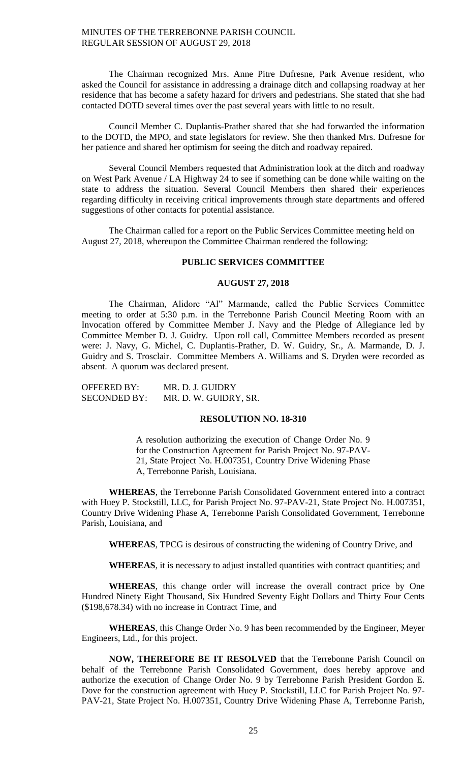The Chairman recognized Mrs. Anne Pitre Dufresne, Park Avenue resident, who asked the Council for assistance in addressing a drainage ditch and collapsing roadway at her residence that has become a safety hazard for drivers and pedestrians. She stated that she had contacted DOTD several times over the past several years with little to no result.

Council Member C. Duplantis-Prather shared that she had forwarded the information to the DOTD, the MPO, and state legislators for review. She then thanked Mrs. Dufresne for her patience and shared her optimism for seeing the ditch and roadway repaired.

Several Council Members requested that Administration look at the ditch and roadway on West Park Avenue / LA Highway 24 to see if something can be done while waiting on the state to address the situation. Several Council Members then shared their experiences regarding difficulty in receiving critical improvements through state departments and offered suggestions of other contacts for potential assistance.

The Chairman called for a report on the Public Services Committee meeting held on August 27, 2018, whereupon the Committee Chairman rendered the following:

## PUBLIC SERVICES COMMITTEE

## AUGUST 27, 2018

The Chairman, Alidore "Al" Marmande, called the Public Services Committee meeting to order at 5:30 p.m. in the Terrebonne Parish Council Meeting Room with an Invocation offered by Committee Member J. Navy and the Pledge of Allegiance led by Committee Member D. J. Guidry. Upon roll call, Committee Members recorded as present were: J. Navy, G. Michel, C. Duplantis-Prather, D. W. Guidry, Sr., A. Marmande, D. J. Guidry and S. Trosclair. Committee Members A. Williams and S. Dryden were recorded as absent. A quorum was declared present.

OFFERED BY: MR. D. J. GUIDRY
SECONDED BY: MR. D. W. GUIDRY, SR.

### RESOLUTION NO. 18-310

A resolution authorizing the execution of Change Order No. 9 for the Construction Agreement for Parish Project No. 97-PAV-21, State Project No. H.007351, Country Drive Widening Phase A, Terrebonne Parish, Louisiana.

**WHEREAS**, the Terrebonne Parish Consolidated Government entered into a contract with Huey P. Stockstill, LLC, for Parish Project No. 97-PAV-21, State Project No. H.007351, Country Drive Widening Phase A, Terrebonne Parish Consolidated Government, Terrebonne Parish, Louisiana, and

**WHEREAS**, TPCG is desirous of constructing the widening of Country Drive, and

**WHEREAS**, it is necessary to adjust installed quantities with contract quantities; and

**WHEREAS**, this change order will increase the overall contract price by One Hundred Ninety Eight Thousand, Six Hundred Seventy Eight Dollars and Thirty Four Cents ($198,678.34) with no increase in Contract Time, and

**WHEREAS**, this Change Order No. 9 has been recommended by the Engineer, Meyer Engineers, Ltd., for this project.

**NOW, THEREFORE BE IT RESOLVED** that the Terrebonne Parish Council on behalf of the Terrebonne Parish Consolidated Government, does hereby approve and authorize the execution of Change Order No. 9 by Terrebonne Parish President Gordon E. Dove for the construction agreement with Huey P. Stockstill, LLC for Parish Project No. 97-PAV-21, State Project No. H.007351, Country Drive Widening Phase A, Terrebonne Parish,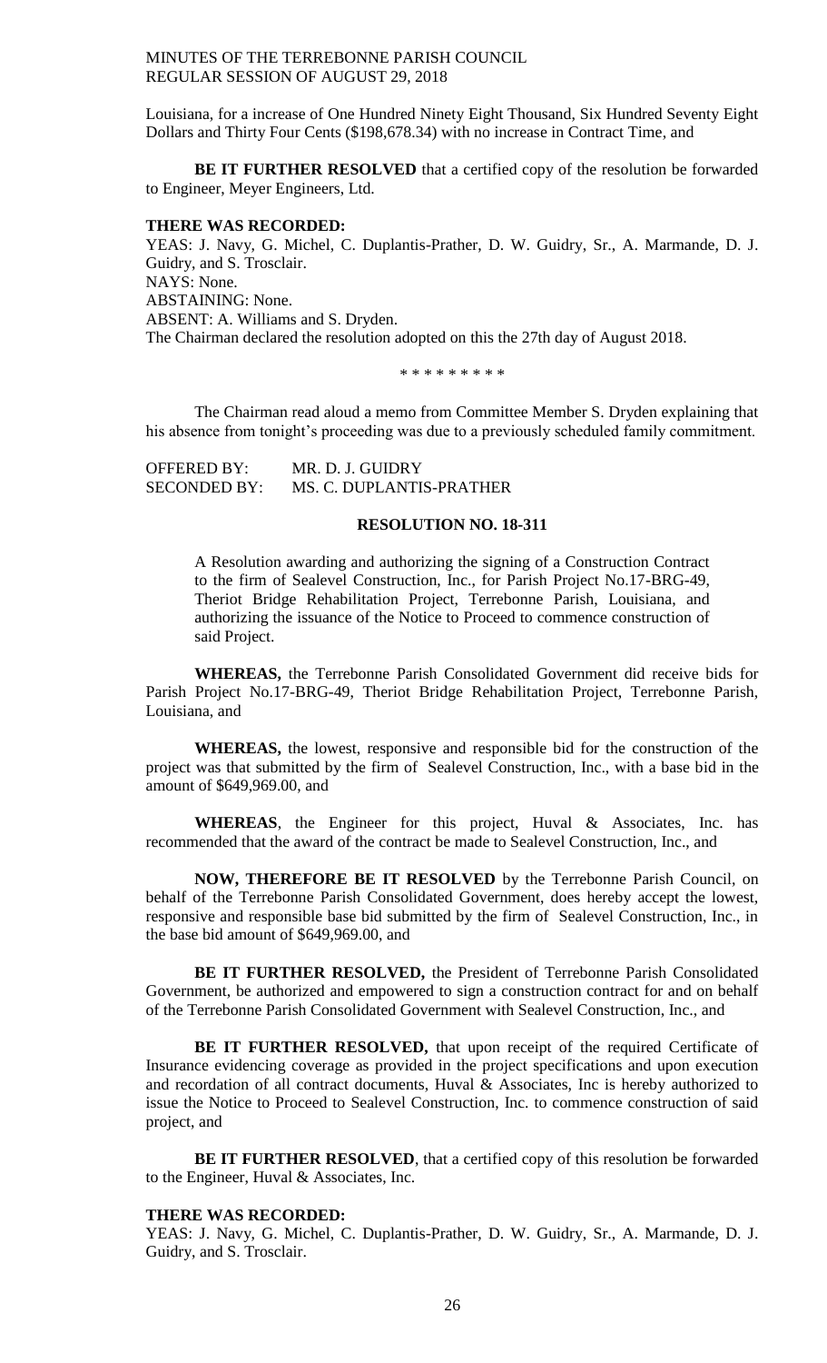Louisiana, for a increase of One Hundred Ninety Eight Thousand, Six Hundred Seventy Eight Dollars and Thirty Four Cents ($198,678.34) with no increase in Contract Time, and

**BE IT FURTHER RESOLVED** that a certified copy of the resolution be forwarded to Engineer, Meyer Engineers, Ltd.

**THERE WAS RECORDED:**
YEAS: J. Navy, G. Michel, C. Duplantis-Prather, D. W. Guidry, Sr., A. Marmande, D. J. Guidry, and S. Trosclair.
NAYS: None.
ABSTAINING: None.
ABSENT: A. Williams and S. Dryden.
The Chairman declared the resolution adopted on this the 27th day of August 2018.

\* \* \* \* \* \* \* \* \*

The Chairman read aloud a memo from Committee Member S. Dryden explaining that his absence from tonight's proceeding was due to a previously scheduled family commitment.

OFFERED BY: MR. D. J. GUIDRY
SECONDED BY: MS. C. DUPLANTIS-PRATHER

**RESOLUTION NO. 18-311**

A Resolution awarding and authorizing the signing of a Construction Contract to the firm of Sealevel Construction, Inc., for Parish Project No.17-BRG-49, Theriot Bridge Rehabilitation Project, Terrebonne Parish, Louisiana, and authorizing the issuance of the Notice to Proceed to commence construction of said Project.

**WHEREAS,** the Terrebonne Parish Consolidated Government did receive bids for Parish Project No.17-BRG-49, Theriot Bridge Rehabilitation Project, Terrebonne Parish, Louisiana, and

**WHEREAS,** the lowest, responsive and responsible bid for the construction of the project was that submitted by the firm of Sealevel Construction, Inc., with a base bid in the amount of $649,969.00, and

**WHEREAS**, the Engineer for this project, Huval & Associates, Inc. has recommended that the award of the contract be made to Sealevel Construction, Inc., and

**NOW, THEREFORE BE IT RESOLVED** by the Terrebonne Parish Council, on behalf of the Terrebonne Parish Consolidated Government, does hereby accept the lowest, responsive and responsible base bid submitted by the firm of Sealevel Construction, Inc., in the base bid amount of $649,969.00, and

**BE IT FURTHER RESOLVED,** the President of Terrebonne Parish Consolidated Government, be authorized and empowered to sign a construction contract for and on behalf of the Terrebonne Parish Consolidated Government with Sealevel Construction, Inc., and

**BE IT FURTHER RESOLVED,** that upon receipt of the required Certificate of Insurance evidencing coverage as provided in the project specifications and upon execution and recordation of all contract documents, Huval & Associates, Inc is hereby authorized to issue the Notice to Proceed to Sealevel Construction, Inc. to commence construction of said project, and

**BE IT FURTHER RESOLVED**, that a certified copy of this resolution be forwarded to the Engineer, Huval & Associates, Inc.

**THERE WAS RECORDED:**
YEAS: J. Navy, G. Michel, C. Duplantis-Prather, D. W. Guidry, Sr., A. Marmande, D. J. Guidry, and S. Trosclair.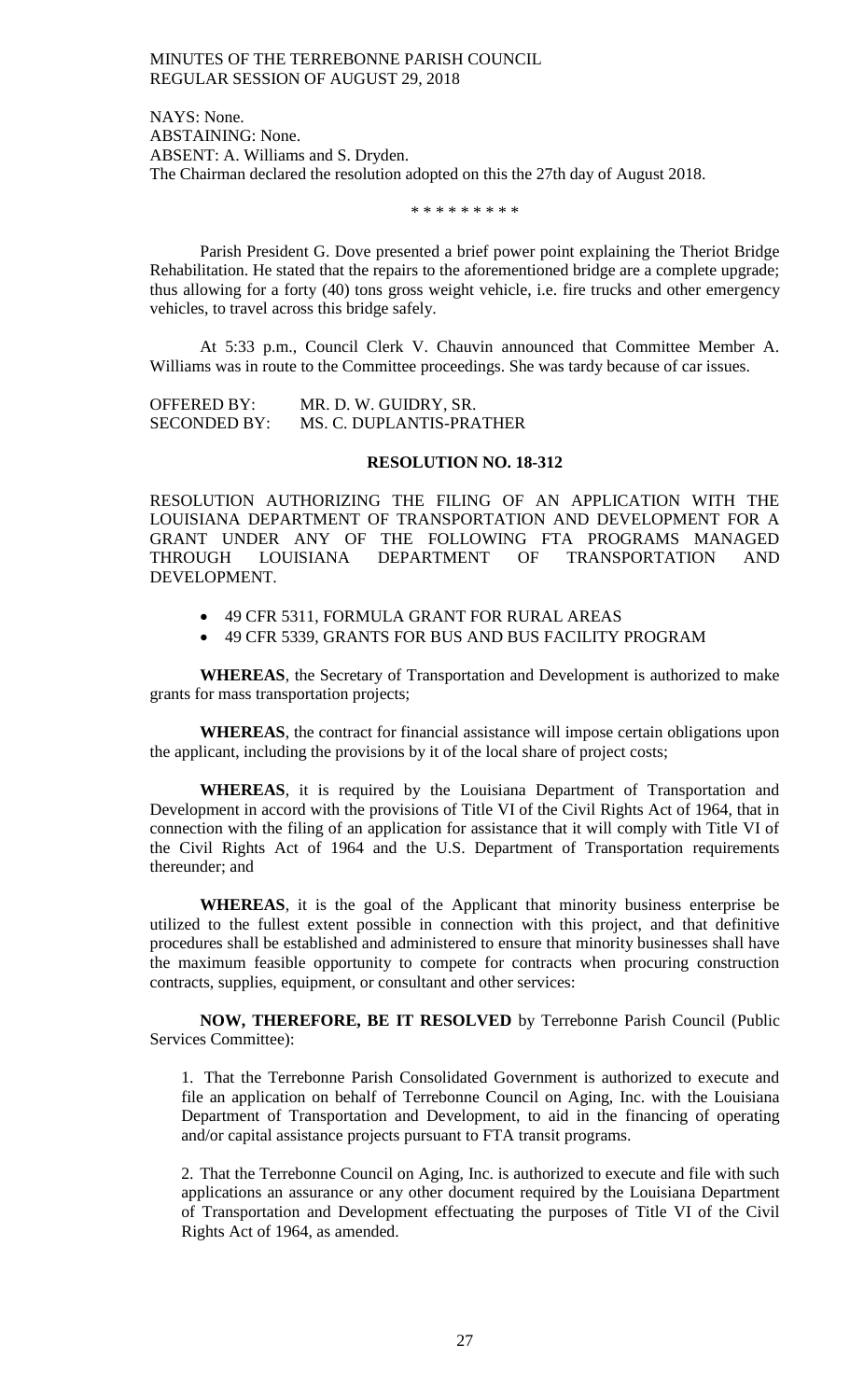NAYS: None.
ABSTAINING: None.
ABSENT: A. Williams and S. Dryden.
The Chairman declared the resolution adopted on this the 27th day of August 2018.

\* \* \* \* \* \* \* \* \*

Parish President G. Dove presented a brief power point explaining the Theriot Bridge Rehabilitation. He stated that the repairs to the aforementioned bridge are a complete upgrade; thus allowing for a forty (40) tons gross weight vehicle, i.e. fire trucks and other emergency vehicles, to travel across this bridge safely.

At 5:33 p.m., Council Clerk V. Chauvin announced that Committee Member A. Williams was in route to the Committee proceedings. She was tardy because of car issues.

OFFERED BY: MR. D. W. GUIDRY, SR.
SECONDED BY: MS. C. DUPLANTIS-PRATHER

**RESOLUTION NO. 18-312**

RESOLUTION AUTHORIZING THE FILING OF AN APPLICATION WITH THE LOUISIANA DEPARTMENT OF TRANSPORTATION AND DEVELOPMENT FOR A GRANT UNDER ANY OF THE FOLLOWING FTA PROGRAMS MANAGED THROUGH LOUISIANA DEPARTMENT OF TRANSPORTATION AND DEVELOPMENT.

- 49 CFR 5311, FORMULA GRANT FOR RURAL AREAS
- 49 CFR 5339, GRANTS FOR BUS AND BUS FACILITY PROGRAM

**WHEREAS**, the Secretary of Transportation and Development is authorized to make grants for mass transportation projects;

**WHEREAS**, the contract for financial assistance will impose certain obligations upon the applicant, including the provisions by it of the local share of project costs;

**WHEREAS**, it is required by the Louisiana Department of Transportation and Development in accord with the provisions of Title VI of the Civil Rights Act of 1964, that in connection with the filing of an application for assistance that it will comply with Title VI of the Civil Rights Act of 1964 and the U.S. Department of Transportation requirements thereunder; and

**WHEREAS**, it is the goal of the Applicant that minority business enterprise be utilized to the fullest extent possible in connection with this project, and that definitive procedures shall be established and administered to ensure that minority businesses shall have the maximum feasible opportunity to compete for contracts when procuring construction contracts, supplies, equipment, or consultant and other services:

**NOW, THEREFORE, BE IT RESOLVED** by Terrebonne Parish Council (Public Services Committee):

1. That the Terrebonne Parish Consolidated Government is authorized to execute and file an application on behalf of Terrebonne Council on Aging, Inc. with the Louisiana Department of Transportation and Development, to aid in the financing of operating and/or capital assistance projects pursuant to FTA transit programs.

2. That the Terrebonne Council on Aging, Inc. is authorized to execute and file with such applications an assurance or any other document required by the Louisiana Department of Transportation and Development effectuating the purposes of Title VI of the Civil Rights Act of 1964, as amended.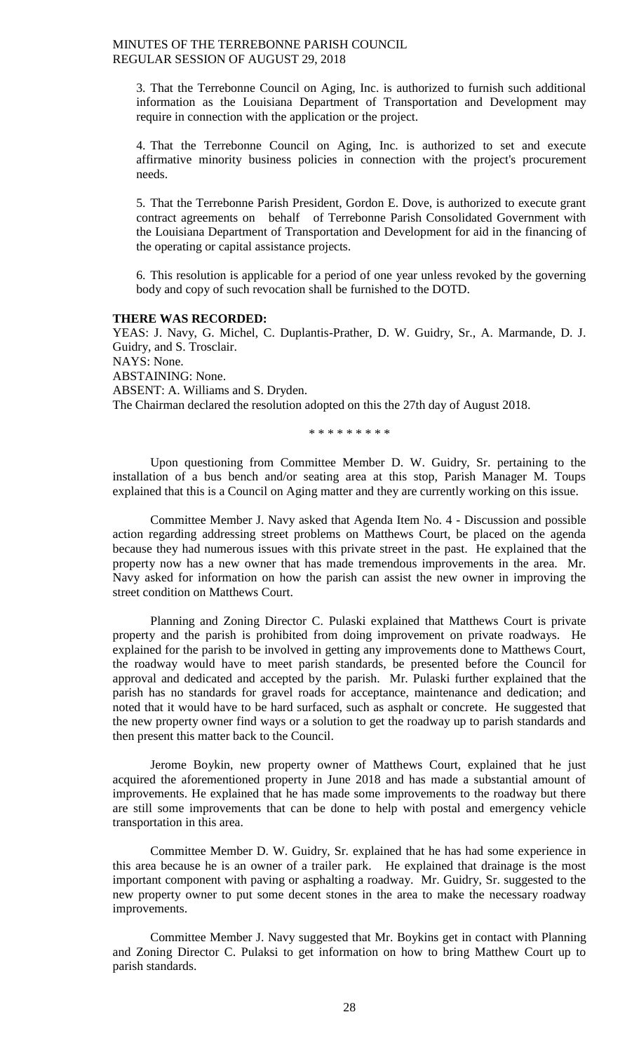3. That the Terrebonne Council on Aging, Inc. is authorized to furnish such additional information as the Louisiana Department of Transportation and Development may require in connection with the application or the project.

4. That the Terrebonne Council on Aging, Inc. is authorized to set and execute affirmative minority business policies in connection with the project's procurement needs.

5. That the Terrebonne Parish President, Gordon E. Dove, is authorized to execute grant contract agreements on behalf of Terrebonne Parish Consolidated Government with the Louisiana Department of Transportation and Development for aid in the financing of the operating or capital assistance projects.

6. This resolution is applicable for a period of one year unless revoked by the governing body and copy of such revocation shall be furnished to the DOTD.

**THERE WAS RECORDED:**

YEAS: J. Navy, G. Michel, C. Duplantis-Prather, D. W. Guidry, Sr., A. Marmande, D. J. Guidry, and S. Trosclair.
NAYS: None.
ABSTAINING: None.
ABSENT: A. Williams and S. Dryden.
The Chairman declared the resolution adopted on this the 27th day of August 2018.

\* \* \* \* \* \* \* \* \*

Upon questioning from Committee Member D. W. Guidry, Sr. pertaining to the installation of a bus bench and/or seating area at this stop, Parish Manager M. Toups explained that this is a Council on Aging matter and they are currently working on this issue.

Committee Member J. Navy asked that Agenda Item No. 4 - Discussion and possible action regarding addressing street problems on Matthews Court, be placed on the agenda because they had numerous issues with this private street in the past. He explained that the property now has a new owner that has made tremendous improvements in the area. Mr. Navy asked for information on how the parish can assist the new owner in improving the street condition on Matthews Court.

Planning and Zoning Director C. Pulaski explained that Matthews Court is private property and the parish is prohibited from doing improvement on private roadways. He explained for the parish to be involved in getting any improvements done to Matthews Court, the roadway would have to meet parish standards, be presented before the Council for approval and dedicated and accepted by the parish. Mr. Pulaski further explained that the parish has no standards for gravel roads for acceptance, maintenance and dedication; and noted that it would have to be hard surfaced, such as asphalt or concrete. He suggested that the new property owner find ways or a solution to get the roadway up to parish standards and then present this matter back to the Council.

Jerome Boykin, new property owner of Matthews Court, explained that he just acquired the aforementioned property in June 2018 and has made a substantial amount of improvements. He explained that he has made some improvements to the roadway but there are still some improvements that can be done to help with postal and emergency vehicle transportation in this area.

Committee Member D. W. Guidry, Sr. explained that he has had some experience in this area because he is an owner of a trailer park. He explained that drainage is the most important component with paving or asphalting a roadway. Mr. Guidry, Sr. suggested to the new property owner to put some decent stones in the area to make the necessary roadway improvements.

Committee Member J. Navy suggested that Mr. Boykins get in contact with Planning and Zoning Director C. Pulaski to get information on how to bring Matthew Court up to parish standards.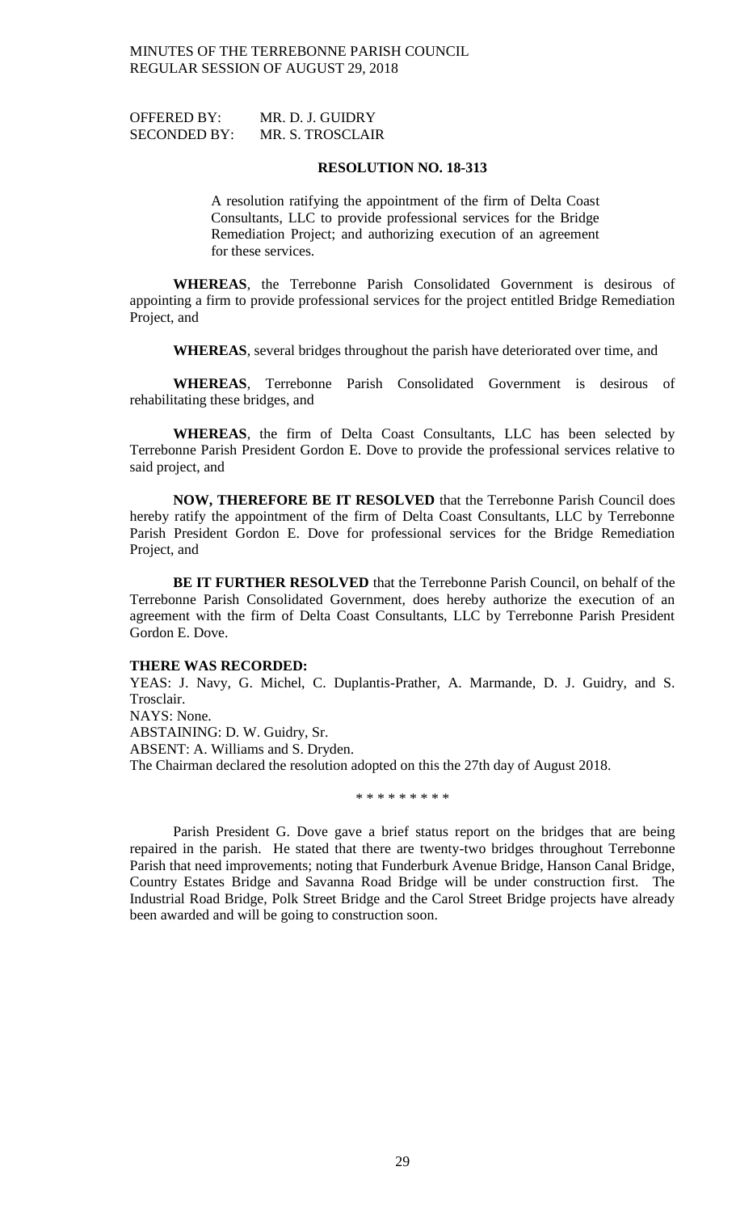OFFERED BY: MR. D. J. GUIDRY
SECONDED BY: MR. S. TROSCLAIR

**RESOLUTION NO. 18-313**

A resolution ratifying the appointment of the firm of Delta Coast Consultants, LLC to provide professional services for the Bridge Remediation Project; and authorizing execution of an agreement for these services.

**WHEREAS**, the Terrebonne Parish Consolidated Government is desirous of appointing a firm to provide professional services for the project entitled Bridge Remediation Project, and

**WHEREAS**, several bridges throughout the parish have deteriorated over time, and

**WHEREAS**, Terrebonne Parish Consolidated Government is desirous of rehabilitating these bridges, and

**WHEREAS**, the firm of Delta Coast Consultants, LLC has been selected by Terrebonne Parish President Gordon E. Dove to provide the professional services relative to said project, and

**NOW, THEREFORE BE IT RESOLVED** that the Terrebonne Parish Council does hereby ratify the appointment of the firm of Delta Coast Consultants, LLC by Terrebonne Parish President Gordon E. Dove for professional services for the Bridge Remediation Project, and

**BE IT FURTHER RESOLVED** that the Terrebonne Parish Council, on behalf of the Terrebonne Parish Consolidated Government, does hereby authorize the execution of an agreement with the firm of Delta Coast Consultants, LLC by Terrebonne Parish President Gordon E. Dove.

**THERE WAS RECORDED:**

YEAS: J. Navy, G. Michel, C. Duplantis-Prather, A. Marmande, D. J. Guidry, and S. Trosclair.
NAYS: None.
ABSTAINING: D. W. Guidry, Sr.
ABSENT: A. Williams and S. Dryden.
The Chairman declared the resolution adopted on this the 27th day of August 2018.

\* \* \* \* \* \* \* \* \*

Parish President G. Dove gave a brief status report on the bridges that are being repaired in the parish. He stated that there are twenty-two bridges throughout Terrebonne Parish that need improvements; noting that Funderburk Avenue Bridge, Hanson Canal Bridge, Country Estates Bridge and Savanna Road Bridge will be under construction first. The Industrial Road Bridge, Polk Street Bridge and the Carol Street Bridge projects have already been awarded and will be going to construction soon.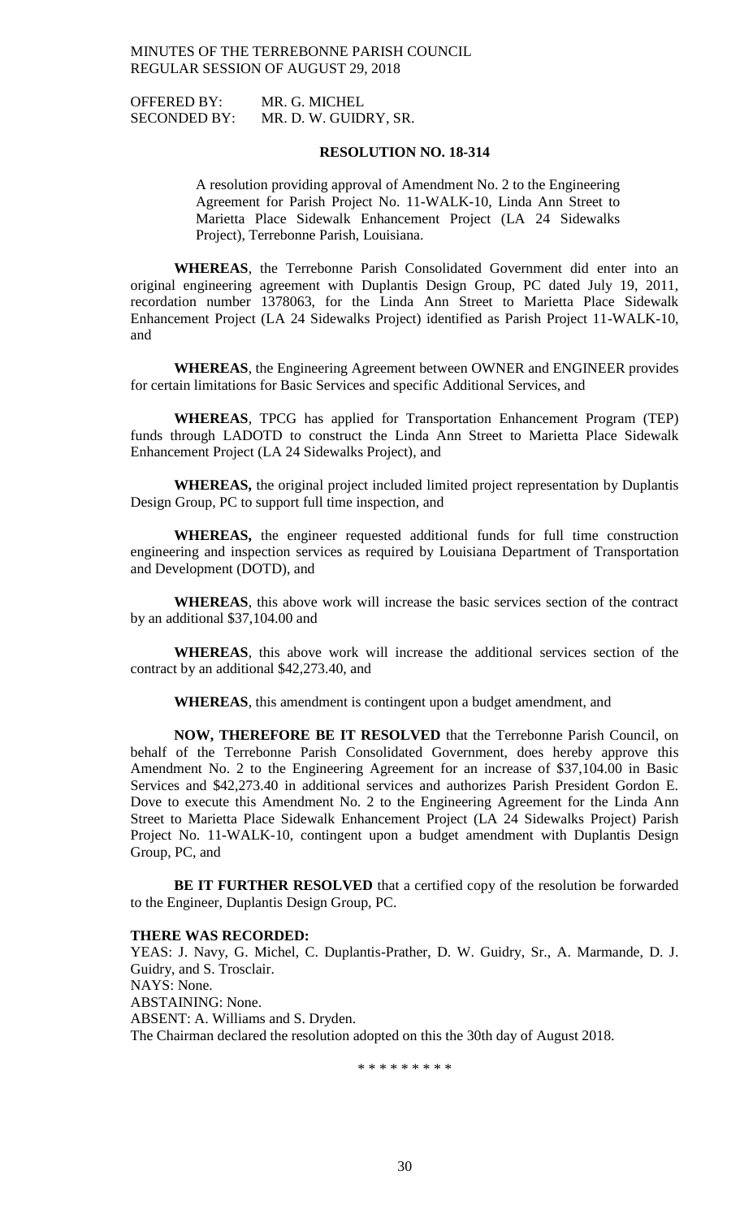OFFERED BY: MR. G. MICHEL
SECONDED BY: MR. D. W. GUIDRY, SR.

**RESOLUTION NO. 18-314**

A resolution providing approval of Amendment No. 2 to the Engineering Agreement for Parish Project No. 11-WALK-10, Linda Ann Street to Marietta Place Sidewalk Enhancement Project (LA 24 Sidewalks Project), Terrebonne Parish, Louisiana.

**WHEREAS**, the Terrebonne Parish Consolidated Government did enter into an original engineering agreement with Duplantis Design Group, PC dated July 19, 2011, recordation number 1378063, for the Linda Ann Street to Marietta Place Sidewalk Enhancement Project (LA 24 Sidewalks Project) identified as Parish Project 11-WALK-10, and

**WHEREAS**, the Engineering Agreement between OWNER and ENGINEER provides for certain limitations for Basic Services and specific Additional Services, and

**WHEREAS**, TPCG has applied for Transportation Enhancement Program (TEP) funds through LADOTD to construct the Linda Ann Street to Marietta Place Sidewalk Enhancement Project (LA 24 Sidewalks Project), and

**WHEREAS,** the original project included limited project representation by Duplantis Design Group, PC to support full time inspection, and

**WHEREAS,** the engineer requested additional funds for full time construction engineering and inspection services as required by Louisiana Department of Transportation and Development (DOTD), and

**WHEREAS**, this above work will increase the basic services section of the contract by an additional $37,104.00 and

**WHEREAS**, this above work will increase the additional services section of the contract by an additional $42,273.40, and

**WHEREAS**, this amendment is contingent upon a budget amendment, and

**NOW, THEREFORE BE IT RESOLVED** that the Terrebonne Parish Council, on behalf of the Terrebonne Parish Consolidated Government, does hereby approve this Amendment No. 2 to the Engineering Agreement for an increase of $37,104.00 in Basic Services and $42,273.40 in additional services and authorizes Parish President Gordon E. Dove to execute this Amendment No. 2 to the Engineering Agreement for the Linda Ann Street to Marietta Place Sidewalk Enhancement Project (LA 24 Sidewalks Project) Parish Project No. 11-WALK-10, contingent upon a budget amendment with Duplantis Design Group, PC, and

**BE IT FURTHER RESOLVED** that a certified copy of the resolution be forwarded to the Engineer, Duplantis Design Group, PC.

**THERE WAS RECORDED:**
YEAS: J. Navy, G. Michel, C. Duplantis-Prather, D. W. Guidry, Sr., A. Marmande, D. J. Guidry, and S. Trosclair.
NAYS: None.
ABSTAINING: None.
ABSENT: A. Williams and S. Dryden.
The Chairman declared the resolution adopted on this the 30th day of August 2018.

\* \* \* \* \* \* \* \* \*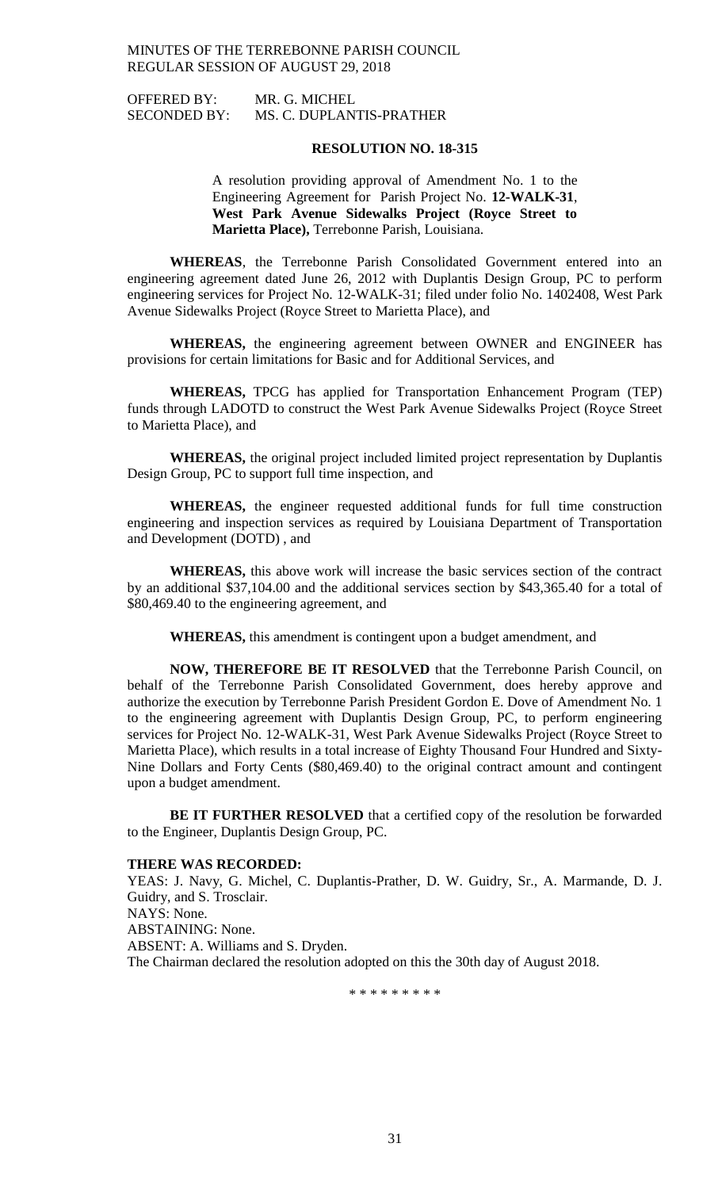OFFERED BY: MR. G. MICHEL
SECONDED BY: MS. C. DUPLANTIS-PRATHER

**RESOLUTION NO. 18-315**

A resolution providing approval of Amendment No. 1 to the Engineering Agreement for Parish Project No. **12-WALK-31**, **West Park Avenue Sidewalks Project (Royce Street to Marietta Place),** Terrebonne Parish, Louisiana.

**WHEREAS**, the Terrebonne Parish Consolidated Government entered into an engineering agreement dated June 26, 2012 with Duplantis Design Group, PC to perform engineering services for Project No. 12-WALK-31; filed under folio No. 1402408, West Park Avenue Sidewalks Project (Royce Street to Marietta Place), and

**WHEREAS,** the engineering agreement between OWNER and ENGINEER has provisions for certain limitations for Basic and for Additional Services, and

**WHEREAS,** TPCG has applied for Transportation Enhancement Program (TEP) funds through LADOTD to construct the West Park Avenue Sidewalks Project (Royce Street to Marietta Place), and

**WHEREAS,** the original project included limited project representation by Duplantis Design Group, PC to support full time inspection, and

**WHEREAS,** the engineer requested additional funds for full time construction engineering and inspection services as required by Louisiana Department of Transportation and Development (DOTD) , and

**WHEREAS,** this above work will increase the basic services section of the contract by an additional $37,104.00 and the additional services section by $43,365.40 for a total of $80,469.40 to the engineering agreement, and

**WHEREAS,** this amendment is contingent upon a budget amendment, and

**NOW, THEREFORE BE IT RESOLVED** that the Terrebonne Parish Council, on behalf of the Terrebonne Parish Consolidated Government, does hereby approve and authorize the execution by Terrebonne Parish President Gordon E. Dove of Amendment No. 1 to the engineering agreement with Duplantis Design Group, PC, to perform engineering services for Project No. 12-WALK-31, West Park Avenue Sidewalks Project (Royce Street to Marietta Place), which results in a total increase of Eighty Thousand Four Hundred and Sixty-Nine Dollars and Forty Cents ($80,469.40) to the original contract amount and contingent upon a budget amendment.

**BE IT FURTHER RESOLVED** that a certified copy of the resolution be forwarded to the Engineer, Duplantis Design Group, PC.

**THERE WAS RECORDED:**

YEAS: J. Navy, G. Michel, C. Duplantis-Prather, D. W. Guidry, Sr., A. Marmande, D. J. Guidry, and S. Trosclair.
NAYS: None.
ABSTAINING: None.
ABSENT: A. Williams and S. Dryden.
The Chairman declared the resolution adopted on this the 30th day of August 2018.

\* \* \* \* \* \* \* \* \*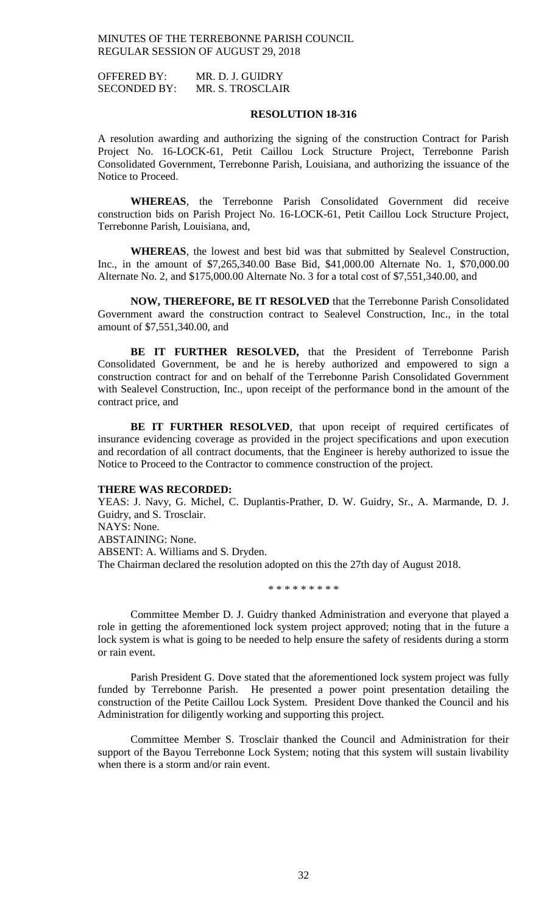OFFERED BY: MR. D. J. GUIDRY
SECONDED BY: MR. S. TROSCLAIR

## RESOLUTION 18-316

A resolution awarding and authorizing the signing of the construction Contract for Parish Project No. 16-LOCK-61, Petit Caillou Lock Structure Project, Terrebonne Parish Consolidated Government, Terrebonne Parish, Louisiana, and authorizing the issuance of the Notice to Proceed.

**WHEREAS**, the Terrebonne Parish Consolidated Government did receive construction bids on Parish Project No. 16-LOCK-61, Petit Caillou Lock Structure Project, Terrebonne Parish, Louisiana, and,

**WHEREAS**, the lowest and best bid was that submitted by Sealevel Construction, Inc., in the amount of $7,265,340.00 Base Bid, $41,000.00 Alternate No. 1, $70,000.00 Alternate No. 2, and $175,000.00 Alternate No. 3 for a total cost of $7,551,340.00, and

**NOW, THEREFORE, BE IT RESOLVED** that the Terrebonne Parish Consolidated Government award the construction contract to Sealevel Construction, Inc., in the total amount of $7,551,340.00, and

**BE IT FURTHER RESOLVED,** that the President of Terrebonne Parish Consolidated Government, be and he is hereby authorized and empowered to sign a construction contract for and on behalf of the Terrebonne Parish Consolidated Government with Sealevel Construction, Inc., upon receipt of the performance bond in the amount of the contract price, and

**BE IT FURTHER RESOLVED**, that upon receipt of required certificates of insurance evidencing coverage as provided in the project specifications and upon execution and recordation of all contract documents, that the Engineer is hereby authorized to issue the Notice to Proceed to the Contractor to commence construction of the project.

**THERE WAS RECORDED:**
YEAS: J. Navy, G. Michel, C. Duplantis-Prather, D. W. Guidry, Sr., A. Marmande, D. J. Guidry, and S. Trosclair.
NAYS: None.
ABSTAINING: None.
ABSENT: A. Williams and S. Dryden.
The Chairman declared the resolution adopted on this the 27th day of August 2018.

\* \* \* \* \* \* \* \* \*

Committee Member D. J. Guidry thanked Administration and everyone that played a role in getting the aforementioned lock system project approved; noting that in the future a lock system is what is going to be needed to help ensure the safety of residents during a storm or rain event.

Parish President G. Dove stated that the aforementioned lock system project was fully funded by Terrebonne Parish. He presented a power point presentation detailing the construction of the Petite Caillou Lock System. President Dove thanked the Council and his Administration for diligently working and supporting this project.

Committee Member S. Trosclair thanked the Council and Administration for their support of the Bayou Terrebonne Lock System; noting that this system will sustain livability when there is a storm and/or rain event.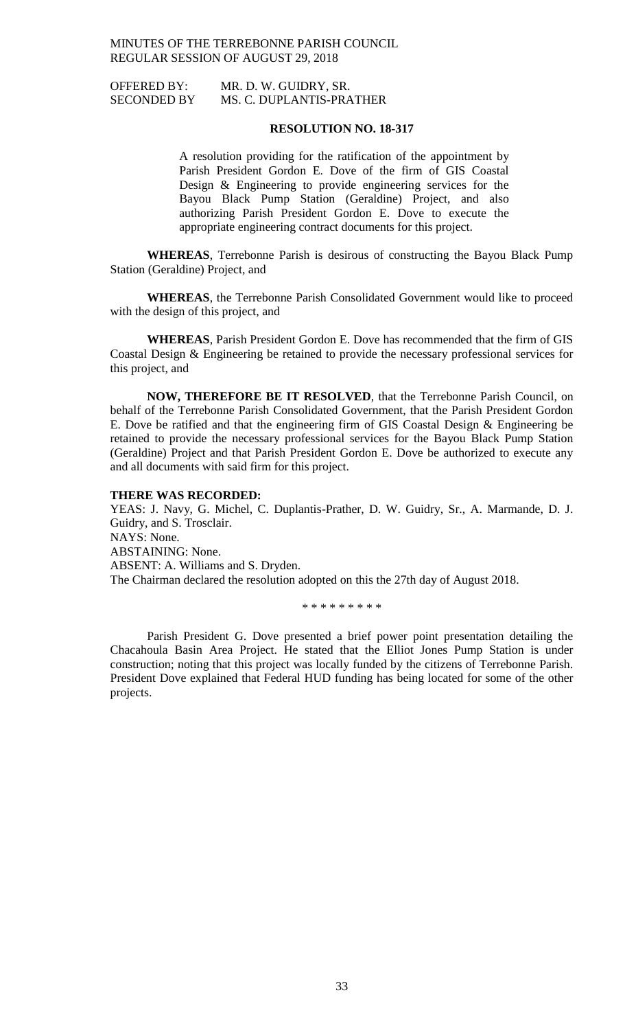OFFERED BY: MR. D. W. GUIDRY, SR.
SECONDED BY MS. C. DUPLANTIS-PRATHER

**RESOLUTION NO. 18-317**

A resolution providing for the ratification of the appointment by Parish President Gordon E. Dove of the firm of GIS Coastal Design & Engineering to provide engineering services for the Bayou Black Pump Station (Geraldine) Project, and also authorizing Parish President Gordon E. Dove to execute the appropriate engineering contract documents for this project.

**WHEREAS**, Terrebonne Parish is desirous of constructing the Bayou Black Pump Station (Geraldine) Project, and

**WHEREAS**, the Terrebonne Parish Consolidated Government would like to proceed with the design of this project, and

**WHEREAS**, Parish President Gordon E. Dove has recommended that the firm of GIS Coastal Design & Engineering be retained to provide the necessary professional services for this project, and

**NOW, THEREFORE BE IT RESOLVED**, that the Terrebonne Parish Council, on behalf of the Terrebonne Parish Consolidated Government, that the Parish President Gordon E. Dove be ratified and that the engineering firm of GIS Coastal Design & Engineering be retained to provide the necessary professional services for the Bayou Black Pump Station (Geraldine) Project and that Parish President Gordon E. Dove be authorized to execute any and all documents with said firm for this project.

**THERE WAS RECORDED:**
YEAS: J. Navy, G. Michel, C. Duplantis-Prather, D. W. Guidry, Sr., A. Marmande, D. J. Guidry, and S. Trosclair.
NAYS: None.
ABSTAINING: None.
ABSENT: A. Williams and S. Dryden.
The Chairman declared the resolution adopted on this the 27th day of August 2018.

\* \* \* \* \* \* \* \* \*

Parish President G. Dove presented a brief power point presentation detailing the Chacahoula Basin Area Project. He stated that the Elliot Jones Pump Station is under construction; noting that this project was locally funded by the citizens of Terrebonne Parish. President Dove explained that Federal HUD funding has being located for some of the other projects.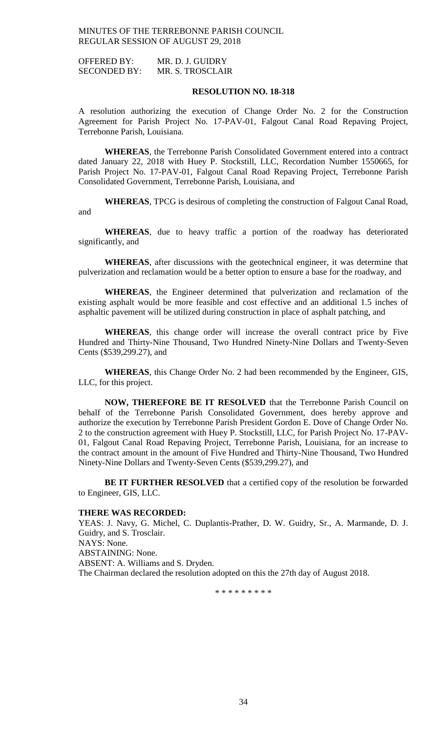OFFERED BY: MR. D. J. GUIDRY
SECONDED BY: MR. S. TROSCLAIR

**RESOLUTION NO. 18-318**

A resolution authorizing the execution of Change Order No. 2 for the Construction Agreement for Parish Project No. 17-PAV-01, Falgout Canal Road Repaving Project, Terrebonne Parish, Louisiana.

**WHEREAS**, the Terrebonne Parish Consolidated Government entered into a contract dated January 22, 2018 with Huey P. Stockstill, LLC, Recordation Number 1550665, for Parish Project No. 17-PAV-01, Falgout Canal Road Repaving Project, Terrebonne Parish Consolidated Government, Terrebonne Parish, Louisiana, and

**WHEREAS**, TPCG is desirous of completing the construction of Falgout Canal Road, and

**WHEREAS**, due to heavy traffic a portion of the roadway has deteriorated significantly, and

**WHEREAS**, after discussions with the geotechnical engineer, it was determine that pulverization and reclamation would be a better option to ensure a base for the roadway, and

**WHEREAS**, the Engineer determined that pulverization and reclamation of the existing asphalt would be more feasible and cost effective and an additional 1.5 inches of asphaltic pavement will be utilized during construction in place of asphalt patching, and

**WHEREAS**, this change order will increase the overall contract price by Five Hundred and Thirty-Nine Thousand, Two Hundred Ninety-Nine Dollars and Twenty-Seven Cents ($539,299.27), and

**WHEREAS**, this Change Order No. 2 had been recommended by the Engineer, GIS, LLC, for this project.

**NOW, THEREFORE BE IT RESOLVED** that the Terrebonne Parish Council on behalf of the Terrebonne Parish Consolidated Government, does hereby approve and authorize the execution by Terrebonne Parish President Gordon E. Dove of Change Order No. 2 to the construction agreement with Huey P. Stockstill, LLC, for Parish Project No. 17-PAV-01, Falgout Canal Road Repaving Project, Terrebonne Parish, Louisiana, for an increase to the contract amount in the amount of Five Hundred and Thirty-Nine Thousand, Two Hundred Ninety-Nine Dollars and Twenty-Seven Cents ($539,299.27), and

**BE IT FURTHER RESOLVED** that a certified copy of the resolution be forwarded to Engineer, GIS, LLC.

**THERE WAS RECORDED:**
YEAS: J. Navy, G. Michel, C. Duplantis-Prather, D. W. Guidry, Sr., A. Marmande, D. J. Guidry, and S. Trosclair.
NAYS: None.
ABSTAINING: None.
ABSENT: A. Williams and S. Dryden.
The Chairman declared the resolution adopted on this the 27th day of August 2018.

\* \* \* \* \* \* \* \* \*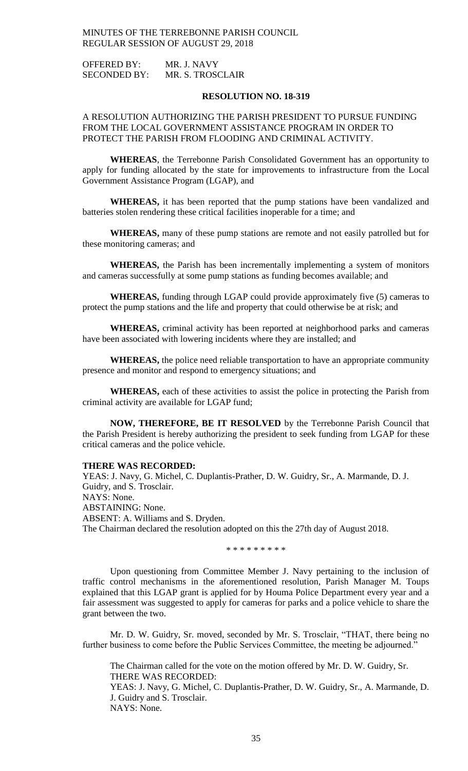OFFERED BY: MR. J. NAVY
SECONDED BY: MR. S. TROSCLAIR

**RESOLUTION NO. 18-319**

A RESOLUTION AUTHORIZING THE PARISH PRESIDENT TO PURSUE FUNDING FROM THE LOCAL GOVERNMENT ASSISTANCE PROGRAM IN ORDER TO PROTECT THE PARISH FROM FLOODING AND CRIMINAL ACTIVITY.

**WHEREAS**, the Terrebonne Parish Consolidated Government has an opportunity to apply for funding allocated by the state for improvements to infrastructure from the Local Government Assistance Program (LGAP), and

**WHEREAS,** it has been reported that the pump stations have been vandalized and batteries stolen rendering these critical facilities inoperable for a time; and

**WHEREAS,** many of these pump stations are remote and not easily patrolled but for these monitoring cameras; and

**WHEREAS,** the Parish has been incrementally implementing a system of monitors and cameras successfully at some pump stations as funding becomes available; and

**WHEREAS,** funding through LGAP could provide approximately five (5) cameras to protect the pump stations and the life and property that could otherwise be at risk; and

**WHEREAS,** criminal activity has been reported at neighborhood parks and cameras have been associated with lowering incidents where they are installed; and

**WHEREAS,** the police need reliable transportation to have an appropriate community presence and monitor and respond to emergency situations; and

**WHEREAS,** each of these activities to assist the police in protecting the Parish from criminal activity are available for LGAP fund;

**NOW, THEREFORE, BE IT RESOLVED** by the Terrebonne Parish Council that the Parish President is hereby authorizing the president to seek funding from LGAP for these critical cameras and the police vehicle.

**THERE WAS RECORDED:**
YEAS: J. Navy, G. Michel, C. Duplantis-Prather, D. W. Guidry, Sr., A. Marmande, D. J. Guidry, and S. Trosclair.
NAYS: None.
ABSTAINING: None.
ABSENT: A. Williams and S. Dryden.
The Chairman declared the resolution adopted on this the 27th day of August 2018.

\* \* \* \* \* \* \* \* \*

Upon questioning from Committee Member J. Navy pertaining to the inclusion of traffic control mechanisms in the aforementioned resolution, Parish Manager M. Toups explained that this LGAP grant is applied for by Houma Police Department every year and a fair assessment was suggested to apply for cameras for parks and a police vehicle to share the grant between the two.

Mr. D. W. Guidry, Sr. moved, seconded by Mr. S. Trosclair, "THAT, there being no further business to come before the Public Services Committee, the meeting be adjourned."

The Chairman called for the vote on the motion offered by Mr. D. W. Guidry, Sr.
THERE WAS RECORDED:
YEAS: J. Navy, G. Michel, C. Duplantis-Prather, D. W. Guidry, Sr., A. Marmande, D. J. Guidry and S. Trosclair.
NAYS: None.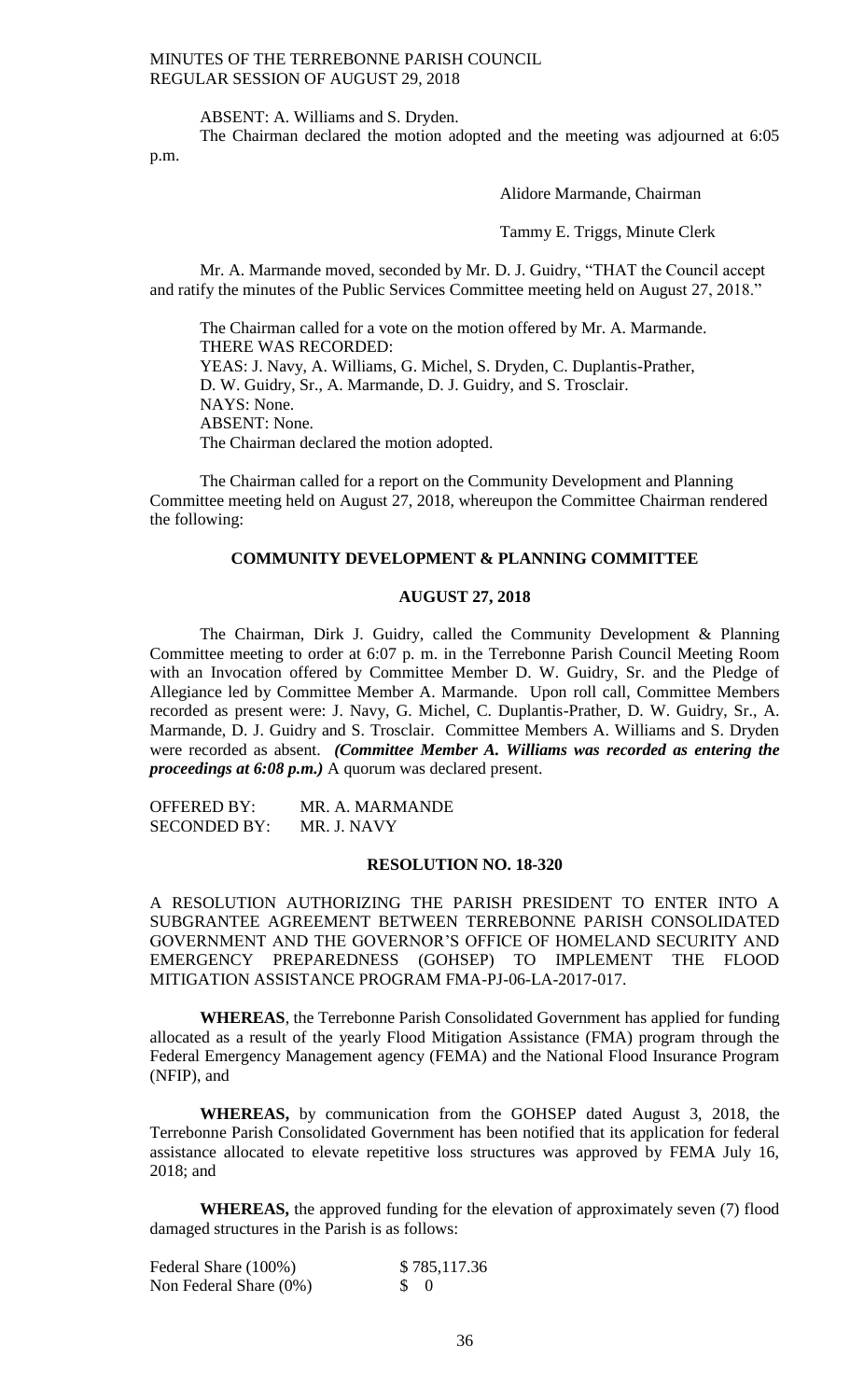ABSENT: A. Williams and S. Dryden.

The Chairman declared the motion adopted and the meeting was adjourned at 6:05 p.m.

Alidore Marmande, Chairman

Tammy E. Triggs, Minute Clerk

Mr. A. Marmande moved, seconded by Mr. D. J. Guidry, "THAT the Council accept and ratify the minutes of the Public Services Committee meeting held on August 27, 2018."

The Chairman called for a vote on the motion offered by Mr. A. Marmande.
THERE WAS RECORDED:
YEAS: J. Navy, A. Williams, G. Michel, S. Dryden, C. Duplantis-Prather, D. W. Guidry, Sr., A. Marmande, D. J. Guidry, and S. Trosclair.
NAYS: None.
ABSENT: None.
The Chairman declared the motion adopted.

The Chairman called for a report on the Community Development and Planning Committee meeting held on August 27, 2018, whereupon the Committee Chairman rendered the following:

## COMMUNITY DEVELOPMENT & PLANNING COMMITTEE

## AUGUST 27, 2018

The Chairman, Dirk J. Guidry, called the Community Development & Planning Committee meeting to order at 6:07 p. m. in the Terrebonne Parish Council Meeting Room with an Invocation offered by Committee Member D. W. Guidry, Sr. and the Pledge of Allegiance led by Committee Member A. Marmande. Upon roll call, Committee Members recorded as present were: J. Navy, G. Michel, C. Duplantis-Prather, D. W. Guidry, Sr., A. Marmande, D. J. Guidry and S. Trosclair. Committee Members A. Williams and S. Dryden were recorded as absent. ***(Committee Member A. Williams was recorded as entering the proceedings at 6:08 p.m.)*** A quorum was declared present.

OFFERED BY: MR. A. MARMANDE
SECONDED BY: MR. J. NAVY

## RESOLUTION NO. 18-320

A RESOLUTION AUTHORIZING THE PARISH PRESIDENT TO ENTER INTO A SUBGRANTEE AGREEMENT BETWEEN TERREBONNE PARISH CONSOLIDATED GOVERNMENT AND THE GOVERNOR'S OFFICE OF HOMELAND SECURITY AND EMERGENCY PREPAREDNESS (GOHSEP) TO IMPLEMENT THE FLOOD MITIGATION ASSISTANCE PROGRAM FMA-PJ-06-LA-2017-017.

**WHEREAS**, the Terrebonne Parish Consolidated Government has applied for funding allocated as a result of the yearly Flood Mitigation Assistance (FMA) program through the Federal Emergency Management agency (FEMA) and the National Flood Insurance Program (NFIP), and

**WHEREAS,** by communication from the GOHSEP dated August 3, 2018, the Terrebonne Parish Consolidated Government has been notified that its application for federal assistance allocated to elevate repetitive loss structures was approved by FEMA July 16, 2018; and

**WHEREAS,** the approved funding for the elevation of approximately seven (7) flood damaged structures in the Parish is as follows:

| | |
|---|---|
| Federal Share (100%) | $ 785,117.36 |
| Non Federal Share (0%) | $ 0 |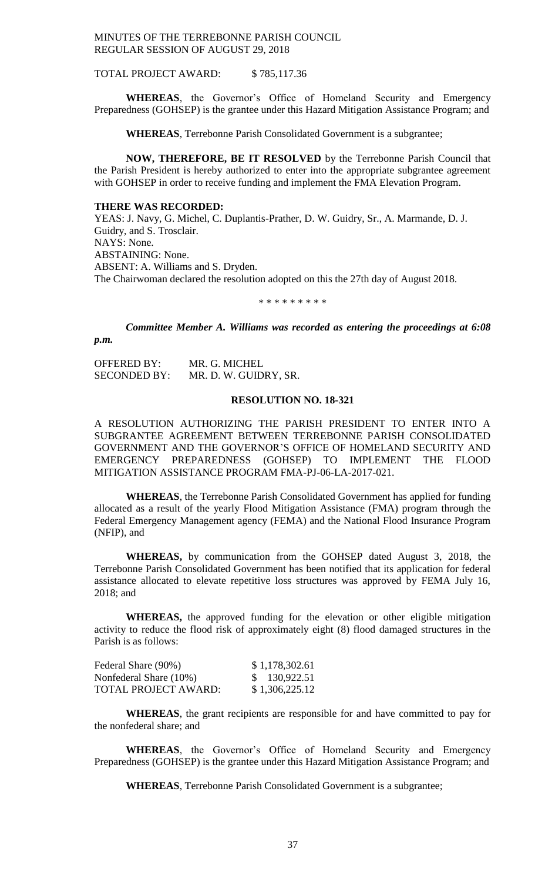TOTAL PROJECT AWARD: $ 785,117.36

**WHEREAS**, the Governor's Office of Homeland Security and Emergency Preparedness (GOHSEP) is the grantee under this Hazard Mitigation Assistance Program; and

**WHEREAS**, Terrebonne Parish Consolidated Government is a subgrantee;

**NOW, THEREFORE, BE IT RESOLVED** by the Terrebonne Parish Council that the Parish President is hereby authorized to enter into the appropriate subgrantee agreement with GOHSEP in order to receive funding and implement the FMA Elevation Program.

**THERE WAS RECORDED:**

YEAS: J. Navy, G. Michel, C. Duplantis-Prather, D. W. Guidry, Sr., A. Marmande, D. J. Guidry, and S. Trosclair.
NAYS: None.
ABSTAINING: None.
ABSENT: A. Williams and S. Dryden.
The Chairwoman declared the resolution adopted on this the 27th day of August 2018.

\* \* \* \* \* \* \* \* \*

***Committee Member A. Williams was recorded as entering the proceedings at 6:08 p.m.***

OFFERED BY: MR. G. MICHEL
SECONDED BY: MR. D. W. GUIDRY, SR.

**RESOLUTION NO. 18-321**

A RESOLUTION AUTHORIZING THE PARISH PRESIDENT TO ENTER INTO A SUBGRANTEE AGREEMENT BETWEEN TERREBONNE PARISH CONSOLIDATED GOVERNMENT AND THE GOVERNOR'S OFFICE OF HOMELAND SECURITY AND EMERGENCY PREPAREDNESS (GOHSEP) TO IMPLEMENT THE FLOOD MITIGATION ASSISTANCE PROGRAM FMA-PJ-06-LA-2017-021.

**WHEREAS**, the Terrebonne Parish Consolidated Government has applied for funding allocated as a result of the yearly Flood Mitigation Assistance (FMA) program through the Federal Emergency Management agency (FEMA) and the National Flood Insurance Program (NFIP), and

**WHEREAS,** by communication from the GOHSEP dated August 3, 2018, the Terrebonne Parish Consolidated Government has been notified that its application for federal assistance allocated to elevate repetitive loss structures was approved by FEMA July 16, 2018; and

**WHEREAS,** the approved funding for the elevation or other eligible mitigation activity to reduce the flood risk of approximately eight (8) flood damaged structures in the Parish is as follows:

| | |
|---|---|
| Federal Share (90%) | $ 1,178,302.61 |
| Nonfederal Share (10%) | $ 130,922.51 |
| TOTAL PROJECT AWARD: | $ 1,306,225.12 |

**WHEREAS**, the grant recipients are responsible for and have committed to pay for the nonfederal share; and

**WHEREAS**, the Governor's Office of Homeland Security and Emergency Preparedness (GOHSEP) is the grantee under this Hazard Mitigation Assistance Program; and

**WHEREAS**, Terrebonne Parish Consolidated Government is a subgrantee;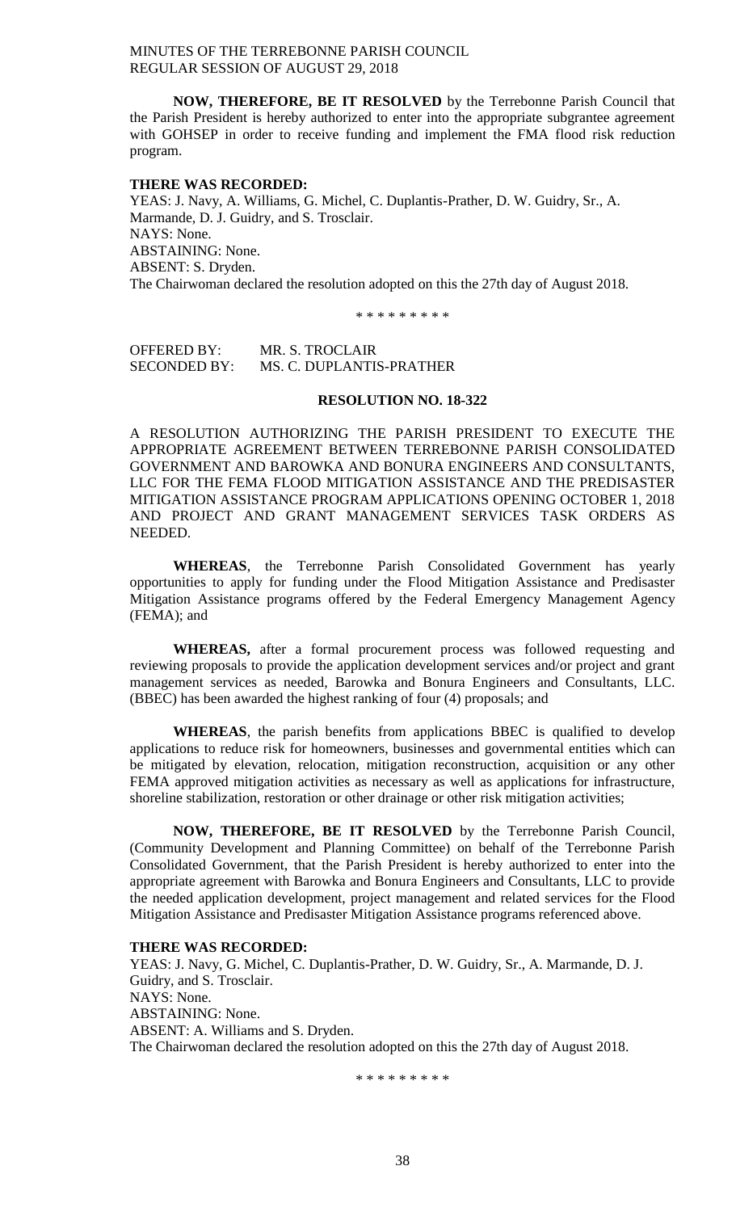**NOW, THEREFORE, BE IT RESOLVED** by the Terrebonne Parish Council that the Parish President is hereby authorized to enter into the appropriate subgrantee agreement with GOHSEP in order to receive funding and implement the FMA flood risk reduction program.

**THERE WAS RECORDED:**

YEAS: J. Navy, A. Williams, G. Michel, C. Duplantis-Prather, D. W. Guidry, Sr., A. Marmande, D. J. Guidry, and S. Trosclair.
NAYS: None.
ABSTAINING: None.
ABSENT: S. Dryden.
The Chairwoman declared the resolution adopted on this the 27th day of August 2018.

\* \* \* \* \* \* \* \* \*

OFFERED BY: MR. S. TROCLAIR
SECONDED BY: MS. C. DUPLANTIS-PRATHER

**RESOLUTION NO. 18-322**

A RESOLUTION AUTHORIZING THE PARISH PRESIDENT TO EXECUTE THE APPROPRIATE AGREEMENT BETWEEN TERREBONNE PARISH CONSOLIDATED GOVERNMENT AND BAROWKA AND BONURA ENGINEERS AND CONSULTANTS, LLC FOR THE FEMA FLOOD MITIGATION ASSISTANCE AND THE PREDISASTER MITIGATION ASSISTANCE PROGRAM APPLICATIONS OPENING OCTOBER 1, 2018 AND PROJECT AND GRANT MANAGEMENT SERVICES TASK ORDERS AS NEEDED.

**WHEREAS**, the Terrebonne Parish Consolidated Government has yearly opportunities to apply for funding under the Flood Mitigation Assistance and Predisaster Mitigation Assistance programs offered by the Federal Emergency Management Agency (FEMA); and

**WHEREAS,** after a formal procurement process was followed requesting and reviewing proposals to provide the application development services and/or project and grant management services as needed, Barowka and Bonura Engineers and Consultants, LLC. (BBEC) has been awarded the highest ranking of four (4) proposals; and

**WHEREAS**, the parish benefits from applications BBEC is qualified to develop applications to reduce risk for homeowners, businesses and governmental entities which can be mitigated by elevation, relocation, mitigation reconstruction, acquisition or any other FEMA approved mitigation activities as necessary as well as applications for infrastructure, shoreline stabilization, restoration or other drainage or other risk mitigation activities;

**NOW, THEREFORE, BE IT RESOLVED** by the Terrebonne Parish Council, (Community Development and Planning Committee) on behalf of the Terrebonne Parish Consolidated Government, that the Parish President is hereby authorized to enter into the appropriate agreement with Barowka and Bonura Engineers and Consultants, LLC to provide the needed application development, project management and related services for the Flood Mitigation Assistance and Predisaster Mitigation Assistance programs referenced above.

**THERE WAS RECORDED:**

YEAS: J. Navy, G. Michel, C. Duplantis-Prather, D. W. Guidry, Sr., A. Marmande, D. J. Guidry, and S. Trosclair.
NAYS: None.
ABSTAINING: None.
ABSENT: A. Williams and S. Dryden.
The Chairwoman declared the resolution adopted on this the 27th day of August 2018.

\* \* \* \* \* \* \* \* \*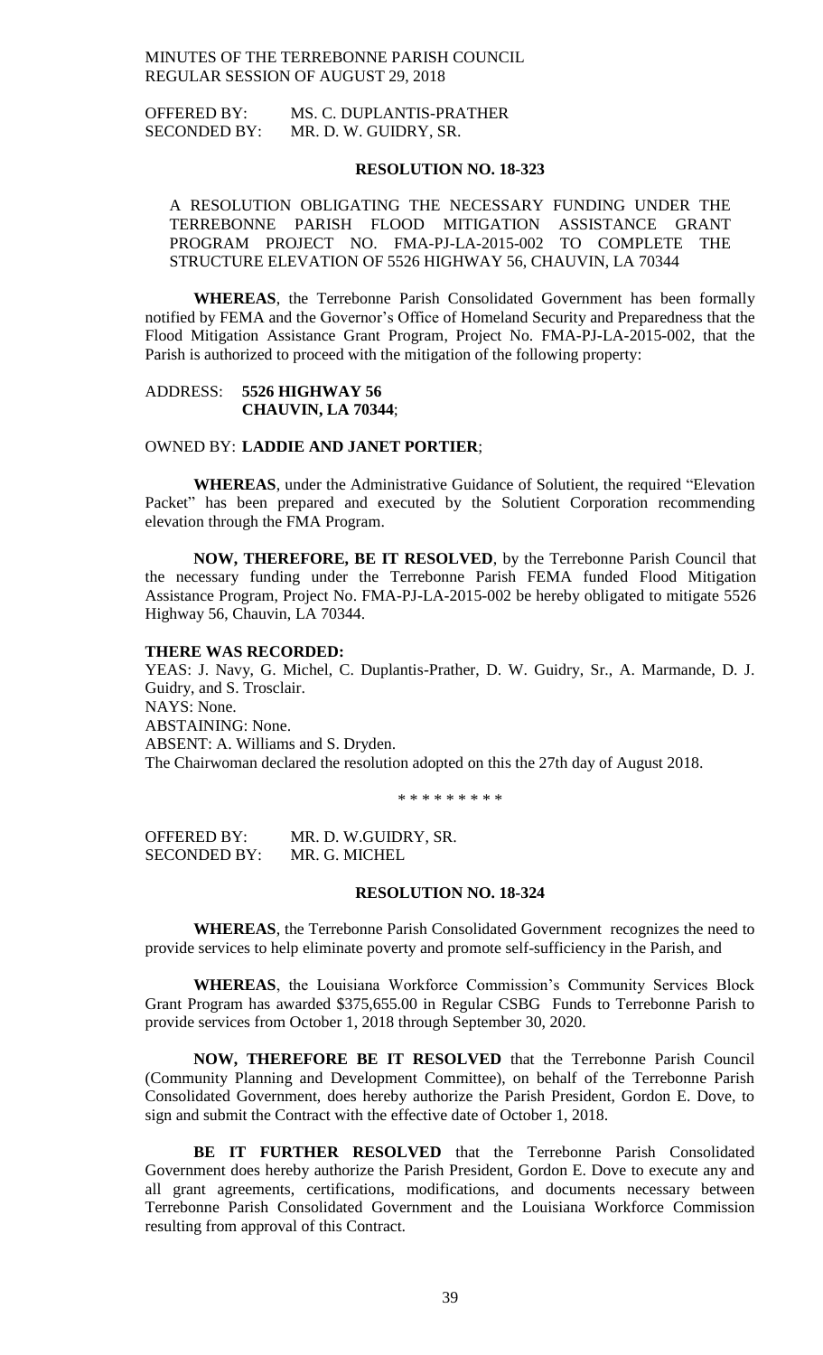OFFERED BY: MS. C. DUPLANTIS-PRATHER
SECONDED BY: MR. D. W. GUIDRY, SR.

**RESOLUTION NO. 18-323**

A RESOLUTION OBLIGATING THE NECESSARY FUNDING UNDER THE TERREBONNE PARISH FLOOD MITIGATION ASSISTANCE GRANT PROGRAM PROJECT NO. FMA-PJ-LA-2015-002 TO COMPLETE THE STRUCTURE ELEVATION OF 5526 HIGHWAY 56, CHAUVIN, LA 70344

**WHEREAS**, the Terrebonne Parish Consolidated Government has been formally notified by FEMA and the Governor's Office of Homeland Security and Preparedness that the Flood Mitigation Assistance Grant Program, Project No. FMA-PJ-LA-2015-002, that the Parish is authorized to proceed with the mitigation of the following property:

ADDRESS: **5526 HIGHWAY 56**
**CHAUVIN, LA 70344**;

OWNED BY: **LADDIE AND JANET PORTIER**;

**WHEREAS**, under the Administrative Guidance of Solutient, the required "Elevation Packet" has been prepared and executed by the Solutient Corporation recommending elevation through the FMA Program.

**NOW, THEREFORE, BE IT RESOLVED**, by the Terrebonne Parish Council that the necessary funding under the Terrebonne Parish FEMA funded Flood Mitigation Assistance Program, Project No. FMA-PJ-LA-2015-002 be hereby obligated to mitigate 5526 Highway 56, Chauvin, LA 70344.

**THERE WAS RECORDED:**
YEAS: J. Navy, G. Michel, C. Duplantis-Prather, D. W. Guidry, Sr., A. Marmande, D. J. Guidry, and S. Trosclair.
NAYS: None.
ABSTAINING: None.
ABSENT: A. Williams and S. Dryden.
The Chairwoman declared the resolution adopted on this the 27th day of August 2018.

\* \* \* \* \* \* \* \* \*

OFFERED BY: MR. D. W.GUIDRY, SR.
SECONDED BY: MR. G. MICHEL

**RESOLUTION NO. 18-324**

**WHEREAS**, the Terrebonne Parish Consolidated Government recognizes the need to provide services to help eliminate poverty and promote self-sufficiency in the Parish, and

**WHEREAS**, the Louisiana Workforce Commission's Community Services Block Grant Program has awarded $375,655.00 in Regular CSBG Funds to Terrebonne Parish to provide services from October 1, 2018 through September 30, 2020.

**NOW, THEREFORE BE IT RESOLVED** that the Terrebonne Parish Council (Community Planning and Development Committee), on behalf of the Terrebonne Parish Consolidated Government, does hereby authorize the Parish President, Gordon E. Dove, to sign and submit the Contract with the effective date of October 1, 2018.

**BE IT FURTHER RESOLVED** that the Terrebonne Parish Consolidated Government does hereby authorize the Parish President, Gordon E. Dove to execute any and all grant agreements, certifications, modifications, and documents necessary between Terrebonne Parish Consolidated Government and the Louisiana Workforce Commission resulting from approval of this Contract.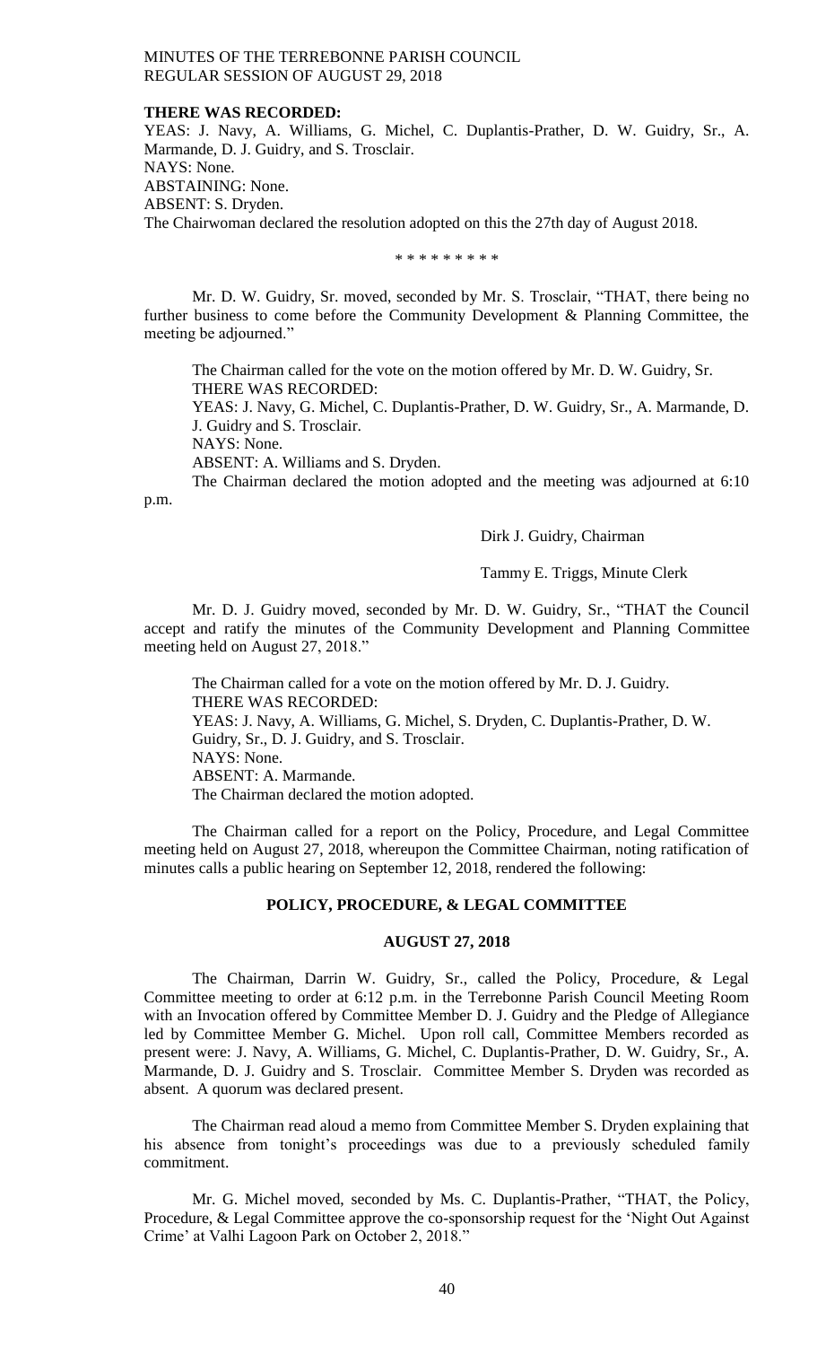**THERE WAS RECORDED:**
YEAS: J. Navy, A. Williams, G. Michel, C. Duplantis-Prather, D. W. Guidry, Sr., A. Marmande, D. J. Guidry, and S. Trosclair.
NAYS: None.
ABSTAINING: None.
ABSENT: S. Dryden.
The Chairwoman declared the resolution adopted on this the 27th day of August 2018.

\* \* \* \* \* \* \* \* \*

Mr. D. W. Guidry, Sr. moved, seconded by Mr. S. Trosclair, "THAT, there being no further business to come before the Community Development & Planning Committee, the meeting be adjourned."

The Chairman called for the vote on the motion offered by Mr. D. W. Guidry, Sr.
THERE WAS RECORDED:
YEAS: J. Navy, G. Michel, C. Duplantis-Prather, D. W. Guidry, Sr., A. Marmande, D. J. Guidry and S. Trosclair.
NAYS: None.
ABSENT: A. Williams and S. Dryden.
The Chairman declared the motion adopted and the meeting was adjourned at 6:10 p.m.

Dirk J. Guidry, Chairman

Tammy E. Triggs, Minute Clerk

Mr. D. J. Guidry moved, seconded by Mr. D. W. Guidry, Sr., "THAT the Council accept and ratify the minutes of the Community Development and Planning Committee meeting held on August 27, 2018."

The Chairman called for a vote on the motion offered by Mr. D. J. Guidry.
THERE WAS RECORDED:
YEAS: J. Navy, A. Williams, G. Michel, S. Dryden, C. Duplantis-Prather, D. W. Guidry, Sr., D. J. Guidry, and S. Trosclair.
NAYS: None.
ABSENT: A. Marmande.
The Chairman declared the motion adopted.

The Chairman called for a report on the Policy, Procedure, and Legal Committee meeting held on August 27, 2018, whereupon the Committee Chairman, noting ratification of minutes calls a public hearing on September 12, 2018, rendered the following:

## POLICY, PROCEDURE, & LEGAL COMMITTEE

### AUGUST 27, 2018

The Chairman, Darrin W. Guidry, Sr., called the Policy, Procedure, & Legal Committee meeting to order at 6:12 p.m. in the Terrebonne Parish Council Meeting Room with an Invocation offered by Committee Member D. J. Guidry and the Pledge of Allegiance led by Committee Member G. Michel. Upon roll call, Committee Members recorded as present were: J. Navy, A. Williams, G. Michel, C. Duplantis-Prather, D. W. Guidry, Sr., A. Marmande, D. J. Guidry and S. Trosclair. Committee Member S. Dryden was recorded as absent. A quorum was declared present.

The Chairman read aloud a memo from Committee Member S. Dryden explaining that his absence from tonight's proceedings was due to a previously scheduled family commitment.

Mr. G. Michel moved, seconded by Ms. C. Duplantis-Prather, "THAT, the Policy, Procedure, & Legal Committee approve the co-sponsorship request for the 'Night Out Against Crime' at Valhi Lagoon Park on October 2, 2018."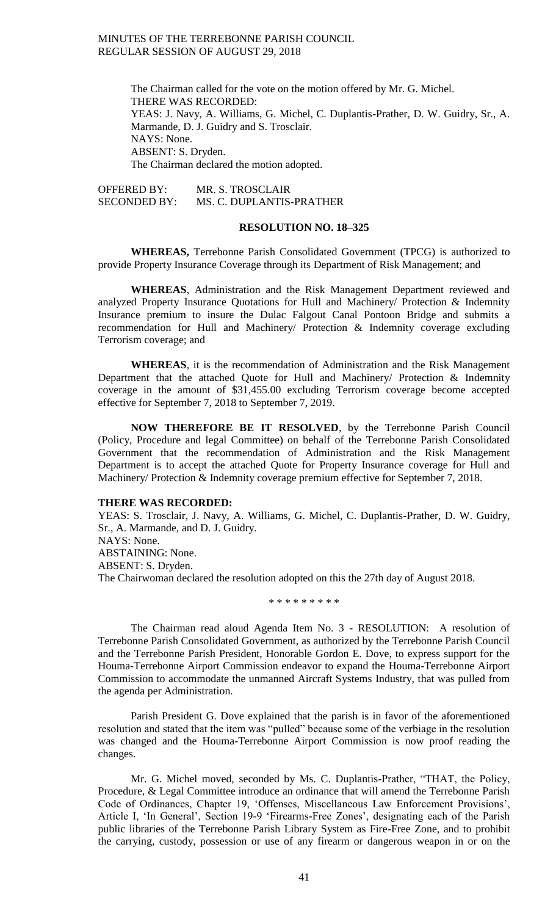The Chairman called for the vote on the motion offered by Mr. G. Michel.
THERE WAS RECORDED:
YEAS: J. Navy, A. Williams, G. Michel, C. Duplantis-Prather, D. W. Guidry, Sr., A. Marmande, D. J. Guidry and S. Trosclair.
NAYS: None.
ABSENT: S. Dryden.
The Chairman declared the motion adopted.

OFFERED BY: MR. S. TROSCLAIR
SECONDED BY: MS. C. DUPLANTIS-PRATHER

**RESOLUTION NO. 18–325**

**WHEREAS,** Terrebonne Parish Consolidated Government (TPCG) is authorized to provide Property Insurance Coverage through its Department of Risk Management; and

**WHEREAS**, Administration and the Risk Management Department reviewed and analyzed Property Insurance Quotations for Hull and Machinery/ Protection & Indemnity Insurance premium to insure the Dulac Falgout Canal Pontoon Bridge and submits a recommendation for Hull and Machinery/ Protection & Indemnity coverage excluding Terrorism coverage; and

**WHEREAS**, it is the recommendation of Administration and the Risk Management Department that the attached Quote for Hull and Machinery/ Protection & Indemnity coverage in the amount of $31,455.00 excluding Terrorism coverage become accepted effective for September 7, 2018 to September 7, 2019.

**NOW THEREFORE BE IT RESOLVED**, by the Terrebonne Parish Council (Policy, Procedure and legal Committee) on behalf of the Terrebonne Parish Consolidated Government that the recommendation of Administration and the Risk Management Department is to accept the attached Quote for Property Insurance coverage for Hull and Machinery/ Protection & Indemnity coverage premium effective for September 7, 2018.

**THERE WAS RECORDED:**
YEAS: S. Trosclair, J. Navy, A. Williams, G. Michel, C. Duplantis-Prather, D. W. Guidry, Sr., A. Marmande, and D. J. Guidry.
NAYS: None.
ABSTAINING: None.
ABSENT: S. Dryden.
The Chairwoman declared the resolution adopted on this the 27th day of August 2018.

\* \* \* \* \* \* \* \* \*

The Chairman read aloud Agenda Item No. 3 - RESOLUTION: A resolution of Terrebonne Parish Consolidated Government, as authorized by the Terrebonne Parish Council and the Terrebonne Parish President, Honorable Gordon E. Dove, to express support for the Houma-Terrebonne Airport Commission endeavor to expand the Houma-Terrebonne Airport Commission to accommodate the unmanned Aircraft Systems Industry, that was pulled from the agenda per Administration.

Parish President G. Dove explained that the parish is in favor of the aforementioned resolution and stated that the item was "pulled" because some of the verbiage in the resolution was changed and the Houma-Terrebonne Airport Commission is now proof reading the changes.

Mr. G. Michel moved, seconded by Ms. C. Duplantis-Prather, "THAT, the Policy, Procedure, & Legal Committee introduce an ordinance that will amend the Terrebonne Parish Code of Ordinances, Chapter 19, 'Offenses, Miscellaneous Law Enforcement Provisions', Article I, 'In General', Section 19-9 'Firearms-Free Zones', designating each of the Parish public libraries of the Terrebonne Parish Library System as Fire-Free Zone, and to prohibit the carrying, custody, possession or use of any firearm or dangerous weapon in or on the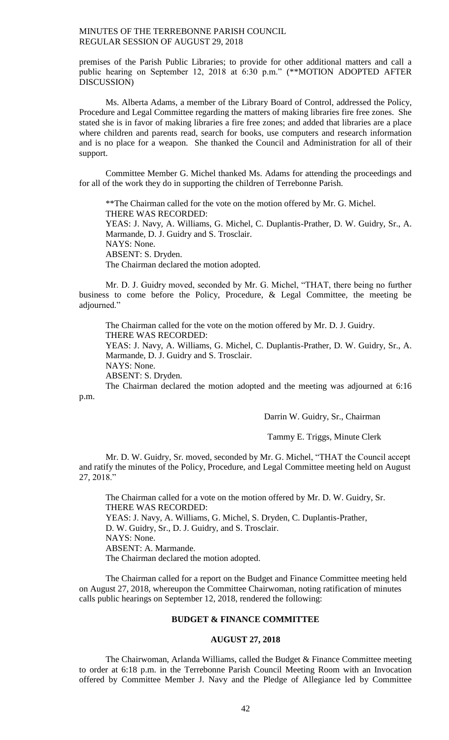premises of the Parish Public Libraries; to provide for other additional matters and call a public hearing on September 12, 2018 at 6:30 p.m." (**MOTION ADOPTED AFTER DISCUSSION)

Ms. Alberta Adams, a member of the Library Board of Control, addressed the Policy, Procedure and Legal Committee regarding the matters of making libraries fire free zones. She stated she is in favor of making libraries a fire free zones; and added that libraries are a place where children and parents read, search for books, use computers and research information and is no place for a weapon. She thanked the Council and Administration for all of their support.

Committee Member G. Michel thanked Ms. Adams for attending the proceedings and for all of the work they do in supporting the children of Terrebonne Parish.

**The Chairman called for the vote on the motion offered by Mr. G. Michel.
THERE WAS RECORDED:
YEAS: J. Navy, A. Williams, G. Michel, C. Duplantis-Prather, D. W. Guidry, Sr., A. Marmande, D. J. Guidry and S. Trosclair.
NAYS: None.
ABSENT: S. Dryden.
The Chairman declared the motion adopted.

Mr. D. J. Guidry moved, seconded by Mr. G. Michel, "THAT, there being no further business to come before the Policy, Procedure, & Legal Committee, the meeting be adjourned."

The Chairman called for the vote on the motion offered by Mr. D. J. Guidry.
THERE WAS RECORDED:
YEAS: J. Navy, A. Williams, G. Michel, C. Duplantis-Prather, D. W. Guidry, Sr., A. Marmande, D. J. Guidry and S. Trosclair.
NAYS: None.
ABSENT: S. Dryden.
The Chairman declared the motion adopted and the meeting was adjourned at 6:16 p.m.

Darrin W. Guidry, Sr., Chairman

Tammy E. Triggs, Minute Clerk

Mr. D. W. Guidry, Sr. moved, seconded by Mr. G. Michel, "THAT the Council accept and ratify the minutes of the Policy, Procedure, and Legal Committee meeting held on August 27, 2018."

The Chairman called for a vote on the motion offered by Mr. D. W. Guidry, Sr.
THERE WAS RECORDED:
YEAS: J. Navy, A. Williams, G. Michel, S. Dryden, C. Duplantis-Prather, D. W. Guidry, Sr., D. J. Guidry, and S. Trosclair.
NAYS: None.
ABSENT: A. Marmande.
The Chairman declared the motion adopted.

The Chairman called for a report on the Budget and Finance Committee meeting held on August 27, 2018, whereupon the Committee Chairwoman, noting ratification of minutes calls public hearings on September 12, 2018, rendered the following:

## BUDGET & FINANCE COMMITTEE

## AUGUST 27, 2018

The Chairwoman, Arlanda Williams, called the Budget & Finance Committee meeting to order at 6:18 p.m. in the Terrebonne Parish Council Meeting Room with an Invocation offered by Committee Member J. Navy and the Pledge of Allegiance led by Committee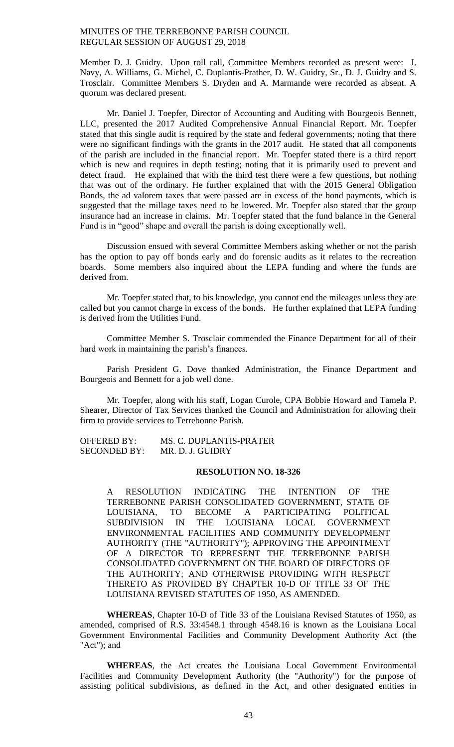Member D. J. Guidry. Upon roll call, Committee Members recorded as present were: J. Navy, A. Williams, G. Michel, C. Duplantis-Prather, D. W. Guidry, Sr., D. J. Guidry and S. Trosclair. Committee Members S. Dryden and A. Marmande were recorded as absent. A quorum was declared present.

Mr. Daniel J. Toepfer, Director of Accounting and Auditing with Bourgeois Bennett, LLC, presented the 2017 Audited Comprehensive Annual Financial Report. Mr. Toepfer stated that this single audit is required by the state and federal governments; noting that there were no significant findings with the grants in the 2017 audit. He stated that all components of the parish are included in the financial report. Mr. Toepfer stated there is a third report which is new and requires in depth testing; noting that it is primarily used to prevent and detect fraud. He explained that with the third test there were a few questions, but nothing that was out of the ordinary. He further explained that with the 2015 General Obligation Bonds, the ad valorem taxes that were passed are in excess of the bond payments, which is suggested that the millage taxes need to be lowered. Mr. Toepfer also stated that the group insurance had an increase in claims. Mr. Toepfer stated that the fund balance in the General Fund is in "good" shape and overall the parish is doing exceptionally well.

Discussion ensued with several Committee Members asking whether or not the parish has the option to pay off bonds early and do forensic audits as it relates to the recreation boards. Some members also inquired about the LEPA funding and where the funds are derived from.

Mr. Toepfer stated that, to his knowledge, you cannot end the mileages unless they are called but you cannot charge in excess of the bonds. He further explained that LEPA funding is derived from the Utilities Fund.

Committee Member S. Trosclair commended the Finance Department for all of their hard work in maintaining the parish's finances.

Parish President G. Dove thanked Administration, the Finance Department and Bourgeois and Bennett for a job well done.

Mr. Toepfer, along with his staff, Logan Curole, CPA Bobbie Howard and Tamela P. Shearer, Director of Tax Services thanked the Council and Administration for allowing their firm to provide services to Terrebonne Parish.

OFFERED BY: MS. C. DUPLANTIS-PRATER
SECONDED BY: MR. D. J. GUIDRY

**RESOLUTION NO. 18-326**

A RESOLUTION INDICATING THE INTENTION OF THE TERREBONNE PARISH CONSOLIDATED GOVERNMENT, STATE OF LOUISIANA, TO BECOME A PARTICIPATING POLITICAL SUBDIVISION IN THE LOUISIANA LOCAL GOVERNMENT ENVIRONMENTAL FACILITIES AND COMMUNITY DEVELOPMENT AUTHORITY (THE "AUTHORITY"); APPROVING THE APPOINTMENT OF A DIRECTOR TO REPRESENT THE TERREBONNE PARISH CONSOLIDATED GOVERNMENT ON THE BOARD OF DIRECTORS OF THE AUTHORITY; AND OTHERWISE PROVIDING WITH RESPECT THERETO AS PROVIDED BY CHAPTER 10-D OF TITLE 33 OF THE LOUISIANA REVISED STATUTES OF 1950, AS AMENDED.

**WHEREAS**, Chapter 10-D of Title 33 of the Louisiana Revised Statutes of 1950, as amended, comprised of R.S. 33:4548.1 through 4548.16 is known as the Louisiana Local Government Environmental Facilities and Community Development Authority Act (the "Act"); and

**WHEREAS**, the Act creates the Louisiana Local Government Environmental Facilities and Community Development Authority (the "Authority") for the purpose of assisting political subdivisions, as defined in the Act, and other designated entities in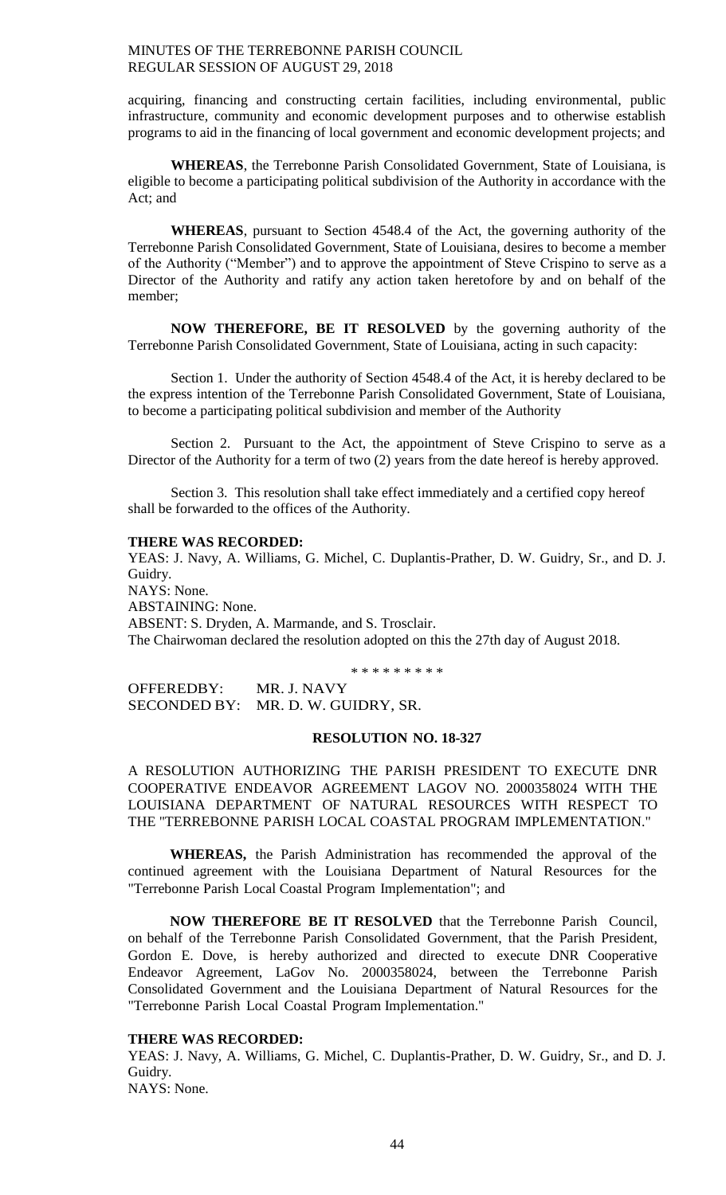acquiring, financing and constructing certain facilities, including environmental, public infrastructure, community and economic development purposes and to otherwise establish programs to aid in the financing of local government and economic development projects; and

**WHEREAS**, the Terrebonne Parish Consolidated Government, State of Louisiana, is eligible to become a participating political subdivision of the Authority in accordance with the Act; and

**WHEREAS**, pursuant to Section 4548.4 of the Act, the governing authority of the Terrebonne Parish Consolidated Government, State of Louisiana, desires to become a member of the Authority ("Member") and to approve the appointment of Steve Crispino to serve as a Director of the Authority and ratify any action taken heretofore by and on behalf of the member;

**NOW THEREFORE, BE IT RESOLVED** by the governing authority of the Terrebonne Parish Consolidated Government, State of Louisiana, acting in such capacity:

Section 1. Under the authority of Section 4548.4 of the Act, it is hereby declared to be the express intention of the Terrebonne Parish Consolidated Government, State of Louisiana, to become a participating political subdivision and member of the Authority

Section 2. Pursuant to the Act, the appointment of Steve Crispino to serve as a Director of the Authority for a term of two (2) years from the date hereof is hereby approved.

Section 3. This resolution shall take effect immediately and a certified copy hereof shall be forwarded to the offices of the Authority.

**THERE WAS RECORDED:**
YEAS: J. Navy, A. Williams, G. Michel, C. Duplantis-Prather, D. W. Guidry, Sr., and D. J. Guidry.
NAYS: None.
ABSTAINING: None.
ABSENT: S. Dryden, A. Marmande, and S. Trosclair.
The Chairwoman declared the resolution adopted on this the 27th day of August 2018.

\* \* \* \* \* \* \* \* \*

OFFEREDBY: MR. J. NAVY
SECONDED BY: MR. D. W. GUIDRY, SR.

**RESOLUTION NO. 18-327**

A RESOLUTION AUTHORIZING THE PARISH PRESIDENT TO EXECUTE DNR COOPERATIVE ENDEAVOR AGREEMENT LAGOV NO. 2000358024 WITH THE LOUISIANA DEPARTMENT OF NATURAL RESOURCES WITH RESPECT TO THE "TERREBONNE PARISH LOCAL COASTAL PROGRAM IMPLEMENTATION."

**WHEREAS,** the Parish Administration has recommended the approval of the continued agreement with the Louisiana Department of Natural Resources for the "Terrebonne Parish Local Coastal Program Implementation"; and

**NOW THEREFORE BE IT RESOLVED** that the Terrebonne Parish Council, on behalf of the Terrebonne Parish Consolidated Government, that the Parish President, Gordon E. Dove, is hereby authorized and directed to execute DNR Cooperative Endeavor Agreement, LaGov No. 2000358024, between the Terrebonne Parish Consolidated Government and the Louisiana Department of Natural Resources for the "Terrebonne Parish Local Coastal Program Implementation."

**THERE WAS RECORDED:**
YEAS: J. Navy, A. Williams, G. Michel, C. Duplantis-Prather, D. W. Guidry, Sr., and D. J. Guidry.
NAYS: None.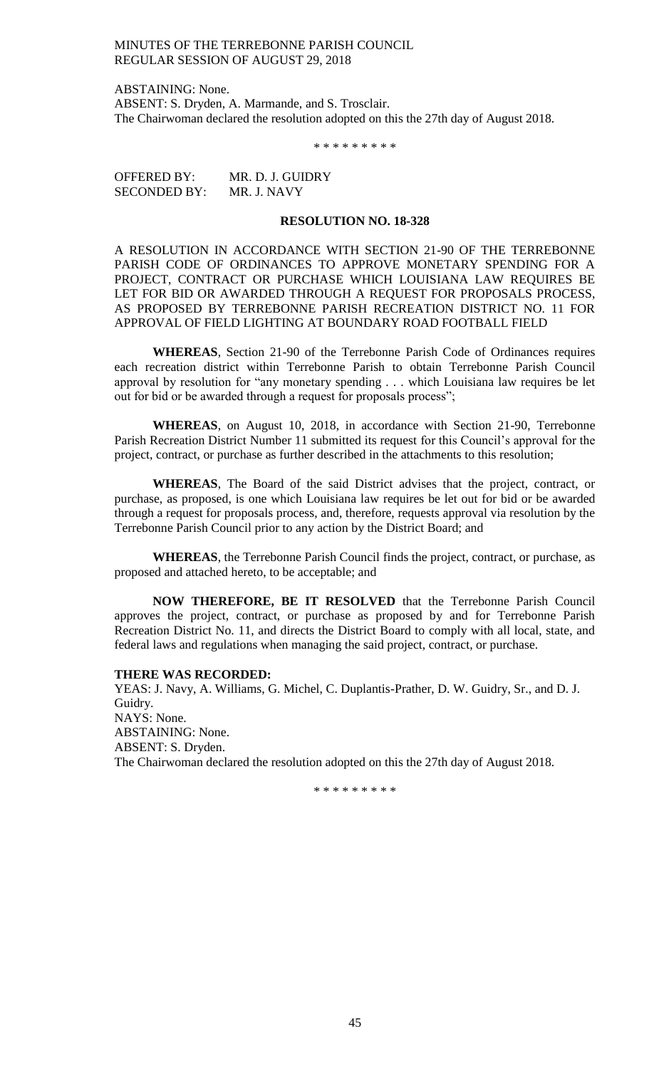ABSTAINING: None.
ABSENT: S. Dryden, A. Marmande, and S. Trosclair.
The Chairwoman declared the resolution adopted on this the 27th day of August 2018.

\* \* \* \* \* \* \* \* \*

OFFERED BY: MR. D. J. GUIDRY
SECONDED BY: MR. J. NAVY

**RESOLUTION NO. 18-328**

A RESOLUTION IN ACCORDANCE WITH SECTION 21-90 OF THE TERREBONNE PARISH CODE OF ORDINANCES TO APPROVE MONETARY SPENDING FOR A PROJECT, CONTRACT OR PURCHASE WHICH LOUISIANA LAW REQUIRES BE LET FOR BID OR AWARDED THROUGH A REQUEST FOR PROPOSALS PROCESS, AS PROPOSED BY TERREBONNE PARISH RECREATION DISTRICT NO. 11 FOR APPROVAL OF FIELD LIGHTING AT BOUNDARY ROAD FOOTBALL FIELD

**WHEREAS**, Section 21-90 of the Terrebonne Parish Code of Ordinances requires each recreation district within Terrebonne Parish to obtain Terrebonne Parish Council approval by resolution for "any monetary spending . . . which Louisiana law requires be let out for bid or be awarded through a request for proposals process";

**WHEREAS**, on August 10, 2018, in accordance with Section 21-90, Terrebonne Parish Recreation District Number 11 submitted its request for this Council's approval for the project, contract, or purchase as further described in the attachments to this resolution;

**WHEREAS**, The Board of the said District advises that the project, contract, or purchase, as proposed, is one which Louisiana law requires be let out for bid or be awarded through a request for proposals process, and, therefore, requests approval via resolution by the Terrebonne Parish Council prior to any action by the District Board; and

**WHEREAS**, the Terrebonne Parish Council finds the project, contract, or purchase, as proposed and attached hereto, to be acceptable; and

**NOW THEREFORE, BE IT RESOLVED** that the Terrebonne Parish Council approves the project, contract, or purchase as proposed by and for Terrebonne Parish Recreation District No. 11, and directs the District Board to comply with all local, state, and federal laws and regulations when managing the said project, contract, or purchase.

**THERE WAS RECORDED:**
YEAS: J. Navy, A. Williams, G. Michel, C. Duplantis-Prather, D. W. Guidry, Sr., and D. J. Guidry.
NAYS: None.
ABSTAINING: None.
ABSENT: S. Dryden.
The Chairwoman declared the resolution adopted on this the 27th day of August 2018.

\* \* \* \* \* \* \* \* \*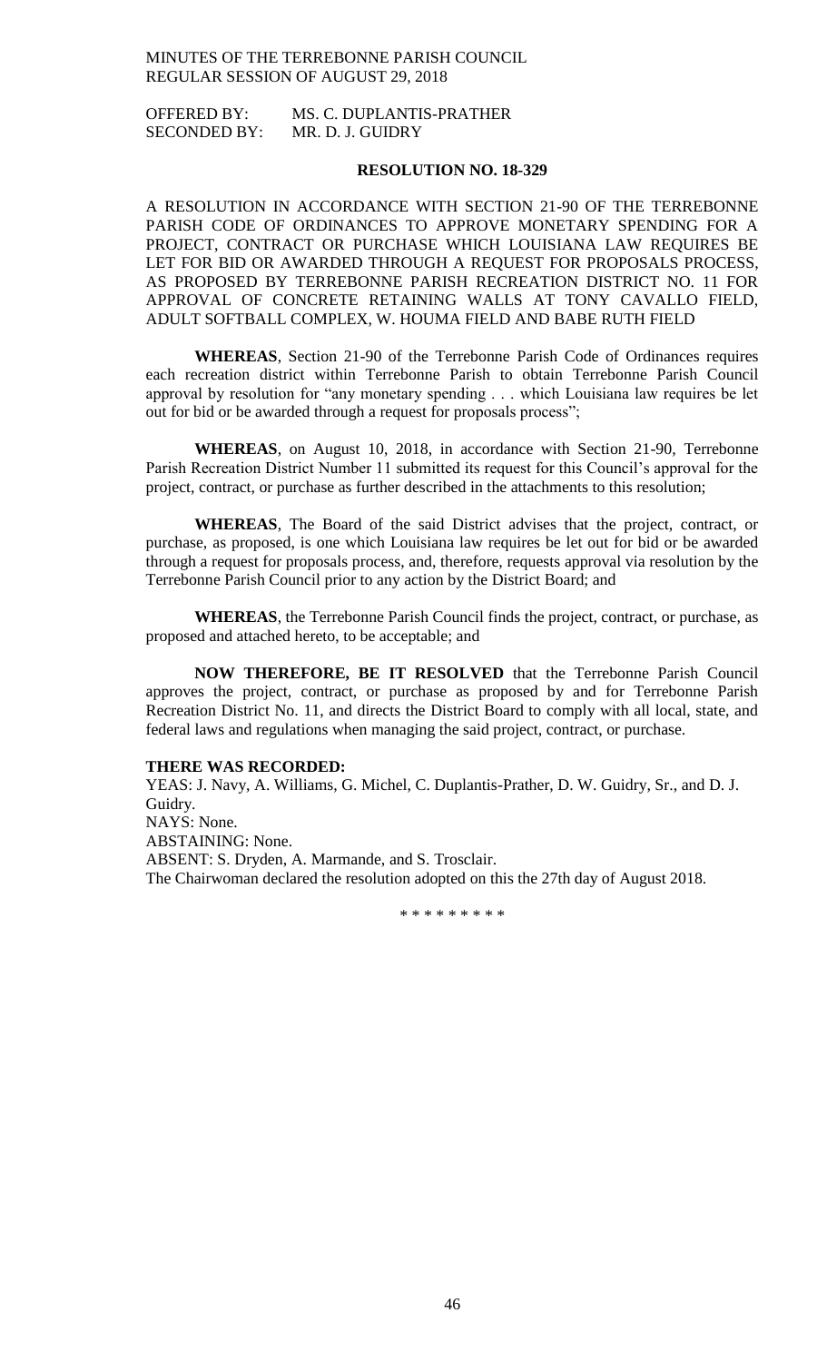OFFERED BY: MS. C. DUPLANTIS-PRATHER
SECONDED BY: MR. D. J. GUIDRY

**RESOLUTION NO. 18-329**

A RESOLUTION IN ACCORDANCE WITH SECTION 21-90 OF THE TERREBONNE PARISH CODE OF ORDINANCES TO APPROVE MONETARY SPENDING FOR A PROJECT, CONTRACT OR PURCHASE WHICH LOUISIANA LAW REQUIRES BE LET FOR BID OR AWARDED THROUGH A REQUEST FOR PROPOSALS PROCESS, AS PROPOSED BY TERREBONNE PARISH RECREATION DISTRICT NO. 11 FOR APPROVAL OF CONCRETE RETAINING WALLS AT TONY CAVALLO FIELD, ADULT SOFTBALL COMPLEX, W. HOUMA FIELD AND BABE RUTH FIELD

**WHEREAS**, Section 21-90 of the Terrebonne Parish Code of Ordinances requires each recreation district within Terrebonne Parish to obtain Terrebonne Parish Council approval by resolution for "any monetary spending . . . which Louisiana law requires be let out for bid or be awarded through a request for proposals process";

**WHEREAS**, on August 10, 2018, in accordance with Section 21-90, Terrebonne Parish Recreation District Number 11 submitted its request for this Council's approval for the project, contract, or purchase as further described in the attachments to this resolution;

**WHEREAS**, The Board of the said District advises that the project, contract, or purchase, as proposed, is one which Louisiana law requires be let out for bid or be awarded through a request for proposals process, and, therefore, requests approval via resolution by the Terrebonne Parish Council prior to any action by the District Board; and

**WHEREAS**, the Terrebonne Parish Council finds the project, contract, or purchase, as proposed and attached hereto, to be acceptable; and

**NOW THEREFORE, BE IT RESOLVED** that the Terrebonne Parish Council approves the project, contract, or purchase as proposed by and for Terrebonne Parish Recreation District No. 11, and directs the District Board to comply with all local, state, and federal laws and regulations when managing the said project, contract, or purchase.

**THERE WAS RECORDED:**
YEAS: J. Navy, A. Williams, G. Michel, C. Duplantis-Prather, D. W. Guidry, Sr., and D. J. Guidry.
NAYS: None.
ABSTAINING: None.
ABSENT: S. Dryden, A. Marmande, and S. Trosclair.
The Chairwoman declared the resolution adopted on this the 27th day of August 2018.

\* \* \* \* \* \* \* \* \*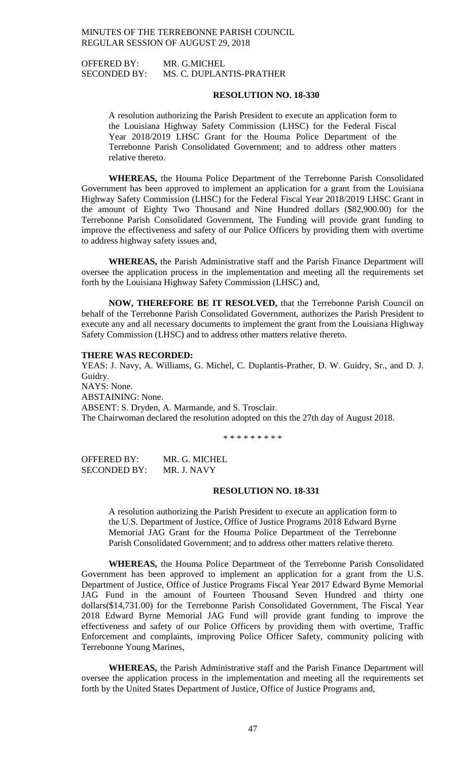OFFERED BY: MR. G.MICHEL
SECONDED BY: MS. C. DUPLANTIS-PRATHER

**RESOLUTION NO. 18-330**

A resolution authorizing the Parish President to execute an application form to the Louisiana Highway Safety Commission (LHSC) for the Federal Fiscal Year 2018/2019 LHSC Grant for the Houma Police Department of the Terrebonne Parish Consolidated Government; and to address other matters relative thereto.

**WHEREAS,** the Houma Police Department of the Terrebonne Parish Consolidated Government has been approved to implement an application for a grant from the Louisiana Highway Safety Commission (LHSC) for the Federal Fiscal Year 2018/2019 LHSC Grant in the amount of Eighty Two Thousand and Nine Hundred dollars ($82,900.00) for the Terrebonne Parish Consolidated Government, The Funding will provide grant funding to improve the effectiveness and safety of our Police Officers by providing them with overtime to address highway safety issues and,

**WHEREAS,** the Parish Administrative staff and the Parish Finance Department will oversee the application process in the implementation and meeting all the requirements set forth by the Louisiana Highway Safety Commission (LHSC) and,

**NOW, THEREFORE BE IT RESOLVED,** that the Terrebonne Parish Council on behalf of the Terrebonne Parish Consolidated Government, authorizes the Parish President to execute any and all necessary documents to implement the grant from the Louisiana Highway Safety Commission (LHSC) and to address other matters relative thereto.

**THERE WAS RECORDED:**
YEAS: J. Navy, A. Williams, G. Michel, C. Duplantis-Prather, D. W. Guidry, Sr., and D. J. Guidry.
NAYS: None.
ABSTAINING: None.
ABSENT: S. Dryden, A. Marmande, and S. Trosclair.
The Chairwoman declared the resolution adopted on this the 27th day of August 2018.

\* \* \* \* \* \* \* \* \*

OFFERED BY: MR. G. MICHEL
SECONDED BY: MR. J. NAVY

**RESOLUTION NO. 18-331**

A resolution authorizing the Parish President to execute an application form to the U.S. Department of Justice, Office of Justice Programs 2018 Edward Byrne Memorial JAG Grant for the Houma Police Department of the Terrebonne Parish Consolidated Government; and to address other matters relative thereto.

**WHEREAS,** the Houma Police Department of the Terrebonne Parish Consolidated Government has been approved to implement an application for a grant from the U.S. Department of Justice, Office of Justice Programs Fiscal Year 2017 Edward Byrne Memorial JAG Fund in the amount of Fourteen Thousand Seven Hundred and thirty one dollars($14,731.00) for the Terrebonne Parish Consolidated Government, The Fiscal Year 2018 Edward Byrne Memorial JAG Fund will provide grant funding to improve the effectiveness and safety of our Police Officers by providing them with overtime, Traffic Enforcement and complaints, improving Police Officer Safety, community policing with Terrebonne Young Marines,

**WHEREAS,** the Parish Administrative staff and the Parish Finance Department will oversee the application process in the implementation and meeting all the requirements set forth by the United States Department of Justice, Office of Justice Programs and,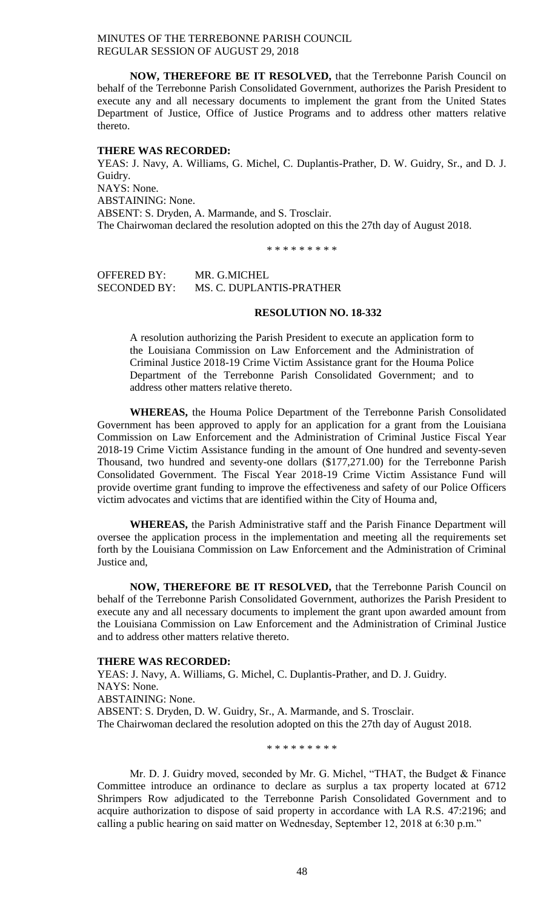**NOW, THEREFORE BE IT RESOLVED,** that the Terrebonne Parish Council on behalf of the Terrebonne Parish Consolidated Government, authorizes the Parish President to execute any and all necessary documents to implement the grant from the United States Department of Justice, Office of Justice Programs and to address other matters relative thereto.

**THERE WAS RECORDED:**

YEAS: J. Navy, A. Williams, G. Michel, C. Duplantis-Prather, D. W. Guidry, Sr., and D. J. Guidry.

NAYS: None.

ABSTAINING: None.

ABSENT: S. Dryden, A. Marmande, and S. Trosclair.

The Chairwoman declared the resolution adopted on this the 27th day of August 2018.

\* \* \* \* \* \* \* \* \*

OFFERED BY: MR. G.MICHEL
SECONDED BY: MS. C. DUPLANTIS-PRATHER

**RESOLUTION NO. 18-332**

A resolution authorizing the Parish President to execute an application form to the Louisiana Commission on Law Enforcement and the Administration of Criminal Justice 2018-19 Crime Victim Assistance grant for the Houma Police Department of the Terrebonne Parish Consolidated Government; and to address other matters relative thereto.

**WHEREAS,** the Houma Police Department of the Terrebonne Parish Consolidated Government has been approved to apply for an application for a grant from the Louisiana Commission on Law Enforcement and the Administration of Criminal Justice Fiscal Year 2018-19 Crime Victim Assistance funding in the amount of One hundred and seventy-seven Thousand, two hundred and seventy-one dollars ($177,271.00) for the Terrebonne Parish Consolidated Government. The Fiscal Year 2018-19 Crime Victim Assistance Fund will provide overtime grant funding to improve the effectiveness and safety of our Police Officers victim advocates and victims that are identified within the City of Houma and,

**WHEREAS,** the Parish Administrative staff and the Parish Finance Department will oversee the application process in the implementation and meeting all the requirements set forth by the Louisiana Commission on Law Enforcement and the Administration of Criminal Justice and,

**NOW, THEREFORE BE IT RESOLVED,** that the Terrebonne Parish Council on behalf of the Terrebonne Parish Consolidated Government, authorizes the Parish President to execute any and all necessary documents to implement the grant upon awarded amount from the Louisiana Commission on Law Enforcement and the Administration of Criminal Justice and to address other matters relative thereto.

**THERE WAS RECORDED:**

YEAS: J. Navy, A. Williams, G. Michel, C. Duplantis-Prather, and D. J. Guidry.

NAYS: None.

ABSTAINING: None.

ABSENT: S. Dryden, D. W. Guidry, Sr., A. Marmande, and S. Trosclair.

The Chairwoman declared the resolution adopted on this the 27th day of August 2018.

\* \* \* \* \* \* \* \* \*

Mr. D. J. Guidry moved, seconded by Mr. G. Michel, "THAT, the Budget & Finance Committee introduce an ordinance to declare as surplus a tax property located at 6712 Shrimpers Row adjudicated to the Terrebonne Parish Consolidated Government and to acquire authorization to dispose of said property in accordance with LA R.S. 47:2196; and calling a public hearing on said matter on Wednesday, September 12, 2018 at 6:30 p.m."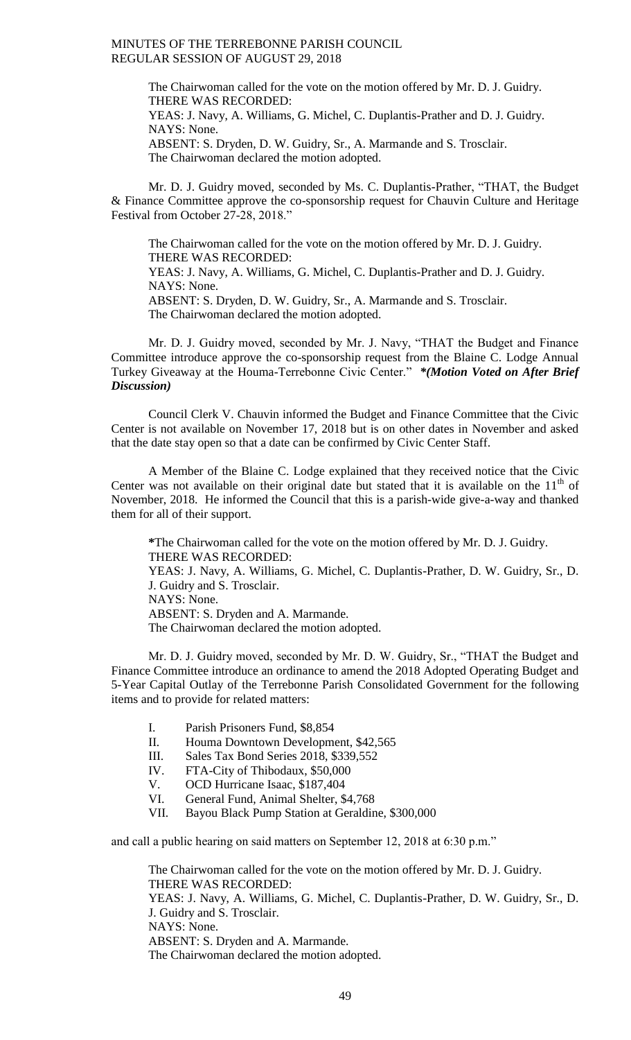The Chairwoman called for the vote on the motion offered by Mr. D. J. Guidry.
THERE WAS RECORDED:
YEAS: J. Navy, A. Williams, G. Michel, C. Duplantis-Prather and D. J. Guidry.
NAYS: None.
ABSENT: S. Dryden, D. W. Guidry, Sr., A. Marmande and S. Trosclair.
The Chairwoman declared the motion adopted.

Mr. D. J. Guidry moved, seconded by Ms. C. Duplantis-Prather, "THAT, the Budget & Finance Committee approve the co-sponsorship request for Chauvin Culture and Heritage Festival from October 27-28, 2018."

The Chairwoman called for the vote on the motion offered by Mr. D. J. Guidry.
THERE WAS RECORDED:
YEAS: J. Navy, A. Williams, G. Michel, C. Duplantis-Prather and D. J. Guidry.
NAYS: None.
ABSENT: S. Dryden, D. W. Guidry, Sr., A. Marmande and S. Trosclair.
The Chairwoman declared the motion adopted.

Mr. D. J. Guidry moved, seconded by Mr. J. Navy, "THAT the Budget and Finance Committee introduce approve the co-sponsorship request from the Blaine C. Lodge Annual Turkey Giveaway at the Houma-Terrebonne Civic Center." ***(Motion Voted on After Brief Discussion)***

Council Clerk V. Chauvin informed the Budget and Finance Committee that the Civic Center is not available on November 17, 2018 but is on other dates in November and asked that the date stay open so that a date can be confirmed by Civic Center Staff.

A Member of the Blaine C. Lodge explained that they received notice that the Civic Center was not available on their original date but stated that it is available on the 11th of November, 2018. He informed the Council that this is a parish-wide give-a-way and thanked them for all of their support.

*The Chairwoman called for the vote on the motion offered by Mr. D. J. Guidry.
THERE WAS RECORDED:
YEAS: J. Navy, A. Williams, G. Michel, C. Duplantis-Prather, D. W. Guidry, Sr., D. J. Guidry and S. Trosclair.
NAYS: None.
ABSENT: S. Dryden and A. Marmande.
The Chairwoman declared the motion adopted.

Mr. D. J. Guidry moved, seconded by Mr. D. W. Guidry, Sr., "THAT the Budget and Finance Committee introduce an ordinance to amend the 2018 Adopted Operating Budget and 5-Year Capital Outlay of the Terrebonne Parish Consolidated Government for the following items and to provide for related matters:

I. Parish Prisoners Fund, $8,854
II. Houma Downtown Development, $42,565
III. Sales Tax Bond Series 2018, $339,552
IV. FTA-City of Thibodaux, $50,000
V. OCD Hurricane Isaac, $187,404
VI. General Fund, Animal Shelter, $4,768
VII. Bayou Black Pump Station at Geraldine, $300,000

and call a public hearing on said matters on September 12, 2018 at 6:30 p.m."

The Chairwoman called for the vote on the motion offered by Mr. D. J. Guidry.
THERE WAS RECORDED:
YEAS: J. Navy, A. Williams, G. Michel, C. Duplantis-Prather, D. W. Guidry, Sr., D. J. Guidry and S. Trosclair.
NAYS: None.
ABSENT: S. Dryden and A. Marmande.
The Chairwoman declared the motion adopted.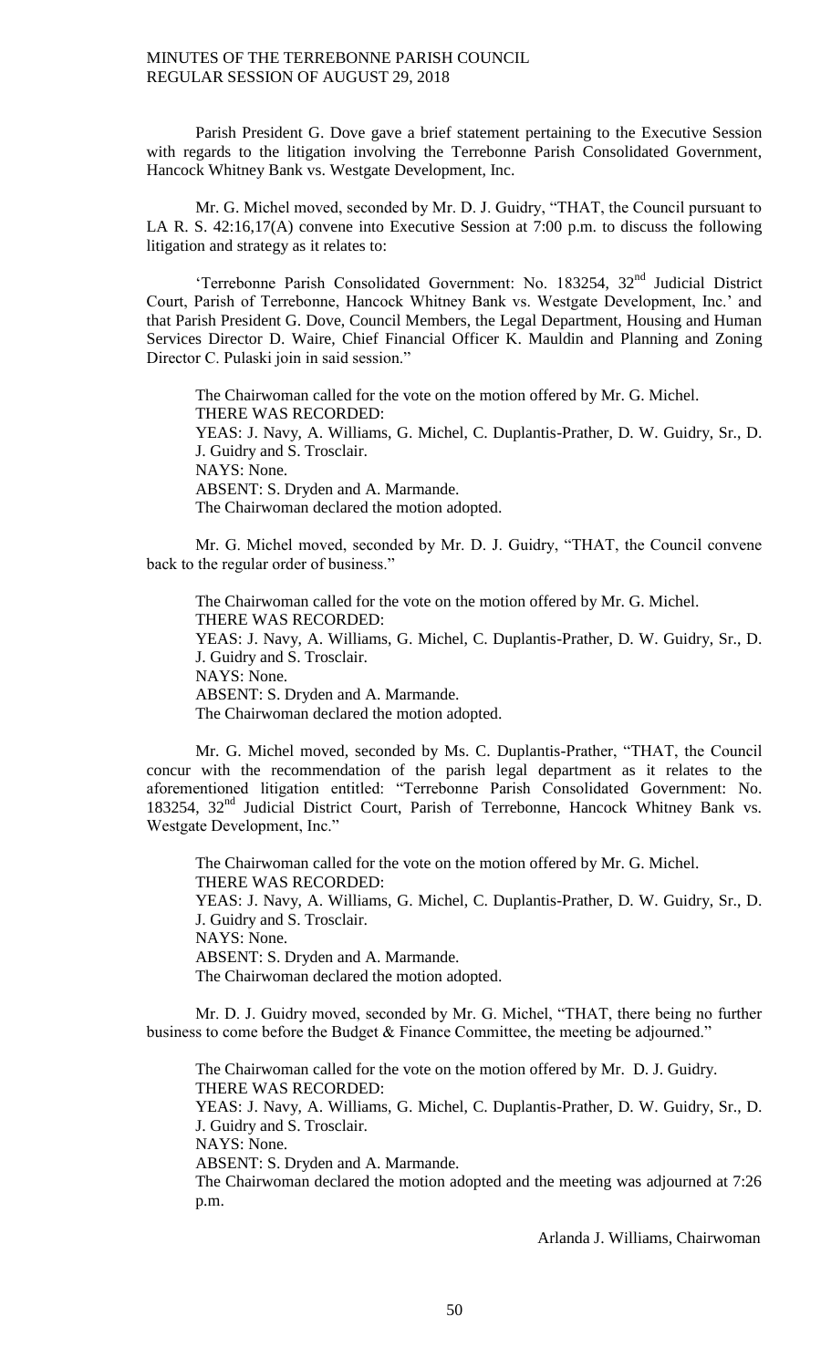Parish President G. Dove gave a brief statement pertaining to the Executive Session with regards to the litigation involving the Terrebonne Parish Consolidated Government, Hancock Whitney Bank vs. Westgate Development, Inc.

Mr. G. Michel moved, seconded by Mr. D. J. Guidry, "THAT, the Council pursuant to LA R. S. 42:16,17(A) convene into Executive Session at 7:00 p.m. to discuss the following litigation and strategy as it relates to:

'Terrebonne Parish Consolidated Government: No. 183254, 32nd Judicial District Court, Parish of Terrebonne, Hancock Whitney Bank vs. Westgate Development, Inc.' and that Parish President G. Dove, Council Members, the Legal Department, Housing and Human Services Director D. Waire, Chief Financial Officer K. Mauldin and Planning and Zoning Director C. Pulaski join in said session."

The Chairwoman called for the vote on the motion offered by Mr. G. Michel.
THERE WAS RECORDED:
YEAS: J. Navy, A. Williams, G. Michel, C. Duplantis-Prather, D. W. Guidry, Sr., D. J. Guidry and S. Trosclair.
NAYS: None.
ABSENT: S. Dryden and A. Marmande.
The Chairwoman declared the motion adopted.

Mr. G. Michel moved, seconded by Mr. D. J. Guidry, "THAT, the Council convene back to the regular order of business."

The Chairwoman called for the vote on the motion offered by Mr. G. Michel.
THERE WAS RECORDED:
YEAS: J. Navy, A. Williams, G. Michel, C. Duplantis-Prather, D. W. Guidry, Sr., D. J. Guidry and S. Trosclair.
NAYS: None.
ABSENT: S. Dryden and A. Marmande.
The Chairwoman declared the motion adopted.

Mr. G. Michel moved, seconded by Ms. C. Duplantis-Prather, "THAT, the Council concur with the recommendation of the parish legal department as it relates to the aforementioned litigation entitled: "Terrebonne Parish Consolidated Government: No. 183254, 32nd Judicial District Court, Parish of Terrebonne, Hancock Whitney Bank vs. Westgate Development, Inc."

The Chairwoman called for the vote on the motion offered by Mr. G. Michel.
THERE WAS RECORDED:
YEAS: J. Navy, A. Williams, G. Michel, C. Duplantis-Prather, D. W. Guidry, Sr., D. J. Guidry and S. Trosclair.
NAYS: None.
ABSENT: S. Dryden and A. Marmande.
The Chairwoman declared the motion adopted.

Mr. D. J. Guidry moved, seconded by Mr. G. Michel, "THAT, there being no further business to come before the Budget & Finance Committee, the meeting be adjourned."

The Chairwoman called for the vote on the motion offered by Mr. D. J. Guidry.
THERE WAS RECORDED:
YEAS: J. Navy, A. Williams, G. Michel, C. Duplantis-Prather, D. W. Guidry, Sr., D. J. Guidry and S. Trosclair.
NAYS: None.
ABSENT: S. Dryden and A. Marmande.
The Chairwoman declared the motion adopted and the meeting was adjourned at 7:26 p.m.

Arlanda J. Williams, Chairwoman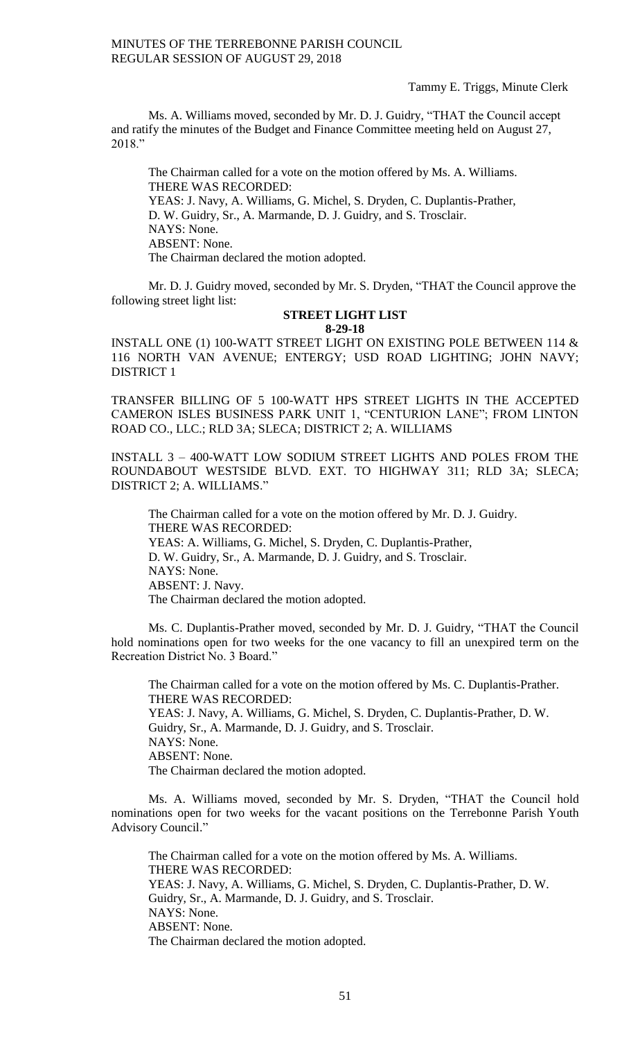Tammy E. Triggs, Minute Clerk

Ms. A. Williams moved, seconded by Mr. D. J. Guidry, "THAT the Council accept and ratify the minutes of the Budget and Finance Committee meeting held on August 27, 2018."

The Chairman called for a vote on the motion offered by Ms. A. Williams.
THERE WAS RECORDED:
YEAS: J. Navy, A. Williams, G. Michel, S. Dryden, C. Duplantis-Prather, D. W. Guidry, Sr., A. Marmande, D. J. Guidry, and S. Trosclair.
NAYS: None.
ABSENT: None.
The Chairman declared the motion adopted.

Mr. D. J. Guidry moved, seconded by Mr. S. Dryden, "THAT the Council approve the following street light list:

**STREET LIGHT LIST**
**8-29-18**

INSTALL ONE (1) 100-WATT STREET LIGHT ON EXISTING POLE BETWEEN 114 & 116 NORTH VAN AVENUE; ENTERGY; USD ROAD LIGHTING; JOHN NAVY; DISTRICT 1

TRANSFER BILLING OF 5 100-WATT HPS STREET LIGHTS IN THE ACCEPTED CAMERON ISLES BUSINESS PARK UNIT 1, "CENTURION LANE"; FROM LINTON ROAD CO., LLC.; RLD 3A; SLECA; DISTRICT 2; A. WILLIAMS

INSTALL 3 – 400-WATT LOW SODIUM STREET LIGHTS AND POLES FROM THE ROUNDABOUT WESTSIDE BLVD. EXT. TO HIGHWAY 311; RLD 3A; SLECA; DISTRICT 2; A. WILLIAMS."

The Chairman called for a vote on the motion offered by Mr. D. J. Guidry.
THERE WAS RECORDED:
YEAS: A. Williams, G. Michel, S. Dryden, C. Duplantis-Prather, D. W. Guidry, Sr., A. Marmande, D. J. Guidry, and S. Trosclair.
NAYS: None.
ABSENT: J. Navy.
The Chairman declared the motion adopted.

Ms. C. Duplantis-Prather moved, seconded by Mr. D. J. Guidry, "THAT the Council hold nominations open for two weeks for the one vacancy to fill an unexpired term on the Recreation District No. 3 Board."

The Chairman called for a vote on the motion offered by Ms. C. Duplantis-Prather.
THERE WAS RECORDED:
YEAS: J. Navy, A. Williams, G. Michel, S. Dryden, C. Duplantis-Prather, D. W. Guidry, Sr., A. Marmande, D. J. Guidry, and S. Trosclair.
NAYS: None.
ABSENT: None.
The Chairman declared the motion adopted.

Ms. A. Williams moved, seconded by Mr. S. Dryden, "THAT the Council hold nominations open for two weeks for the vacant positions on the Terrebonne Parish Youth Advisory Council."

The Chairman called for a vote on the motion offered by Ms. A. Williams.
THERE WAS RECORDED:
YEAS: J. Navy, A. Williams, G. Michel, S. Dryden, C. Duplantis-Prather, D. W. Guidry, Sr., A. Marmande, D. J. Guidry, and S. Trosclair.
NAYS: None.
ABSENT: None.
The Chairman declared the motion adopted.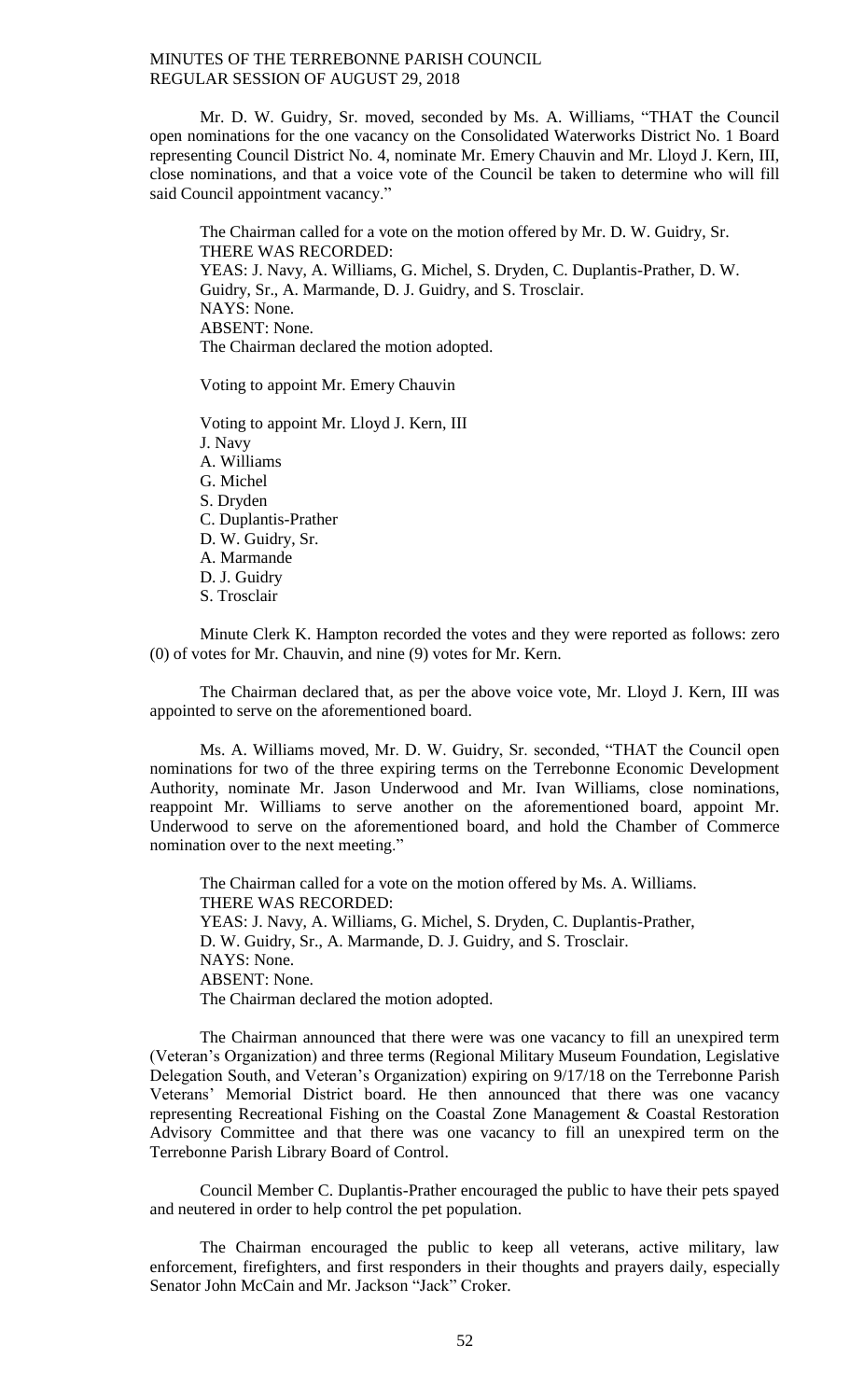Mr. D. W. Guidry, Sr. moved, seconded by Ms. A. Williams, "THAT the Council open nominations for the one vacancy on the Consolidated Waterworks District No. 1 Board representing Council District No. 4, nominate Mr. Emery Chauvin and Mr. Lloyd J. Kern, III, close nominations, and that a voice vote of the Council be taken to determine who will fill said Council appointment vacancy."

The Chairman called for a vote on the motion offered by Mr. D. W. Guidry, Sr.
THERE WAS RECORDED:
YEAS: J. Navy, A. Williams, G. Michel, S. Dryden, C. Duplantis-Prather, D. W. Guidry, Sr., A. Marmande, D. J. Guidry, and S. Trosclair.
NAYS: None.
ABSENT: None.
The Chairman declared the motion adopted.

Voting to appoint Mr. Emery Chauvin

Voting to appoint Mr. Lloyd J. Kern, III
J. Navy
A. Williams
G. Michel
S. Dryden
C. Duplantis-Prather
D. W. Guidry, Sr.
A. Marmande
D. J. Guidry
S. Trosclair

Minute Clerk K. Hampton recorded the votes and they were reported as follows: zero (0) of votes for Mr. Chauvin, and nine (9) votes for Mr. Kern.

The Chairman declared that, as per the above voice vote, Mr. Lloyd J. Kern, III was appointed to serve on the aforementioned board.

Ms. A. Williams moved, Mr. D. W. Guidry, Sr. seconded, "THAT the Council open nominations for two of the three expiring terms on the Terrebonne Economic Development Authority, nominate Mr. Jason Underwood and Mr. Ivan Williams, close nominations, reappoint Mr. Williams to serve another on the aforementioned board, appoint Mr. Underwood to serve on the aforementioned board, and hold the Chamber of Commerce nomination over to the next meeting."

The Chairman called for a vote on the motion offered by Ms. A. Williams.
THERE WAS RECORDED:
YEAS: J. Navy, A. Williams, G. Michel, S. Dryden, C. Duplantis-Prather, D. W. Guidry, Sr., A. Marmande, D. J. Guidry, and S. Trosclair.
NAYS: None.
ABSENT: None.
The Chairman declared the motion adopted.

The Chairman announced that there were was one vacancy to fill an unexpired term (Veteran's Organization) and three terms (Regional Military Museum Foundation, Legislative Delegation South, and Veteran's Organization) expiring on 9/17/18 on the Terrebonne Parish Veterans' Memorial District board. He then announced that there was one vacancy representing Recreational Fishing on the Coastal Zone Management & Coastal Restoration Advisory Committee and that there was one vacancy to fill an unexpired term on the Terrebonne Parish Library Board of Control.

Council Member C. Duplantis-Prather encouraged the public to have their pets spayed and neutered in order to help control the pet population.

The Chairman encouraged the public to keep all veterans, active military, law enforcement, firefighters, and first responders in their thoughts and prayers daily, especially Senator John McCain and Mr. Jackson "Jack" Croker.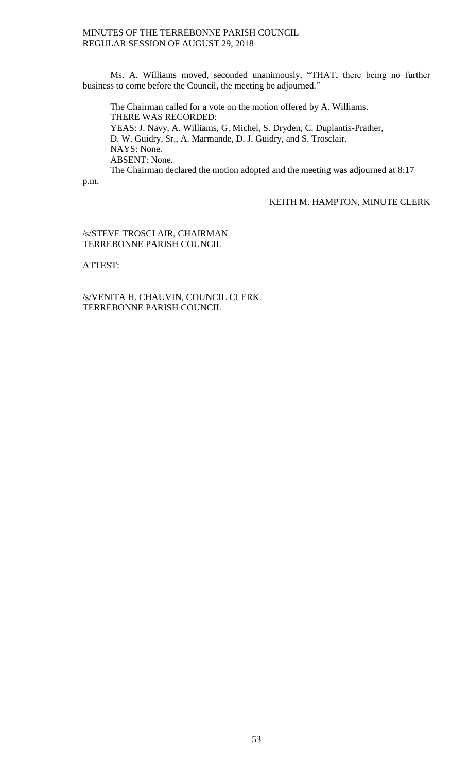Ms. A. Williams moved, seconded unanimously, "THAT, there being no further business to come before the Council, the meeting be adjourned."

The Chairman called for a vote on the motion offered by A. Williams.
THERE WAS RECORDED:
YEAS: J. Navy, A. Williams, G. Michel, S. Dryden, C. Duplantis-Prather, D. W. Guidry, Sr., A. Marmande, D. J. Guidry, and S. Trosclair.
NAYS: None.
ABSENT: None.
The Chairman declared the motion adopted and the meeting was adjourned at 8:17 p.m.

KEITH M. HAMPTON, MINUTE CLERK

/s/STEVE TROSCLAIR, CHAIRMAN
TERREBONNE PARISH COUNCIL

ATTEST:

/s/VENITA H. CHAUVIN, COUNCIL CLERK
TERREBONNE PARISH COUNCIL